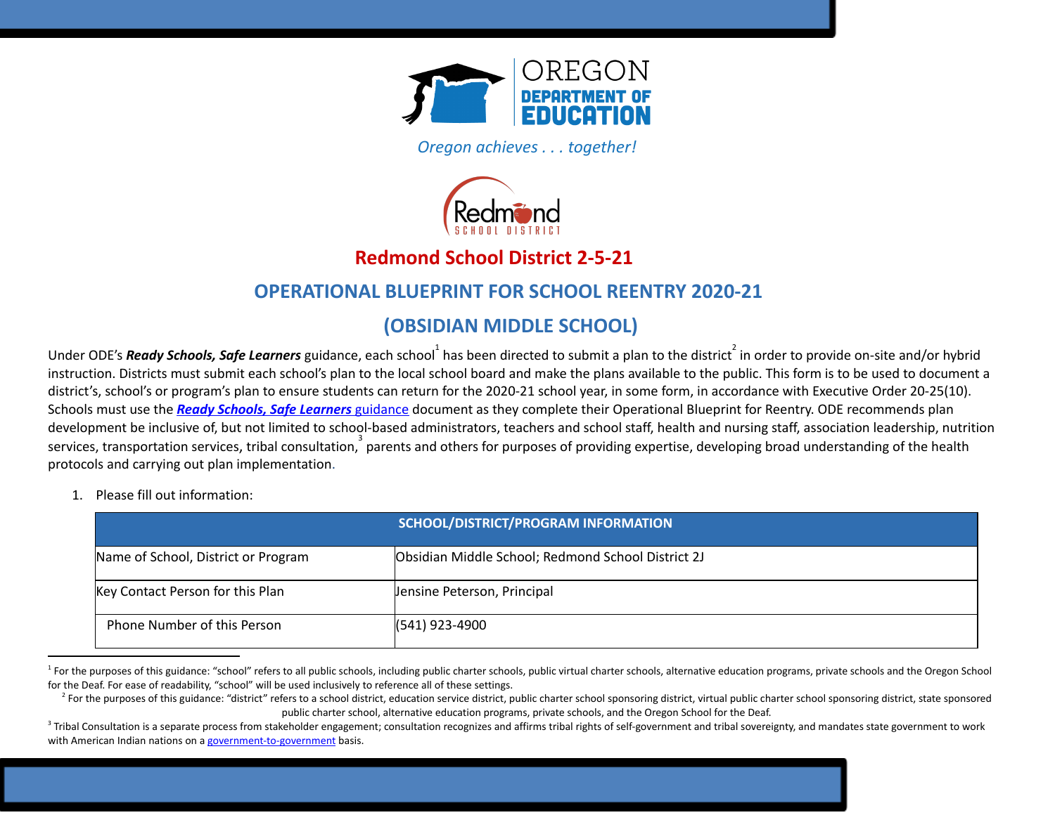OREGON DEPARTMENT OF EDUCATION

*Oregon achieves . . . together!*

Redmond SCHOOL DISTRICT

# Redmond School District 2-5-21

# OPERATIONAL BLUEPRINT FOR SCHOOL REENTRY 2020-21

# (OBSIDIAN MIDDLE SCHOOL)

Under ODE's ***Ready Schools, Safe Learners*** guidance, each school[1] has been directed to submit a plan to the district[2] in order to provide on-site and/or hybrid instruction. Districts must submit each school's plan to the local school board and make the plans available to the public. This form is to be used to document a district's, school's or program's plan to ensure students can return for the 2020-21 school year, in some form, in accordance with Executive Order 20-25(10). Schools must use the ***Ready Schools, Safe Learners*** guidance document as they complete their Operational Blueprint for Reentry. ODE recommends plan development be inclusive of, but not limited to school-based administrators, teachers and school staff, health and nursing staff, association leadership, nutrition services, transportation services, tribal consultation,[3] parents and others for purposes of providing expertise, developing broad understanding of the health protocols and carrying out plan implementation.

1. Please fill out information:

| SCHOOL/DISTRICT/PROGRAM INFORMATION | |
|---|---|
| Name of School, District or Program | Obsidian Middle School; Redmond School District 2J |
| Key Contact Person for this Plan | Jensine Peterson, Principal |
| Phone Number of this Person | (541) 923-4900 |

[1] For the purposes of this guidance: "school" refers to all public schools, including public charter schools, public virtual charter schools, alternative education programs, private schools and the Oregon School for the Deaf. For ease of readability, "school" will be used inclusively to reference all of these settings.

[2] For the purposes of this guidance: "district" refers to a school district, education service district, public charter school sponsoring district, virtual public charter school sponsoring district, state sponsored public charter school, alternative education programs, private schools, and the Oregon School for the Deaf.

[3] Tribal Consultation is a separate process from stakeholder engagement; consultation recognizes and affirms tribal rights of self-government and tribal sovereignty, and mandates state government to work with American Indian nations on a government-to-government basis.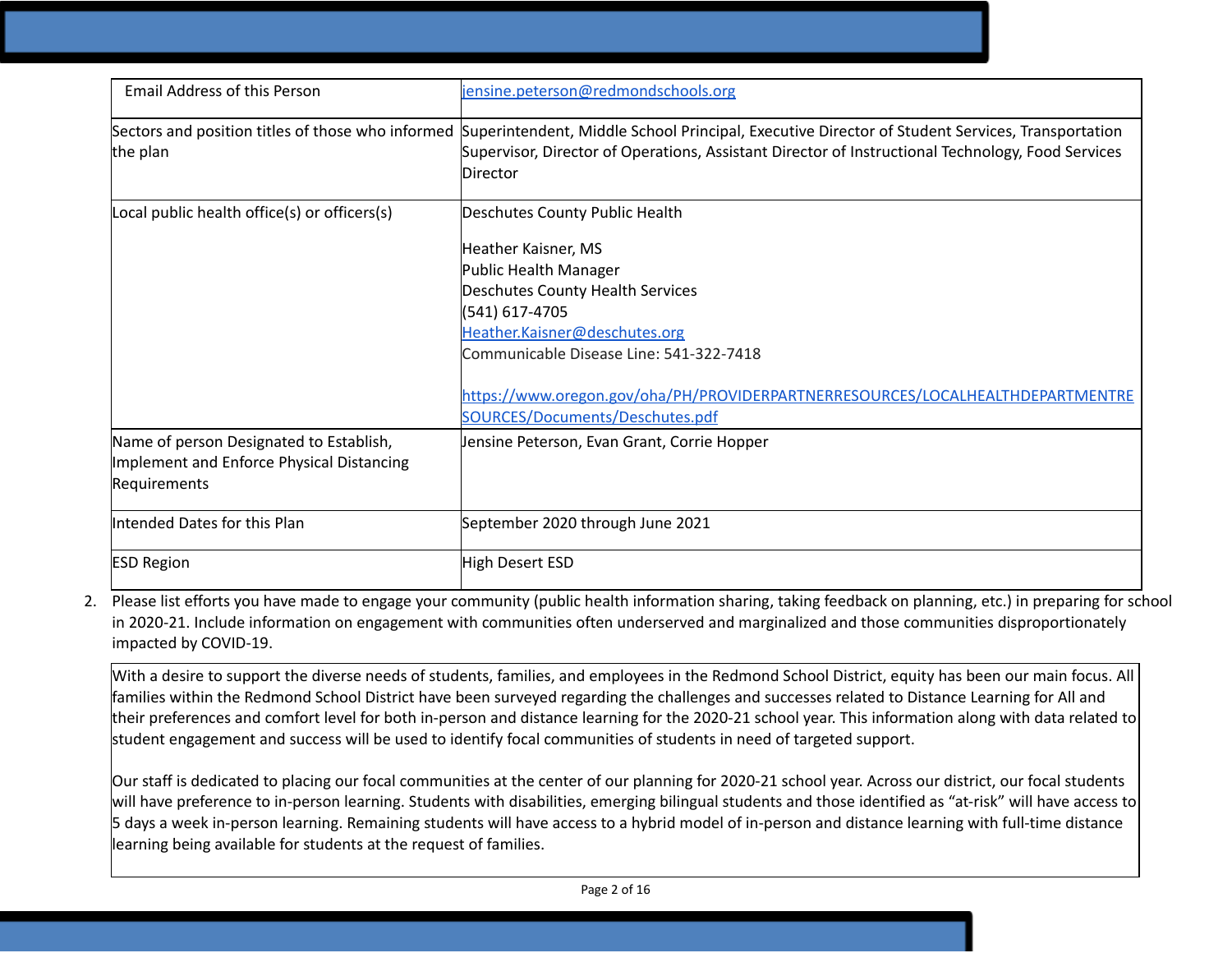| | |
|---|---|
| Email Address of this Person | jensine.peterson@redmondschools.org |
| Sectors and position titles of those who informed the plan | Superintendent, Middle School Principal, Executive Director of Student Services, Transportation Supervisor, Director of Operations, Assistant Director of Instructional Technology, Food Services Director |
| Local public health office(s) or officers(s) | Deschutes County Public Health<br><br>Heather Kaisner, MS<br>Public Health Manager<br>Deschutes County Health Services<br>(541) 617-4705<br>Heather.Kaisner@deschutes.org<br>Communicable Disease Line: 541-322-7418<br><br>https://www.oregon.gov/oha/PH/PROVIDERPARTNERRESOURCES/LOCALHEALTHDEPARTMENTRESOURCES/Documents/Deschutes.pdf |
| Name of person Designated to Establish, Implement and Enforce Physical Distancing Requirements | Jensine Peterson, Evan Grant, Corrie Hopper |
| Intended Dates for this Plan | September 2020 through June 2021 |
| ESD Region | High Desert ESD |

2. Please list efforts you have made to engage your community (public health information sharing, taking feedback on planning, etc.) in preparing for school in 2020-21. Include information on engagement with communities often underserved and marginalized and those communities disproportionately impacted by COVID-19.

| |
|---|
| With a desire to support the diverse needs of students, families, and employees in the Redmond School District, equity has been our main focus. All families within the Redmond School District have been surveyed regarding the challenges and successes related to Distance Learning for All and their preferences and comfort level for both in-person and distance learning for the 2020-21 school year. This information along with data related to student engagement and success will be used to identify focal communities of students in need of targeted support.<br><br>Our staff is dedicated to placing our focal communities at the center of our planning for 2020-21 school year. Across our district, our focal students will have preference to in-person learning. Students with disabilities, emerging bilingual students and those identified as "at-risk" will have access to 5 days a week in-person learning. Remaining students will have access to a hybrid model of in-person and distance learning with full-time distance learning being available for students at the request of families. |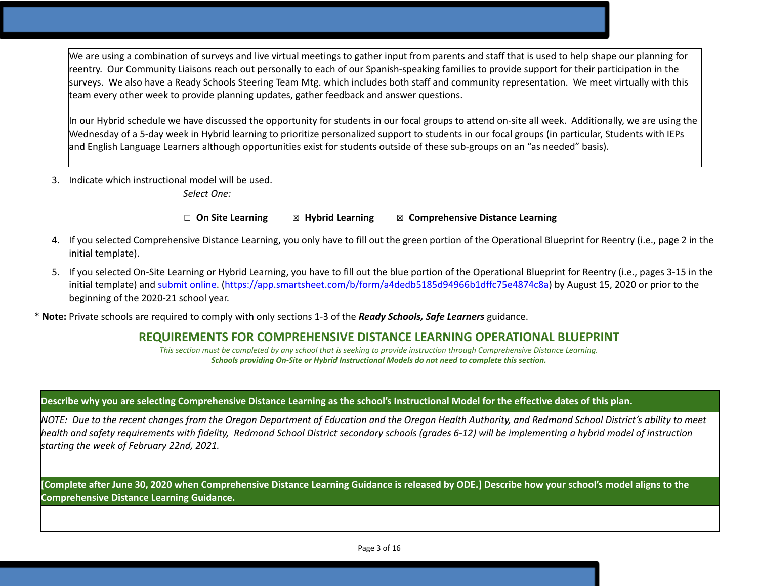We are using a combination of surveys and live virtual meetings to gather input from parents and staff that is used to help shape our planning for reentry. Our Community Liaisons reach out personally to each of our Spanish-speaking families to provide support for their participation in the surveys. We also have a Ready Schools Steering Team Mtg. which includes both staff and community representation. We meet virtually with this team every other week to provide planning updates, gather feedback and answer questions.

In our Hybrid schedule we have discussed the opportunity for students in our focal groups to attend on-site all week. Additionally, we are using the Wednesday of a 5-day week in Hybrid learning to prioritize personalized support to students in our focal groups (in particular, Students with IEPs and English Language Learners although opportunities exist for students outside of these sub-groups on an "as needed" basis).

3. Indicate which instructional model will be used.

   *Select One:*

   ☐ **On Site Learning** ☒ **Hybrid Learning** ☒ **Comprehensive Distance Learning**

4. If you selected Comprehensive Distance Learning, you only have to fill out the green portion of the Operational Blueprint for Reentry (i.e., page 2 in the initial template).

5. If you selected On-Site Learning or Hybrid Learning, you have to fill out the blue portion of the Operational Blueprint for Reentry (i.e., pages 3-15 in the initial template) and submit online. (https://app.smartsheet.com/b/form/a4dedb5185d94966b1dffc75e4874c8a) by August 15, 2020 or prior to the beginning of the 2020-21 school year.

\* **Note:** Private schools are required to comply with only sections 1-3 of the ***Ready Schools, Safe Learners*** guidance.

## REQUIREMENTS FOR COMPREHENSIVE DISTANCE LEARNING OPERATIONAL BLUEPRINT

*This section must be completed by any school that is seeking to provide instruction through Comprehensive Distance Learning.*
***Schools providing On-Site or Hybrid Instructional Models do not need to complete this section.***

**Describe why you are selecting Comprehensive Distance Learning as the school's Instructional Model for the effective dates of this plan.**

*NOTE: Due to the recent changes from the Oregon Department of Education and the Oregon Health Authority, and Redmond School District's ability to meet health and safety requirements with fidelity, Redmond School District secondary schools (grades 6-12) will be implementing a hybrid model of instruction starting the week of February 22nd, 2021.*

**[Complete after June 30, 2020 when Comprehensive Distance Learning Guidance is released by ODE.] Describe how your school's model aligns to the Comprehensive Distance Learning Guidance.**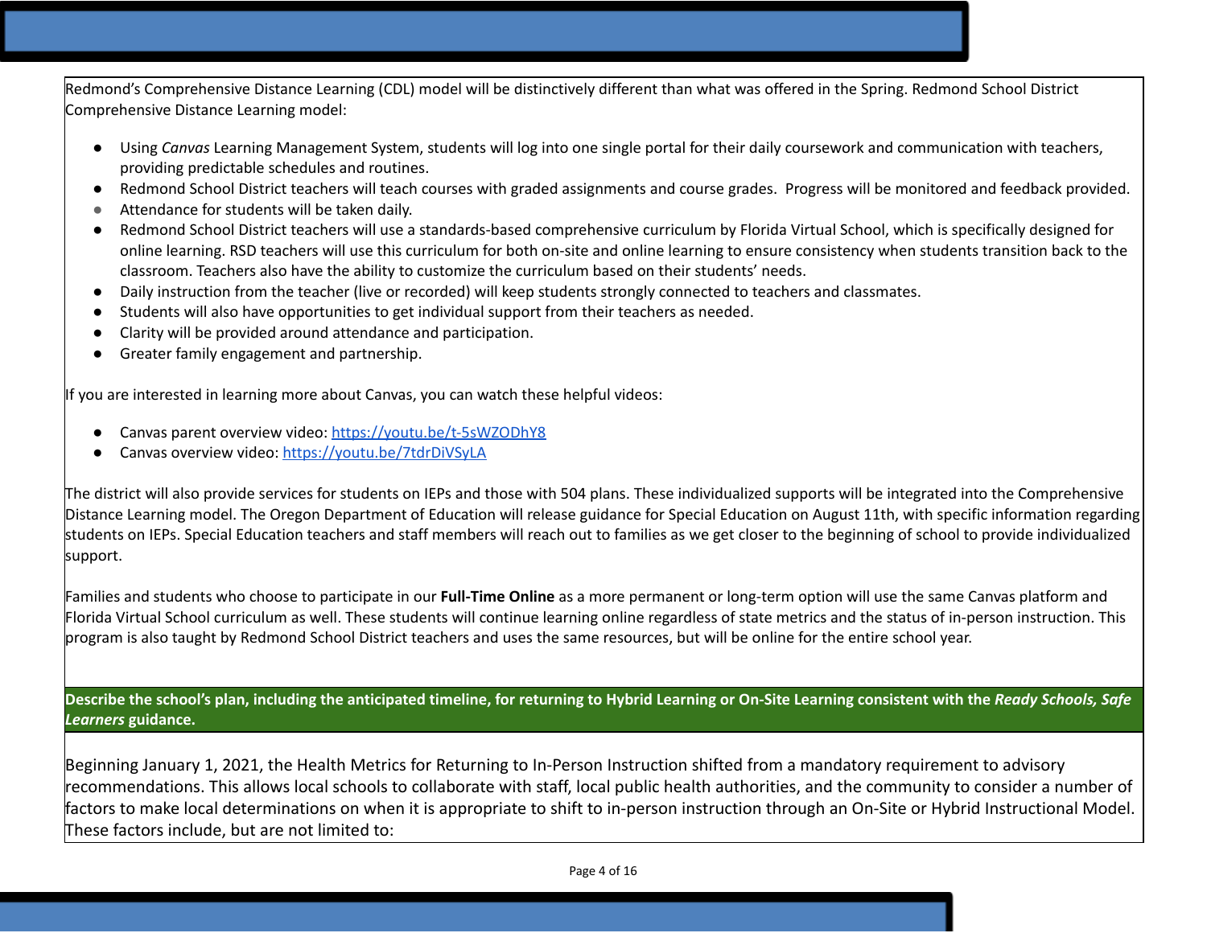Redmond's Comprehensive Distance Learning (CDL) model will be distinctively different than what was offered in the Spring. Redmond School District Comprehensive Distance Learning model:

- Using *Canvas* Learning Management System, students will log into one single portal for their daily coursework and communication with teachers, providing predictable schedules and routines.
- Redmond School District teachers will teach courses with graded assignments and course grades. Progress will be monitored and feedback provided.
- Attendance for students will be taken daily.
- Redmond School District teachers will use a standards-based comprehensive curriculum by Florida Virtual School, which is specifically designed for online learning. RSD teachers will use this curriculum for both on-site and online learning to ensure consistency when students transition back to the classroom. Teachers also have the ability to customize the curriculum based on their students' needs.
- Daily instruction from the teacher (live or recorded) will keep students strongly connected to teachers and classmates.
- Students will also have opportunities to get individual support from their teachers as needed.
- Clarity will be provided around attendance and participation.
- Greater family engagement and partnership.

If you are interested in learning more about Canvas, you can watch these helpful videos:

- Canvas parent overview video: https://youtu.be/t-5sWZODhY8
- Canvas overview video: https://youtu.be/7tdrDiVSyLA

The district will also provide services for students on IEPs and those with 504 plans. These individualized supports will be integrated into the Comprehensive Distance Learning model. The Oregon Department of Education will release guidance for Special Education on August 11th, with specific information regarding students on IEPs. Special Education teachers and staff members will reach out to families as we get closer to the beginning of school to provide individualized support.

Families and students who choose to participate in our **Full-Time Online** as a more permanent or long-term option will use the same Canvas platform and Florida Virtual School curriculum as well. These students will continue learning online regardless of state metrics and the status of in-person instruction. This program is also taught by Redmond School District teachers and uses the same resources, but will be online for the entire school year.

**Describe the school's plan, including the anticipated timeline, for returning to Hybrid Learning or On-Site Learning consistent with the *Ready Schools, Safe Learners* guidance.**

Beginning January 1, 2021, the Health Metrics for Returning to In-Person Instruction shifted from a mandatory requirement to advisory recommendations. This allows local schools to collaborate with staff, local public health authorities, and the community to consider a number of factors to make local determinations on when it is appropriate to shift to in-person instruction through an On-Site or Hybrid Instructional Model. These factors include, but are not limited to: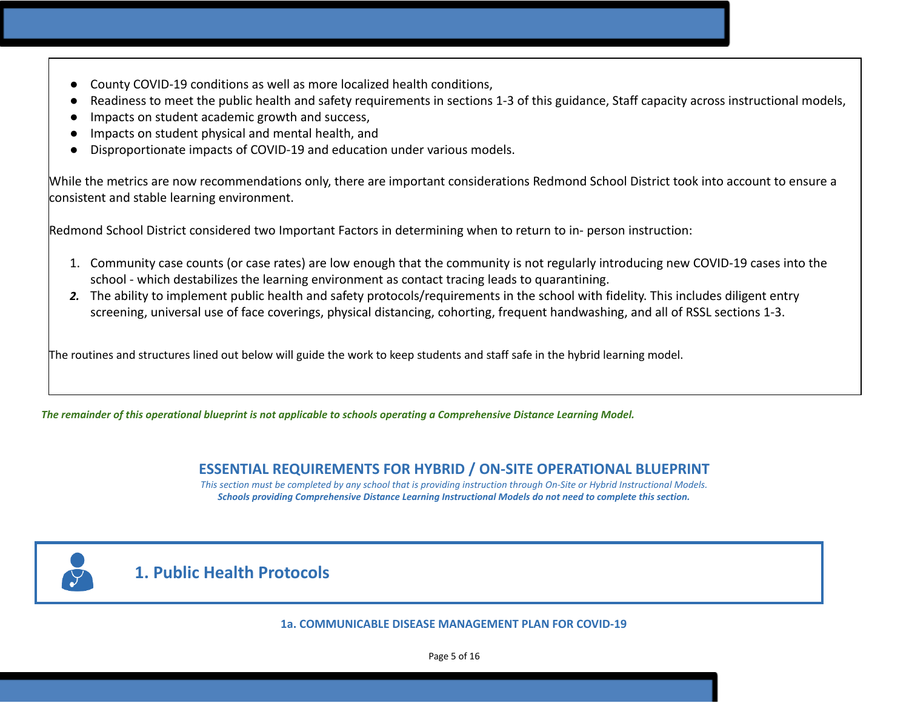- County COVID-19 conditions as well as more localized health conditions,
- Readiness to meet the public health and safety requirements in sections 1-3 of this guidance, Staff capacity across instructional models,
- Impacts on student academic growth and success,
- Impacts on student physical and mental health, and
- Disproportionate impacts of COVID-19 and education under various models.

While the metrics are now recommendations only, there are important considerations Redmond School District took into account to ensure a consistent and stable learning environment.

Redmond School District considered two Important Factors in determining when to return to in- person instruction:

1. Community case counts (or case rates) are low enough that the community is not regularly introducing new COVID-19 cases into the school - which destabilizes the learning environment as contact tracing leads to quarantining.
2. The ability to implement public health and safety protocols/requirements in the school with fidelity. This includes diligent entry screening, universal use of face coverings, physical distancing, cohorting, frequent handwashing, and all of RSSL sections 1-3.

The routines and structures lined out below will guide the work to keep students and staff safe in the hybrid learning model.

***The remainder of this operational blueprint is not applicable to schools operating a Comprehensive Distance Learning Model.***

## ESSENTIAL REQUIREMENTS FOR HYBRID / ON-SITE OPERATIONAL BLUEPRINT

*This section must be completed by any school that is providing instruction through On-Site or Hybrid Instructional Models.*
***Schools providing Comprehensive Distance Learning Instructional Models do not need to complete this section.***

## 1. Public Health Protocols

### 1a. COMMUNICABLE DISEASE MANAGEMENT PLAN FOR COVID-19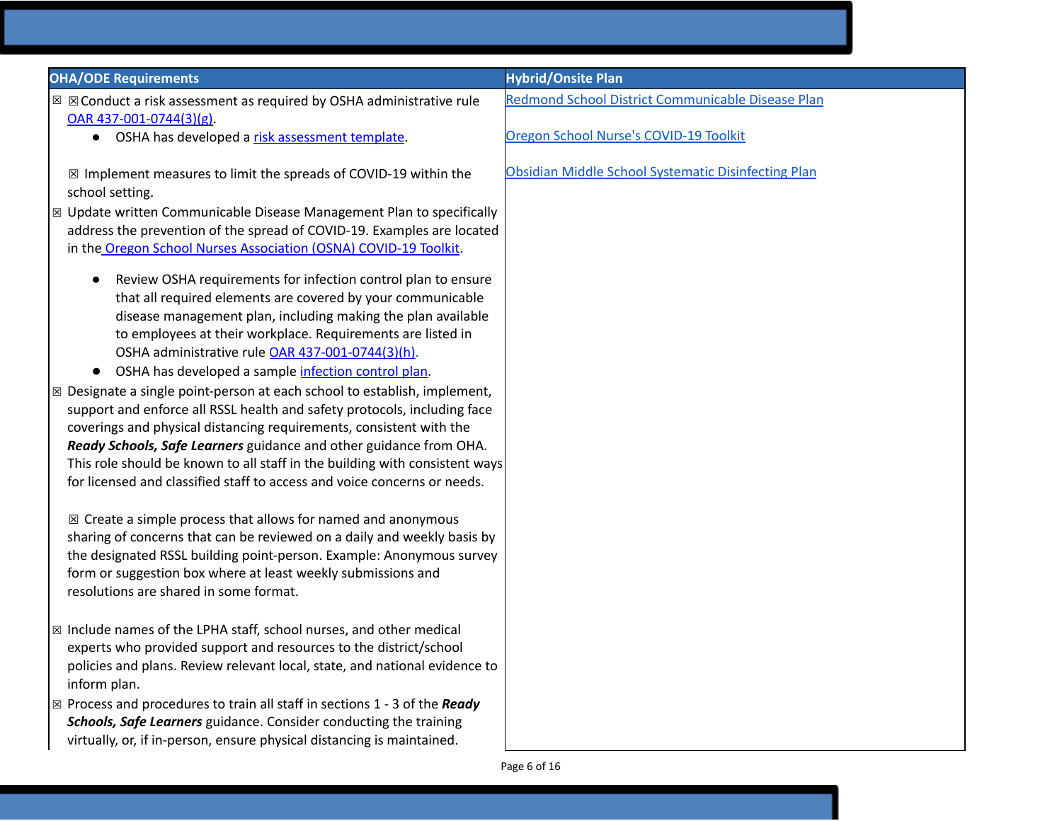| OHA/ODE Requirements | Hybrid/Onsite Plan |
| --- | --- |
| ☒ ☒Conduct a risk assessment as required by OSHA administrative rule OAR 437-001-0744(3)(g).<br>● OSHA has developed a risk assessment template.<br><br>☒ Implement measures to limit the spreads of COVID-19 within the school setting.<br>☒ Update written Communicable Disease Management Plan to specifically address the prevention of the spread of COVID-19. Examples are located in the Oregon School Nurses Association (OSNA) COVID-19 Toolkit.<br>● Review OSHA requirements for infection control plan to ensure that all required elements are covered by your communicable disease management plan, including making the plan available to employees at their workplace. Requirements are listed in OSHA administrative rule OAR 437-001-0744(3)(h).<br>● OSHA has developed a sample infection control plan.<br>☒ Designate a single point-person at each school to establish, implement, support and enforce all RSSL health and safety protocols, including face coverings and physical distancing requirements, consistent with the ***Ready Schools, Safe Learners*** guidance and other guidance from OHA. This role should be known to all staff in the building with consistent ways for licensed and classified staff to access and voice concerns or needs.<br><br>☒ Create a simple process that allows for named and anonymous sharing of concerns that can be reviewed on a daily and weekly basis by the designated RSSL building point-person. Example: Anonymous survey form or suggestion box where at least weekly submissions and resolutions are shared in some format.<br><br>☒ Include names of the LPHA staff, school nurses, and other medical experts who provided support and resources to the district/school policies and plans. Review relevant local, state, and national evidence to inform plan.<br>☒ Process and procedures to train all staff in sections 1 - 3 of the ***Ready Schools, Safe Learners*** guidance. Consider conducting the training virtually, or, if in-person, ensure physical distancing is maintained. | Redmond School District Communicable Disease Plan<br><br>Oregon School Nurse's COVID-19 Toolkit<br><br>Obsidian Middle School Systematic Disinfecting Plan |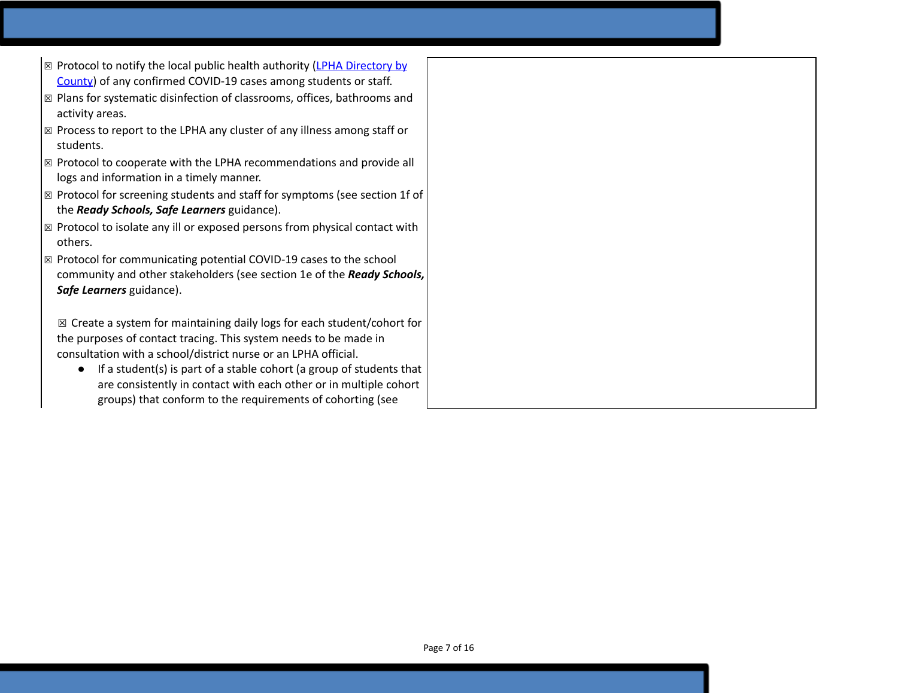| | |
|---|---|
| ☒ Protocol to notify the local public health authority ([LPHA Directory by County]()) of any confirmed COVID-19 cases among students or staff.<br>☒ Plans for systematic disinfection of classrooms, offices, bathrooms and activity areas.<br>☒ Process to report to the LPHA any cluster of any illness among staff or students.<br>☒ Protocol to cooperate with the LPHA recommendations and provide all logs and information in a timely manner.<br>☒ Protocol for screening students and staff for symptoms (see section 1f of the ***Ready Schools, Safe Learners*** guidance).<br>☒ Protocol to isolate any ill or exposed persons from physical contact with others.<br>☒ Protocol for communicating potential COVID-19 cases to the school community and other stakeholders (see section 1e of the ***Ready Schools, Safe Learners*** guidance).<br><br>☒ Create a system for maintaining daily logs for each student/cohort for the purposes of contact tracing. This system needs to be made in consultation with a school/district nurse or an LPHA official.<br>• If a student(s) is part of a stable cohort (a group of students that are consistently in contact with each other or in multiple cohort groups) that conform to the requirements of cohorting (see | |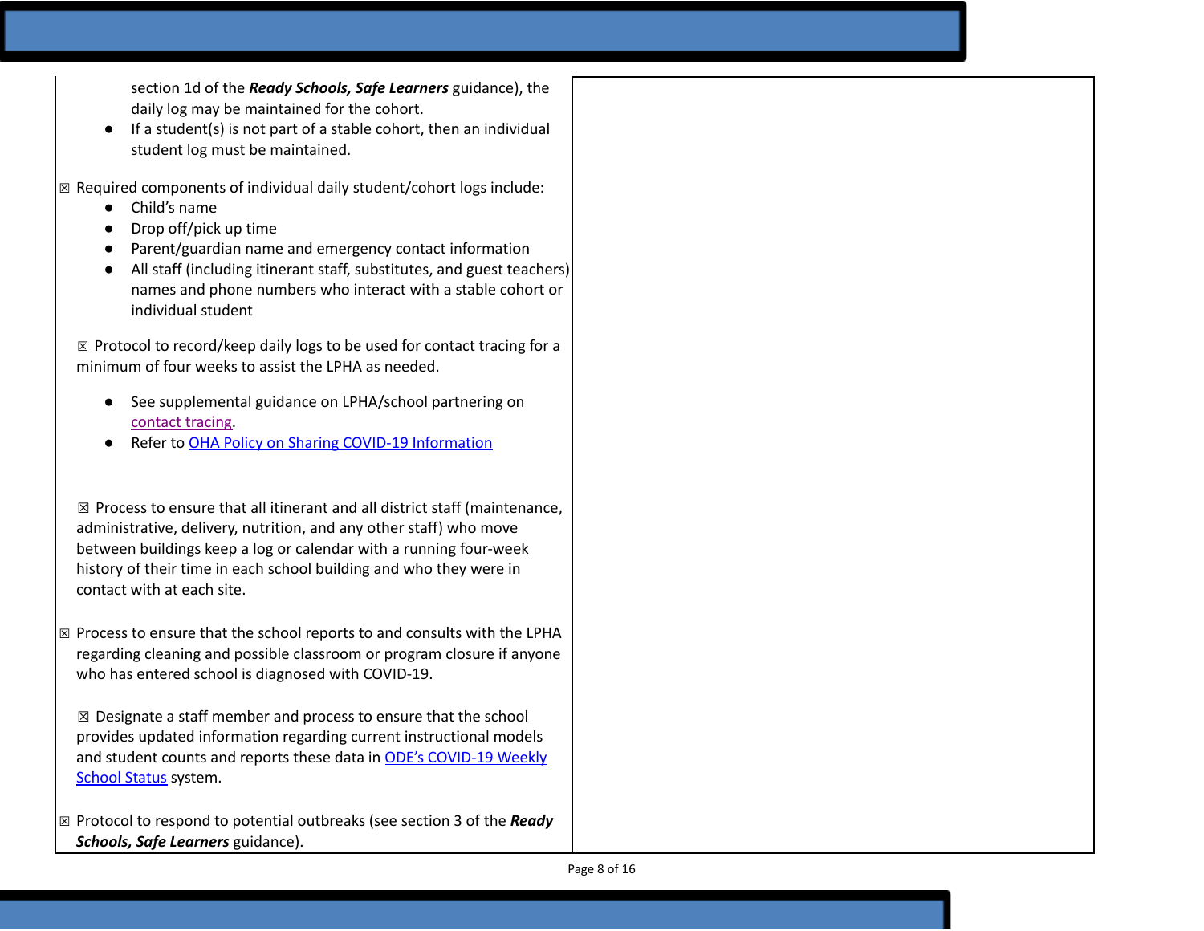| | |
|---|---|
| section 1d of the ***Ready Schools, Safe Learners*** guidance), the daily log may be maintained for the cohort.<br>• If a student(s) is not part of a stable cohort, then an individual student log must be maintained.<br><br>☒ Required components of individual daily student/cohort logs include:<br>• Child's name<br>• Drop off/pick up time<br>• Parent/guardian name and emergency contact information<br>• All staff (including itinerant staff, substitutes, and guest teachers) names and phone numbers who interact with a stable cohort or individual student<br><br>☒ Protocol to record/keep daily logs to be used for contact tracing for a minimum of four weeks to assist the LPHA as needed.<br>• See supplemental guidance on LPHA/school partnering on contact tracing.<br>• Refer to OHA Policy on Sharing COVID-19 Information<br><br>☒ Process to ensure that all itinerant and all district staff (maintenance, administrative, delivery, nutrition, and any other staff) who move between buildings keep a log or calendar with a running four-week history of their time in each school building and who they were in contact with at each site.<br><br>☒ Process to ensure that the school reports to and consults with the LPHA regarding cleaning and possible classroom or program closure if anyone who has entered school is diagnosed with COVID-19.<br><br>☒ Designate a staff member and process to ensure that the school provides updated information regarding current instructional models and student counts and reports these data in ODE's COVID-19 Weekly School Status system.<br><br>☒ Protocol to respond to potential outbreaks (see section 3 of the ***Ready Schools, Safe Learners*** guidance). | |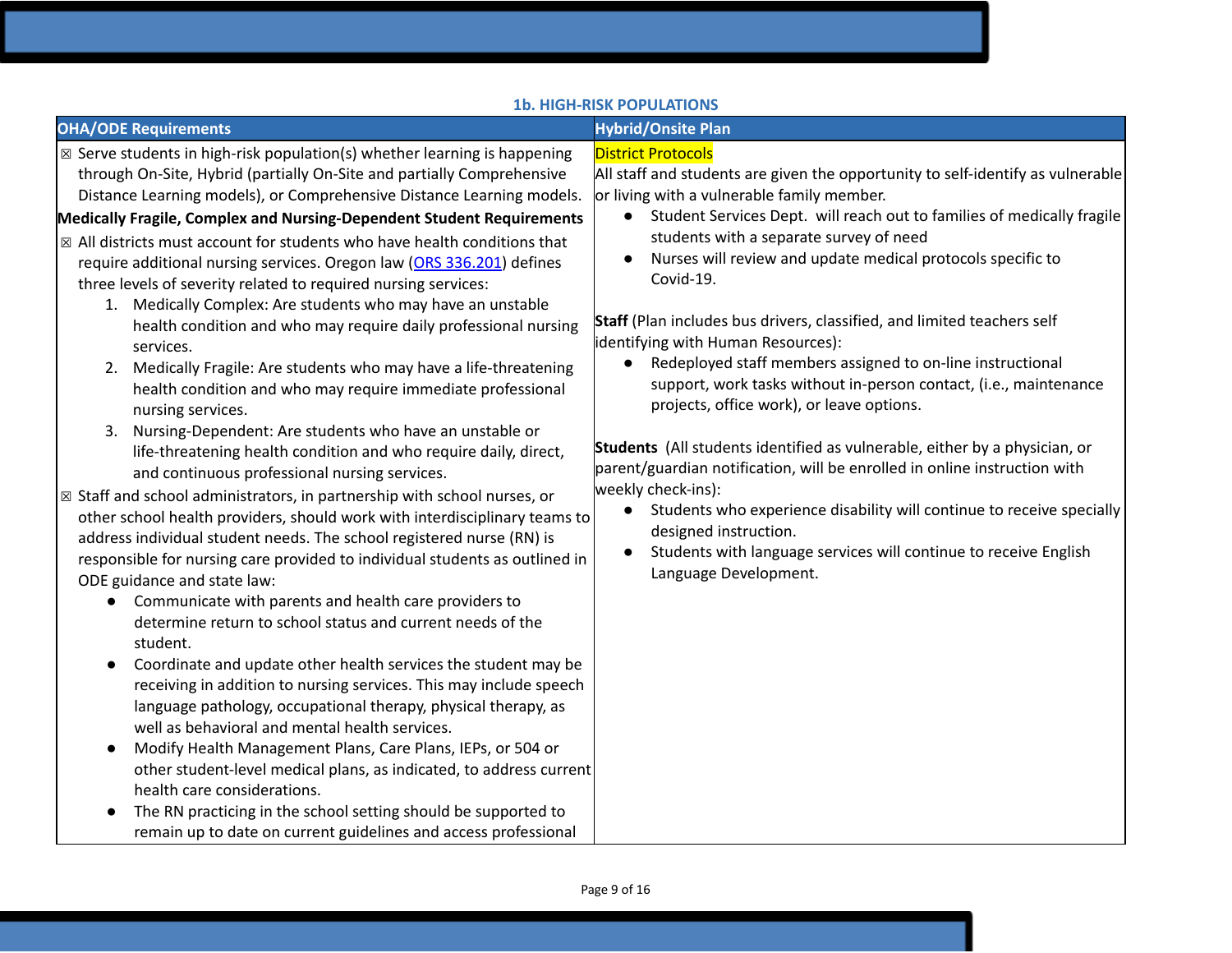### 1b. HIGH-RISK POPULATIONS

| OHA/ODE Requirements | Hybrid/Onsite Plan |
|---|---|
| ☒ Serve students in high-risk population(s) whether learning is happening through On-Site, Hybrid (partially On-Site and partially Comprehensive Distance Learning models), or Comprehensive Distance Learning models.<br>**Medically Fragile, Complex and Nursing-Dependent Student Requirements**<br>☒ All districts must account for students who have health conditions that require additional nursing services. Oregon law (ORS 336.201) defines three levels of severity related to required nursing services:<br>1. Medically Complex: Are students who may have an unstable health condition and who may require daily professional nursing services.<br>2. Medically Fragile: Are students who may have a life-threatening health condition and who may require immediate professional nursing services.<br>3. Nursing-Dependent: Are students who have an unstable or life-threatening health condition and who require daily, direct, and continuous professional nursing services.<br>☒ Staff and school administrators, in partnership with school nurses, or other school health providers, should work with interdisciplinary teams to address individual student needs. The school registered nurse (RN) is responsible for nursing care provided to individual students as outlined in ODE guidance and state law:<br>• Communicate with parents and health care providers to determine return to school status and current needs of the student.<br>• Coordinate and update other health services the student may be receiving in addition to nursing services. This may include speech language pathology, occupational therapy, physical therapy, as well as behavioral and mental health services.<br>• Modify Health Management Plans, Care Plans, IEPs, or 504 or other student-level medical plans, as indicated, to address current health care considerations.<br>• The RN practicing in the school setting should be supported to remain up to date on current guidelines and access professional | District Protocols<br>All staff and students are given the opportunity to self-identify as vulnerable or living with a vulnerable family member.<br>• Student Services Dept. will reach out to families of medically fragile students with a separate survey of need<br>• Nurses will review and update medical protocols specific to Covid-19.<br><br>**Staff** (Plan includes bus drivers, classified, and limited teachers self identifying with Human Resources):<br>• Redeployed staff members assigned to on-line instructional support, work tasks without in-person contact, (i.e., maintenance projects, office work), or leave options.<br><br>**Students** (All students identified as vulnerable, either by a physician, or parent/guardian notification, will be enrolled in online instruction with weekly check-ins):<br>• Students who experience disability will continue to receive specially designed instruction.<br>• Students with language services will continue to receive English Language Development. |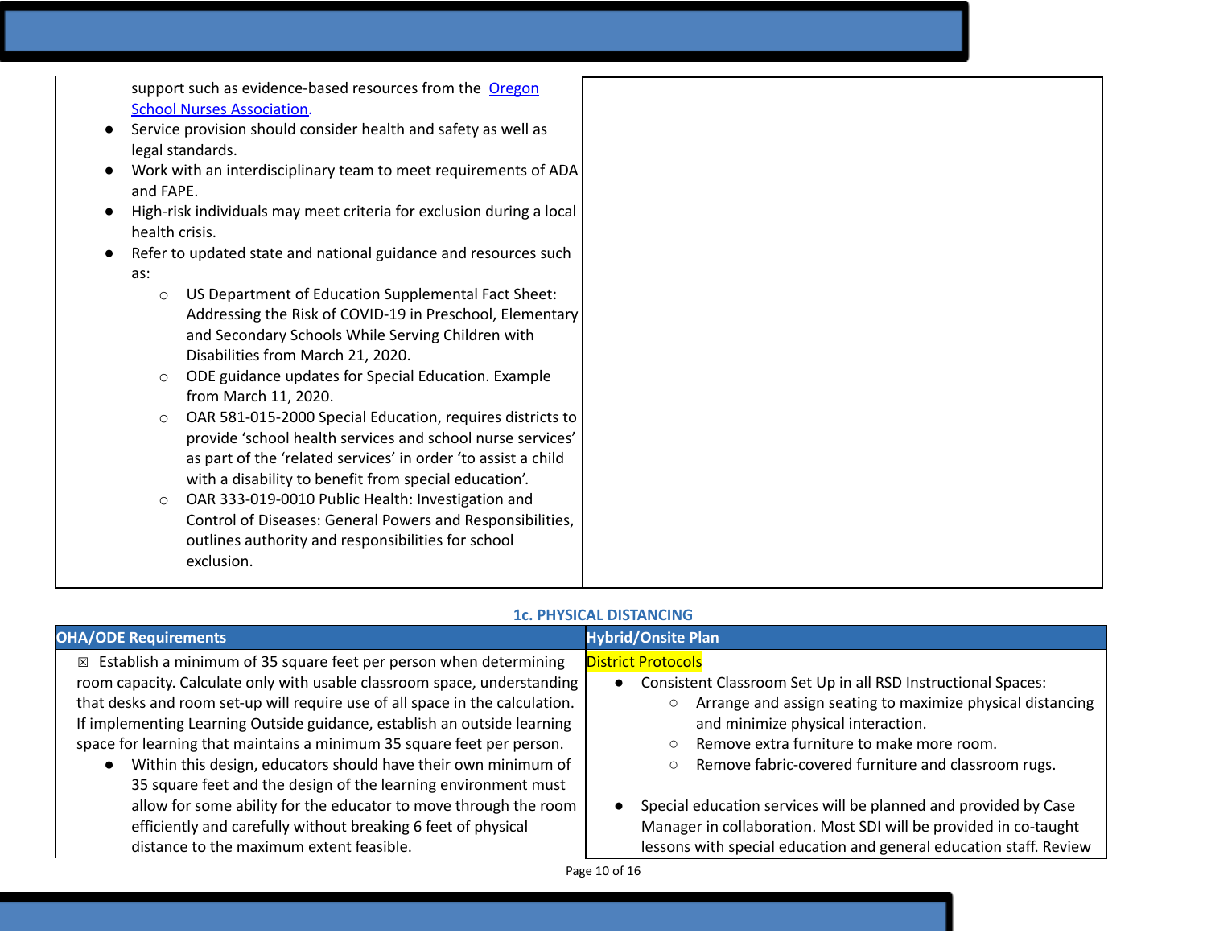|  |  |
|---|---|
| support such as evidence-based resources from the [Oregon School Nurses Association](). <br>● Service provision should consider health and safety as well as legal standards. <br>● Work with an interdisciplinary team to meet requirements of ADA and FAPE. <br>● High-risk individuals may meet criteria for exclusion during a local health crisis. <br>● Refer to updated state and national guidance and resources such as: <br>○ US Department of Education Supplemental Fact Sheet: Addressing the Risk of COVID-19 in Preschool, Elementary and Secondary Schools While Serving Children with Disabilities from March 21, 2020. <br>○ ODE guidance updates for Special Education. Example from March 11, 2020. <br>○ OAR 581-015-2000 Special Education, requires districts to provide 'school health services and school nurse services' as part of the 'related services' in order 'to assist a child with a disability to benefit from special education'. <br>○ OAR 333-019-0010 Public Health: Investigation and Control of Diseases: General Powers and Responsibilities, outlines authority and responsibilities for school exclusion. |  |

### 1c. PHYSICAL DISTANCING

| OHA/ODE Requirements | Hybrid/Onsite Plan |
|---|---|
| ☒ Establish a minimum of 35 square feet per person when determining room capacity. Calculate only with usable classroom space, understanding that desks and room set-up will require use of all space in the calculation. If implementing Learning Outside guidance, establish an outside learning space for learning that maintains a minimum 35 square feet per person. <br>● Within this design, educators should have their own minimum of 35 square feet and the design of the learning environment must allow for some ability for the educator to move through the room efficiently and carefully without breaking 6 feet of physical distance to the maximum extent feasible. | District Protocols <br>● Consistent Classroom Set Up in all RSD Instructional Spaces: <br>○ Arrange and assign seating to maximize physical distancing and minimize physical interaction. <br>○ Remove extra furniture to make more room. <br>○ Remove fabric-covered furniture and classroom rugs. <br><br>● Special education services will be planned and provided by Case Manager in collaboration. Most SDI will be provided in co-taught lessons with special education and general education staff. Review |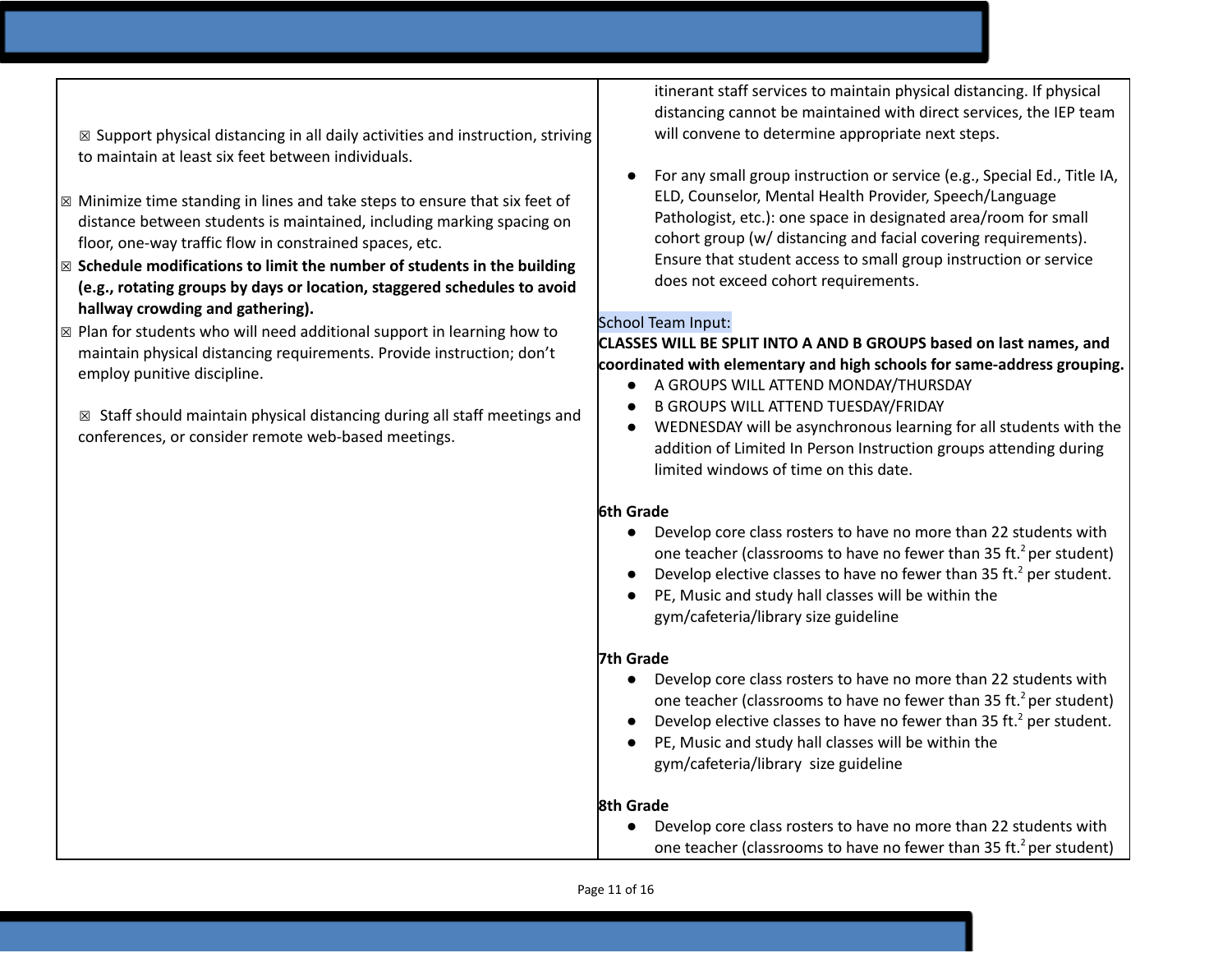| | |
|---|---|
| ☒ Support physical distancing in all daily activities and instruction, striving to maintain at least six feet between individuals.<br><br>☒ Minimize time standing in lines and take steps to ensure that six feet of distance between students is maintained, including marking spacing on floor, one-way traffic flow in constrained spaces, etc.<br>☒ **Schedule modifications to limit the number of students in the building (e.g., rotating groups by days or location, staggered schedules to avoid hallway crowding and gathering).**<br>☒ Plan for students who will need additional support in learning how to maintain physical distancing requirements. Provide instruction; don't employ punitive discipline.<br><br>☒ Staff should maintain physical distancing during all staff meetings and conferences, or consider remote web-based meetings. | itinerant staff services to maintain physical distancing. If physical distancing cannot be maintained with direct services, the IEP team will convene to determine appropriate next steps.<br><br>• For any small group instruction or service (e.g., Special Ed., Title IA, ELD, Counselor, Mental Health Provider, Speech/Language Pathologist, etc.): one space in designated area/room for small cohort group (w/ distancing and facial covering requirements). Ensure that student access to small group instruction or service does not exceed cohort requirements.<br><br>School Team Input:<br>**CLASSES WILL BE SPLIT INTO A AND B GROUPS based on last names, and coordinated with elementary and high schools for same-address grouping.**<br>• A GROUPS WILL ATTEND MONDAY/THURSDAY<br>• B GROUPS WILL ATTEND TUESDAY/FRIDAY<br>• WEDNESDAY will be asynchronous learning for all students with the addition of Limited In Person Instruction groups attending during limited windows of time on this date.<br><br>**6th Grade**<br>• Develop core class rosters to have no more than 22 students with one teacher (classrooms to have no fewer than 35 $ft.^2$ per student)<br>• Develop elective classes to have no fewer than 35 $ft.^2$ per student.<br>• PE, Music and study hall classes will be within the gym/cafeteria/library size guideline<br><br>**7th Grade**<br>• Develop core class rosters to have no more than 22 students with one teacher (classrooms to have no fewer than 35 $ft.^2$ per student)<br>• Develop elective classes to have no fewer than 35 $ft.^2$ per student.<br>• PE, Music and study hall classes will be within the gym/cafeteria/library size guideline<br><br>**8th Grade**<br>• Develop core class rosters to have no more than 22 students with one teacher (classrooms to have no fewer than 35 $ft.^2$ per student) |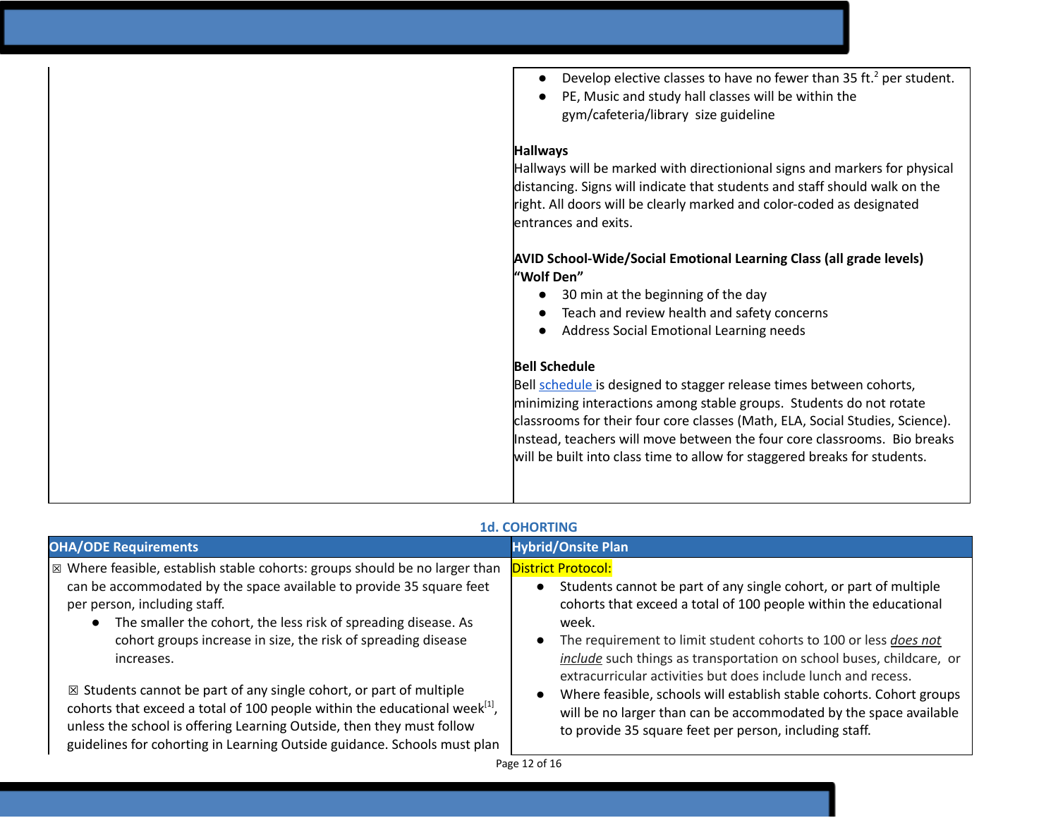| | |
|---|---|
| | ● Develop elective classes to have no fewer than 35 ft.[2] per student.<br>● PE, Music and study hall classes will be within the gym/cafeteria/library size guideline<br><br>**Hallways**<br>Hallways will be marked with directionional signs and markers for physical distancing. Signs will indicate that students and staff should walk on the right. All doors will be clearly marked and color-coded as designated entrances and exits.<br><br>**AVID School-Wide/Social Emotional Learning Class (all grade levels) "Wolf Den"**<br>● 30 min at the beginning of the day<br>● Teach and review health and safety concerns<br>● Address Social Emotional Learning needs<br><br>**Bell Schedule**<br>Bell schedule is designed to stagger release times between cohorts, minimizing interactions among stable groups. Students do not rotate classrooms for their four core classes (Math, ELA, Social Studies, Science). Instead, teachers will move between the four core classrooms. Bio breaks will be built into class time to allow for staggered breaks for students. |

### 1d. COHORTING

| OHA/ODE Requirements | Hybrid/Onsite Plan |
|---|---|
| ☒ Where feasible, establish stable cohorts: groups should be no larger than can be accommodated by the space available to provide 35 square feet per person, including staff.<br>● The smaller the cohort, the less risk of spreading disease. As cohort groups increase in size, the risk of spreading disease increases.<br><br>☒ Students cannot be part of any single cohort, or part of multiple cohorts that exceed a total of 100 people within the educational week[1], unless the school is offering Learning Outside, then they must follow guidelines for cohorting in Learning Outside guidance. Schools must plan | District Protocol:<br>● Students cannot be part of any single cohort, or part of multiple cohorts that exceed a total of 100 people within the educational week.<br>● The requirement to limit student cohorts to 100 or less *does not include* such things as transportation on school buses, childcare, or extracurricular activities but does include lunch and recess.<br>● Where feasible, schools will establish stable cohorts. Cohort groups will be no larger than can be accommodated by the space available to provide 35 square feet per person, including staff. |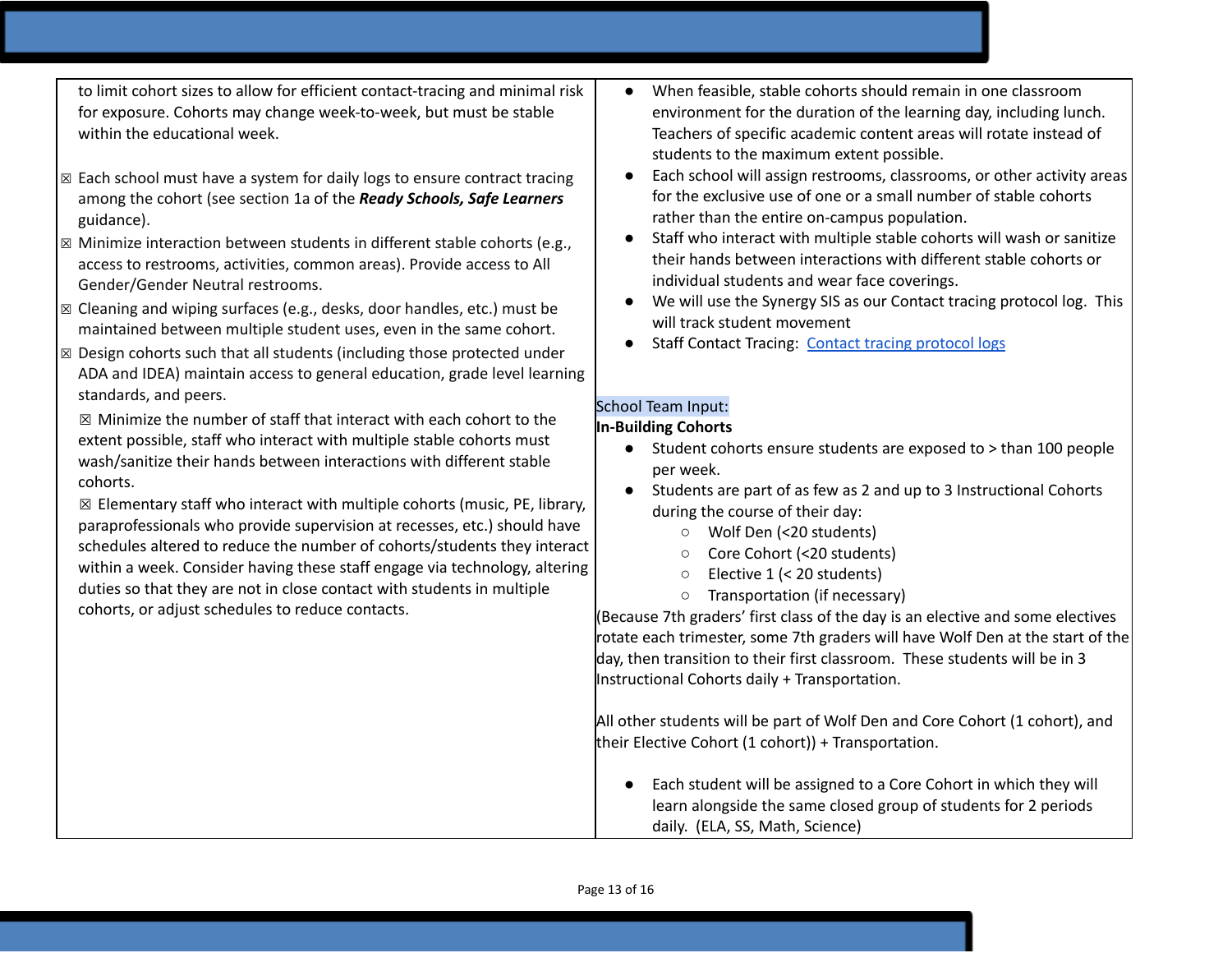| | |
|---|---|
| to limit cohort sizes to allow for efficient contact-tracing and minimal risk for exposure. Cohorts may change week-to-week, but must be stable within the educational week.<br><br>☒ Each school must have a system for daily logs to ensure contract tracing among the cohort (see section 1a of the ***Ready Schools, Safe Learners*** guidance).<br>☒ Minimize interaction between students in different stable cohorts (e.g., access to restrooms, activities, common areas). Provide access to All Gender/Gender Neutral restrooms.<br>☒ Cleaning and wiping surfaces (e.g., desks, door handles, etc.) must be maintained between multiple student uses, even in the same cohort.<br>☒ Design cohorts such that all students (including those protected under ADA and IDEA) maintain access to general education, grade level learning standards, and peers.<br>☒ Minimize the number of staff that interact with each cohort to the extent possible, staff who interact with multiple stable cohorts must wash/sanitize their hands between interactions with different stable cohorts.<br>☒ Elementary staff who interact with multiple cohorts (music, PE, library, paraprofessionals who provide supervision at recesses, etc.) should have schedules altered to reduce the number of cohorts/students they interact within a week. Consider having these staff engage via technology, altering duties so that they are not in close contact with students in multiple cohorts, or adjust schedules to reduce contacts. | • When feasible, stable cohorts should remain in one classroom environment for the duration of the learning day, including lunch. Teachers of specific academic content areas will rotate instead of students to the maximum extent possible.<br>• Each school will assign restrooms, classrooms, or other activity areas for the exclusive use of one or a small number of stable cohorts rather than the entire on-campus population.<br>• Staff who interact with multiple stable cohorts will wash or sanitize their hands between interactions with different stable cohorts or individual students and wear face coverings.<br>• We will use the Synergy SIS as our Contact tracing protocol log. This will track student movement<br>• Staff Contact Tracing: Contact tracing protocol logs<br><br>School Team Input:<br>**In-Building Cohorts**<br>• Student cohorts ensure students are exposed to > than 100 people per week.<br>• Students are part of as few as 2 and up to 3 Instructional Cohorts during the course of their day:<br>  ○ Wolf Den (<20 students)<br>  ○ Core Cohort (<20 students)<br>  ○ Elective 1 (< 20 students)<br>  ○ Transportation (if necessary)<br>(Because 7th graders' first class of the day is an elective and some electives rotate each trimester, some 7th graders will have Wolf Den at the start of the day, then transition to their first classroom. These students will be in 3 Instructional Cohorts daily + Transportation.<br><br>All other students will be part of Wolf Den and Core Cohort (1 cohort), and their Elective Cohort (1 cohort)) + Transportation.<br><br>• Each student will be assigned to a Core Cohort in which they will learn alongside the same closed group of students for 2 periods daily. (ELA, SS, Math, Science) |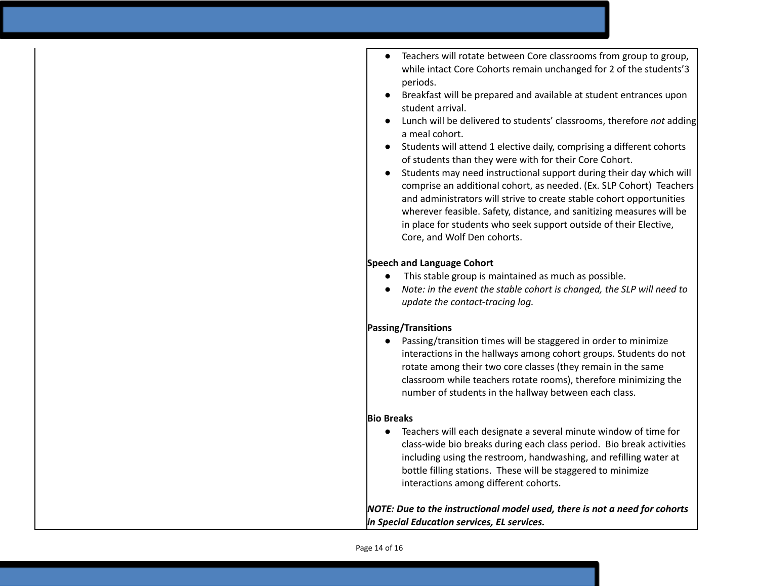- Teachers will rotate between Core classrooms from group to group, while intact Core Cohorts remain unchanged for 2 of the students'3 periods.
- Breakfast will be prepared and available at student entrances upon student arrival.
- Lunch will be delivered to students' classrooms, therefore *not* adding a meal cohort.
- Students will attend 1 elective daily, comprising a different cohorts of students than they were with for their Core Cohort.
- Students may need instructional support during their day which will comprise an additional cohort, as needed. (Ex. SLP Cohort) Teachers and administrators will strive to create stable cohort opportunities wherever feasible. Safety, distance, and sanitizing measures will be in place for students who seek support outside of their Elective, Core, and Wolf Den cohorts.

**Speech and Language Cohort**

- This stable group is maintained as much as possible.
- *Note: in the event the stable cohort is changed, the SLP will need to update the contact-tracing log.*

**Passing/Transitions**

- Passing/transition times will be staggered in order to minimize interactions in the hallways among cohort groups. Students do not rotate among their two core classes (they remain in the same classroom while teachers rotate rooms), therefore minimizing the number of students in the hallway between each class.

**Bio Breaks**

- Teachers will each designate a several minute window of time for class-wide bio breaks during each class period. Bio break activities including using the restroom, handwashing, and refilling water at bottle filling stations. These will be staggered to minimize interactions among different cohorts.

***NOTE: Due to the instructional model used, there is not a need for cohorts in Special Education services, EL services.***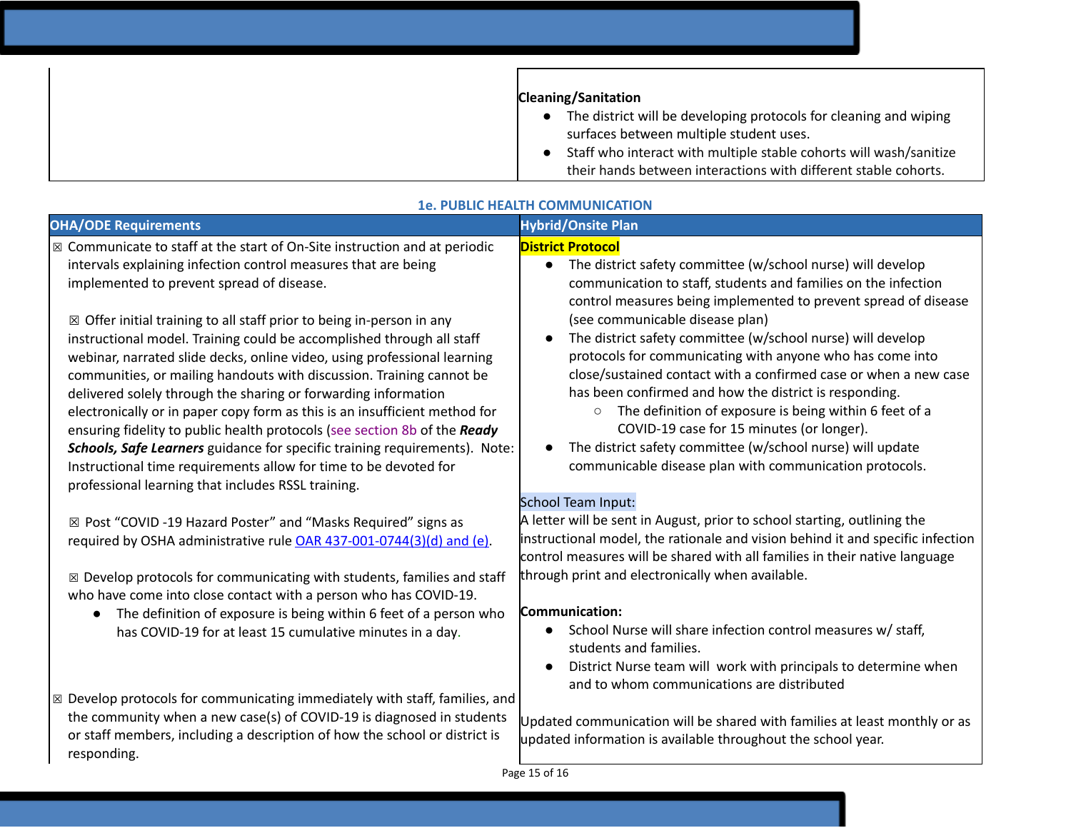| | |
|---|---|
| | **Cleaning/Sanitation**<br>● The district will be developing protocols for cleaning and wiping surfaces between multiple student uses.<br>● Staff who interact with multiple stable cohorts will wash/sanitize their hands between interactions with different stable cohorts. |

### 1e. PUBLIC HEALTH COMMUNICATION

| OHA/ODE Requirements | Hybrid/Onsite Plan |
|---|---|
| ☒ Communicate to staff at the start of On-Site instruction and at periodic intervals explaining infection control measures that are being implemented to prevent spread of disease.<br><br>☒ Offer initial training to all staff prior to being in-person in any instructional model. Training could be accomplished through all staff webinar, narrated slide decks, online video, using professional learning communities, or mailing handouts with discussion. Training cannot be delivered solely through the sharing or forwarding information electronically or in paper copy form as this is an insufficient method for ensuring fidelity to public health protocols (see section 8b of the ***Ready Schools, Safe Learners*** guidance for specific training requirements). Note: Instructional time requirements allow for time to be devoted for professional learning that includes RSSL training.<br><br>☒ Post "COVID -19 Hazard Poster" and "Masks Required" signs as required by OSHA administrative rule [OAR 437-001-0744(3)(d) and (e)](#).<br><br>☒ Develop protocols for communicating with students, families and staff who have come into close contact with a person who has COVID-19.<br>● The definition of exposure is being within 6 feet of a person who has COVID-19 for at least 15 cumulative minutes in a day.<br><br>☒ Develop protocols for communicating immediately with staff, families, and the community when a new case(s) of COVID-19 is diagnosed in students or staff members, including a description of how the school or district is responding. | **District Protocol**<br>● The district safety committee (w/school nurse) will develop communication to staff, students and families on the infection control measures being implemented to prevent spread of disease (see communicable disease plan)<br>● The district safety committee (w/school nurse) will develop protocols for communicating with anyone who has come into close/sustained contact with a confirmed case or when a new case has been confirmed and how the district is responding.<br>○ The definition of exposure is being within 6 feet of a COVID-19 case for 15 minutes (or longer).<br>● The district safety committee (w/school nurse) will update communicable disease plan with communication protocols.<br><br>School Team Input:<br>A letter will be sent in August, prior to school starting, outlining the instructional model, the rationale and vision behind it and specific infection control measures will be shared with all families in their native language through print and electronically when available.<br><br>**Communication:**<br>● School Nurse will share infection control measures w/ staff, students and families.<br>● District Nurse team will work with principals to determine when and to whom communications are distributed<br><br>Updated communication will be shared with families at least monthly or as updated information is available throughout the school year. |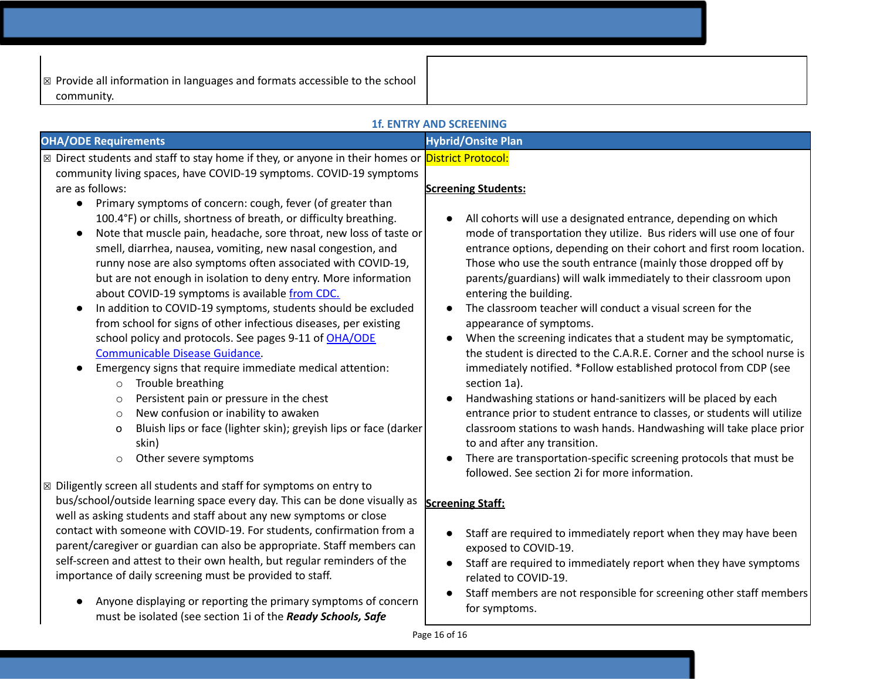| | |
|---|---|
| ☒ Provide all information in languages and formats accessible to the school community. | |

**1f. ENTRY AND SCREENING**

| OHA/ODE Requirements | Hybrid/Onsite Plan |
|---|---|
| ☒ Direct students and staff to stay home if they, or anyone in their homes or community living spaces, have COVID-19 symptoms. COVID-19 symptoms are as follows:<br>• Primary symptoms of concern: cough, fever (of greater than 100.4°F) or chills, shortness of breath, or difficulty breathing.<br>• Note that muscle pain, headache, sore throat, new loss of taste or smell, diarrhea, nausea, vomiting, new nasal congestion, and runny nose are also symptoms often associated with COVID-19, but are not enough in isolation to deny entry. More information about COVID-19 symptoms is available [from CDC.](#)<br>• In addition to COVID-19 symptoms, students should be excluded from school for signs of other infectious diseases, per existing school policy and protocols. See pages 9-11 of [OHA/ODE Communicable Disease Guidance](#).<br>• Emergency signs that require immediate medical attention:<br>&nbsp;&nbsp;○ Trouble breathing<br>&nbsp;&nbsp;○ Persistent pain or pressure in the chest<br>&nbsp;&nbsp;○ New confusion or inability to awaken<br>&nbsp;&nbsp;o Bluish lips or face (lighter skin); greyish lips or face (darker skin)<br>&nbsp;&nbsp;○ Other severe symptoms<br><br>☒ Diligently screen all students and staff for symptoms on entry to bus/school/outside learning space every day. This can be done visually as well as asking students and staff about any new symptoms or close contact with someone with COVID-19. For students, confirmation from a parent/caregiver or guardian can also be appropriate. Staff members can self-screen and attest to their own health, but regular reminders of the importance of daily screening must be provided to staff.<br><br>• Anyone displaying or reporting the primary symptoms of concern must be isolated (see section 1i of the ***Ready Schools, Safe*** | District Protocol:<br><br>**<u>Screening Students:</u>**<br><br>• All cohorts will use a designated entrance, depending on which mode of transportation they utilize. Bus riders will use one of four entrance options, depending on their cohort and first room location. Those who use the south entrance (mainly those dropped off by parents/guardians) will walk immediately to their classroom upon entering the building.<br>• The classroom teacher will conduct a visual screen for the appearance of symptoms.<br>• When the screening indicates that a student may be symptomatic, the student is directed to the C.A.R.E. Corner and the school nurse is immediately notified. *Follow established protocol from CDP (see section 1a).<br>• Handwashing stations or hand-sanitizers will be placed by each entrance prior to student entrance to classes, or students will utilize classroom stations to wash hands. Handwashing will take place prior to and after any transition.<br>• There are transportation-specific screening protocols that must be followed. See section 2i for more information.<br><br>**<u>Screening Staff:</u>**<br><br>• Staff are required to immediately report when they may have been exposed to COVID-19.<br>• Staff are required to immediately report when they have symptoms related to COVID-19.<br>• Staff members are not responsible for screening other staff members for symptoms. |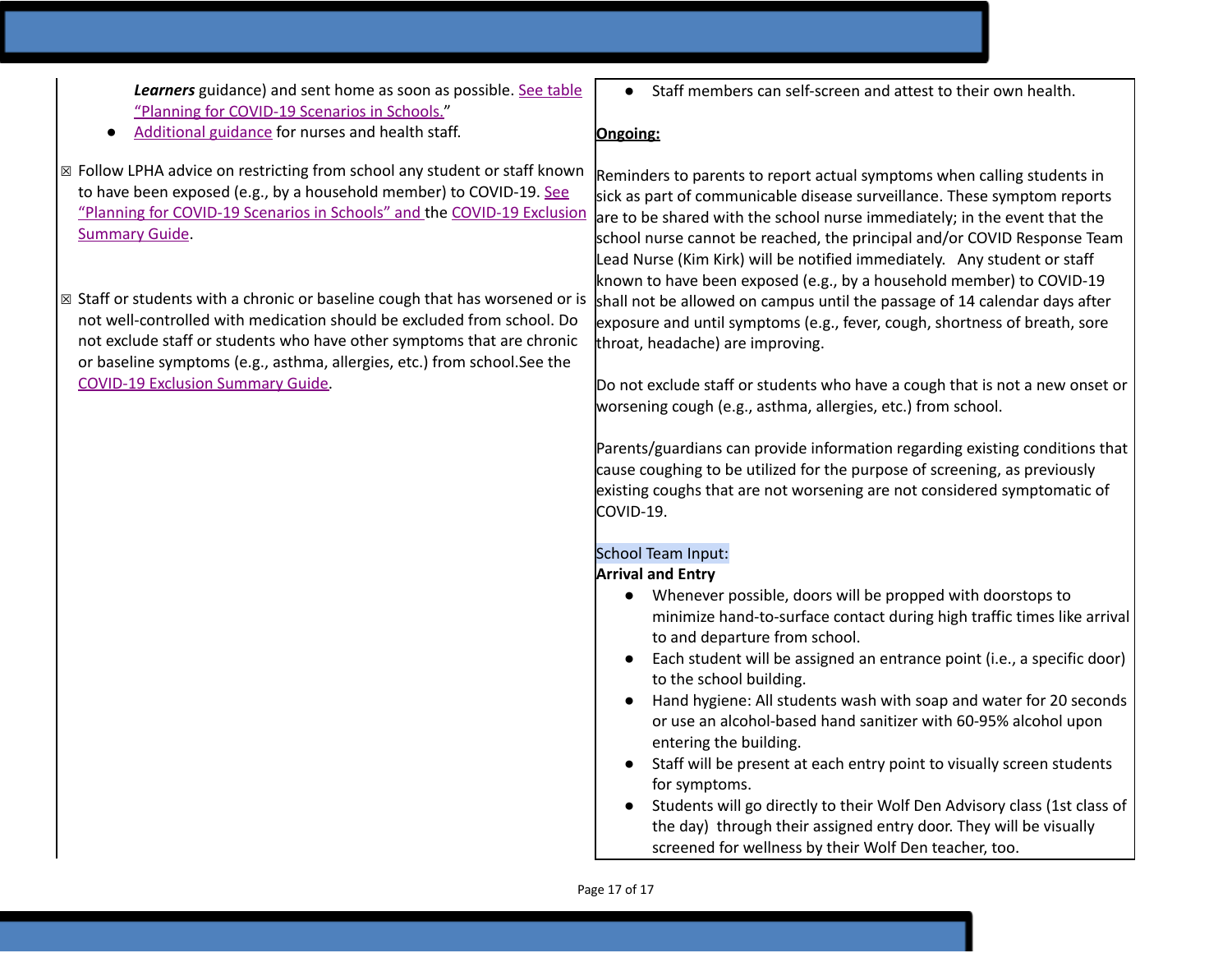***Learners*** guidance) and sent home as soon as possible. See table "Planning for COVID-19 Scenarios in Schools."
- Additional guidance for nurses and health staff.

☒ Follow LPHA advice on restricting from school any student or staff known to have been exposed (e.g., by a household member) to COVID-19. See "Planning for COVID-19 Scenarios in Schools" and the COVID-19 Exclusion Summary Guide.

☒ Staff or students with a chronic or baseline cough that has worsened or is not well-controlled with medication should be excluded from school. Do not exclude staff or students who have other symptoms that are chronic or baseline symptoms (e.g., asthma, allergies, etc.) from school.See the COVID-19 Exclusion Summary Guide.

- Staff members can self-screen and attest to their own health.

**Ongoing:**

Reminders to parents to report actual symptoms when calling students in sick as part of communicable disease surveillance. These symptom reports are to be shared with the school nurse immediately; in the event that the school nurse cannot be reached, the principal and/or COVID Response Team Lead Nurse (Kim Kirk) will be notified immediately. Any student or staff known to have been exposed (e.g., by a household member) to COVID-19 shall not be allowed on campus until the passage of 14 calendar days after exposure and until symptoms (e.g., fever, cough, shortness of breath, sore throat, headache) are improving.

Do not exclude staff or students who have a cough that is not a new onset or worsening cough (e.g., asthma, allergies, etc.) from school.

Parents/guardians can provide information regarding existing conditions that cause coughing to be utilized for the purpose of screening, as previously existing coughs that are not worsening are not considered symptomatic of COVID-19.

School Team Input:

**Arrival and Entry**

- Whenever possible, doors will be propped with doorstops to minimize hand-to-surface contact during high traffic times like arrival to and departure from school.
- Each student will be assigned an entrance point (i.e., a specific door) to the school building.
- Hand hygiene: All students wash with soap and water for 20 seconds or use an alcohol-based hand sanitizer with 60-95% alcohol upon entering the building.
- Staff will be present at each entry point to visually screen students for symptoms.
- Students will go directly to their Wolf Den Advisory class (1st class of the day) through their assigned entry door. They will be visually screened for wellness by their Wolf Den teacher, too.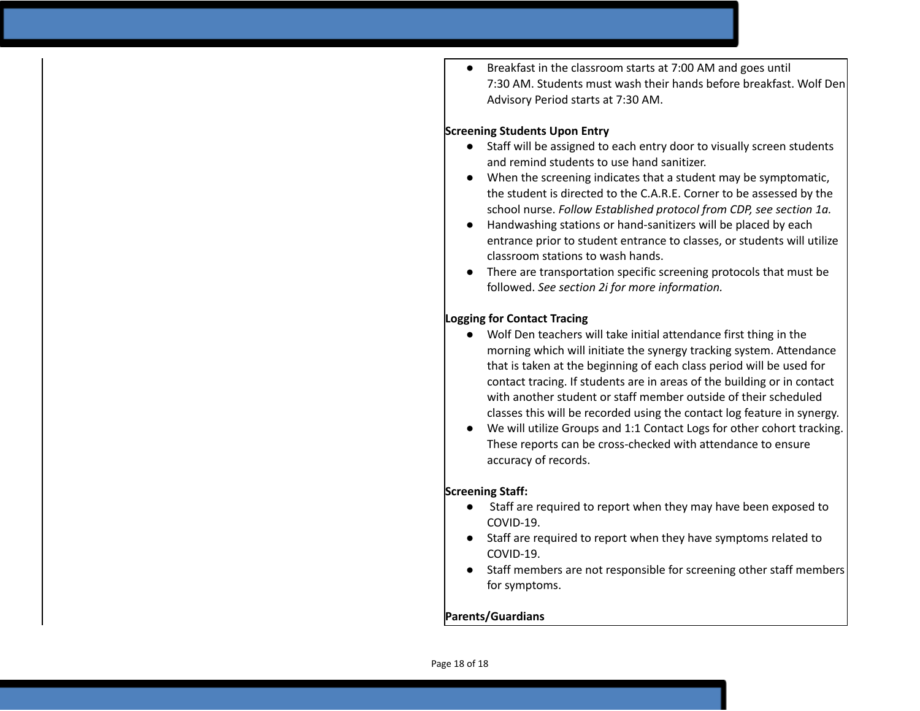- Breakfast in the classroom starts at 7:00 AM and goes until 7:30 AM. Students must wash their hands before breakfast. Wolf Den Advisory Period starts at 7:30 AM.

**Screening Students Upon Entry**

- Staff will be assigned to each entry door to visually screen students and remind students to use hand sanitizer.
- When the screening indicates that a student may be symptomatic, the student is directed to the C.A.R.E. Corner to be assessed by the school nurse. *Follow Established protocol from CDP, see section 1a.*
- Handwashing stations or hand-sanitizers will be placed by each entrance prior to student entrance to classes, or students will utilize classroom stations to wash hands.
- There are transportation specific screening protocols that must be followed. *See section 2i for more information.*

**Logging for Contact Tracing**

- Wolf Den teachers will take initial attendance first thing in the morning which will initiate the synergy tracking system. Attendance that is taken at the beginning of each class period will be used for contact tracing. If students are in areas of the building or in contact with another student or staff member outside of their scheduled classes this will be recorded using the contact log feature in synergy.
- We will utilize Groups and 1:1 Contact Logs for other cohort tracking. These reports can be cross-checked with attendance to ensure accuracy of records.

**Screening Staff:**

- Staff are required to report when they may have been exposed to COVID-19.
- Staff are required to report when they have symptoms related to COVID-19.
- Staff members are not responsible for screening other staff members for symptoms.

**Parents/Guardians**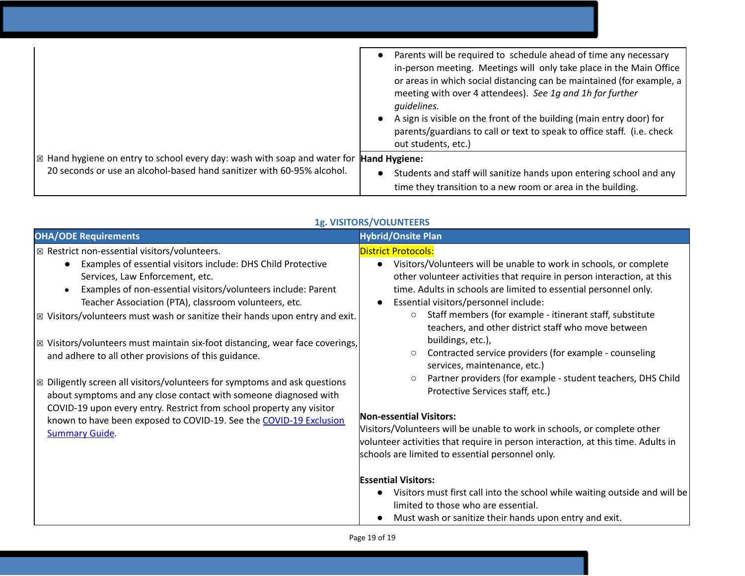| | |
|---|---|
| | • Parents will be required to schedule ahead of time any necessary in-person meeting. Meetings will only take place in the Main Office or areas in which social distancing can be maintained (for example, a meeting with over 4 attendees). *See 1g and 1h for further guidelines.*<br>• A sign is visible on the front of the building (main entry door) for parents/guardians to call or text to speak to office staff. (i.e. check out students, etc.) |
| ☒ Hand hygiene on entry to school every day: wash with soap and water for 20 seconds or use an alcohol-based hand sanitizer with 60-95% alcohol. | **Hand Hygiene:**<br>• Students and staff will sanitize hands upon entering school and any time they transition to a new room or area in the building. |

### 1g. VISITORS/VOLUNTEERS

| OHA/ODE Requirements | Hybrid/Onsite Plan |
|---|---|
| ☒ Restrict non-essential visitors/volunteers.<br>• Examples of essential visitors include: DHS Child Protective Services, Law Enforcement, etc.<br>• Examples of non-essential visitors/volunteers include: Parent Teacher Association (PTA), classroom volunteers, etc.<br>☒ Visitors/volunteers must wash or sanitize their hands upon entry and exit.<br><br>☒ Visitors/volunteers must maintain six-foot distancing, wear face coverings, and adhere to all other provisions of this guidance.<br><br>☒ Diligently screen all visitors/volunteers for symptoms and ask questions about symptoms and any close contact with someone diagnosed with COVID-19 upon every entry. Restrict from school property any visitor known to have been exposed to COVID-19. See the [COVID-19 Exclusion Summary Guide](). | District Protocols:<br>• Visitors/Volunteers will be unable to work in schools, or complete other volunteer activities that require in person interaction, at this time. Adults in schools are limited to essential personnel only.<br>• Essential visitors/personnel include:<br>  ○ Staff members (for example - itinerant staff, substitute teachers, and other district staff who move between buildings, etc.),<br>  ○ Contracted service providers (for example - counseling services, maintenance, etc.)<br>  ○ Partner providers (for example - student teachers, DHS Child Protective Services staff, etc.)<br><br>**Non-essential Visitors:**<br>Visitors/Volunteers will be unable to work in schools, or complete other volunteer activities that require in person interaction, at this time. Adults in schools are limited to essential personnel only.<br><br>**Essential Visitors:**<br>• Visitors must first call into the school while waiting outside and will be limited to those who are essential.<br>• Must wash or sanitize their hands upon entry and exit. |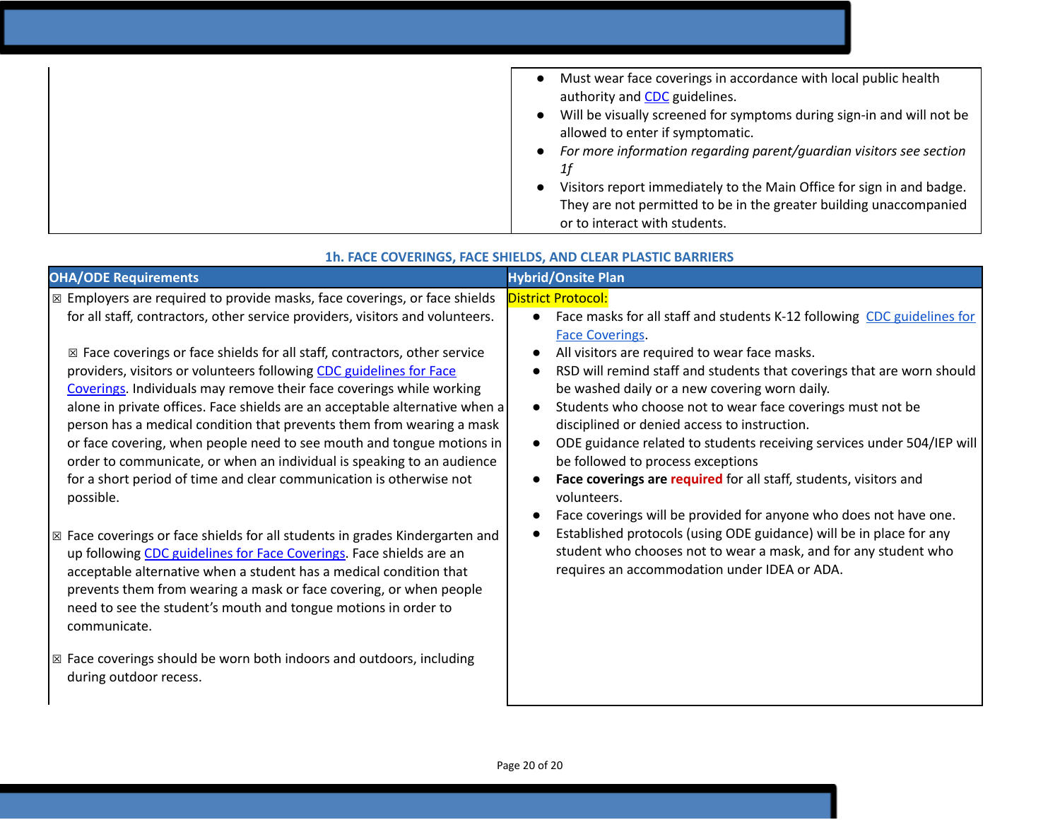| | |
|---|---|
| | • Must wear face coverings in accordance with local public health authority and CDC guidelines.<br>• Will be visually screened for symptoms during sign-in and will not be allowed to enter if symptomatic.<br>• *For more information regarding parent/guardian visitors see section 1f*<br>• Visitors report immediately to the Main Office for sign in and badge. They are not permitted to be in the greater building unaccompanied or to interact with students. |

### 1h. FACE COVERINGS, FACE SHIELDS, AND CLEAR PLASTIC BARRIERS

| OHA/ODE Requirements | Hybrid/Onsite Plan |
|---|---|
| ☒ Employers are required to provide masks, face coverings, or face shields for all staff, contractors, other service providers, visitors and volunteers.<br><br>☒ Face coverings or face shields for all staff, contractors, other service providers, visitors or volunteers following CDC guidelines for Face Coverings. Individuals may remove their face coverings while working alone in private offices. Face shields are an acceptable alternative when a person has a medical condition that prevents them from wearing a mask or face covering, when people need to see mouth and tongue motions in order to communicate, or when an individual is speaking to an audience for a short period of time and clear communication is otherwise not possible.<br><br>☒ Face coverings or face shields for all students in grades Kindergarten and up following CDC guidelines for Face Coverings. Face shields are an acceptable alternative when a student has a medical condition that prevents them from wearing a mask or face covering, or when people need to see the student's mouth and tongue motions in order to communicate.<br><br>☒ Face coverings should be worn both indoors and outdoors, including during outdoor recess. | District Protocol:<br>• Face masks for all staff and students K-12 following CDC guidelines for Face Coverings.<br>• All visitors are required to wear face masks.<br>• RSD will remind staff and students that coverings that are worn should be washed daily or a new covering worn daily.<br>• Students who choose not to wear face coverings must not be disciplined or denied access to instruction.<br>• ODE guidance related to students receiving services under 504/IEP will be followed to process exceptions<br>• **Face coverings are required** for all staff, students, visitors and volunteers.<br>• Face coverings will be provided for anyone who does not have one.<br>• Established protocols (using ODE guidance) will be in place for any student who chooses not to wear a mask, and for any student who requires an accommodation under IDEA or ADA. |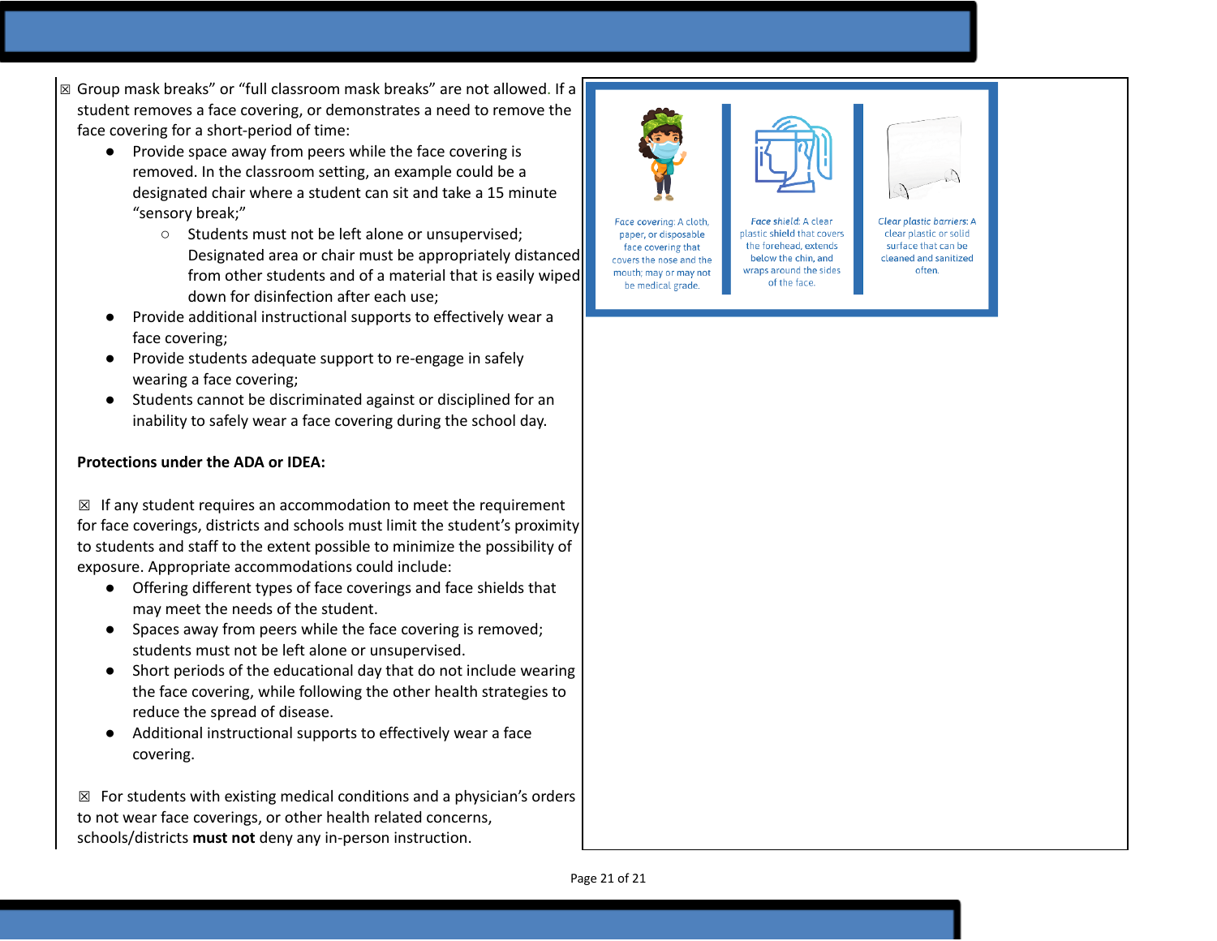☒ Group mask breaks" or "full classroom mask breaks" are not allowed. If a student removes a face covering, or demonstrates a need to remove the face covering for a short-period of time:

- Provide space away from peers while the face covering is removed. In the classroom setting, an example could be a designated chair where a student can sit and take a 15 minute "sensory break;"
    - Students must not be left alone or unsupervised; Designated area or chair must be appropriately distanced from other students and of a material that is easily wiped down for disinfection after each use;
- Provide additional instructional supports to effectively wear a face covering;
- Provide students adequate support to re-engage in safely wearing a face covering;
- Students cannot be discriminated against or disciplined for an inability to safely wear a face covering during the school day.

**Protections under the ADA or IDEA:**

☒ If any student requires an accommodation to meet the requirement for face coverings, districts and schools must limit the student's proximity to students and staff to the extent possible to minimize the possibility of exposure. Appropriate accommodations could include:

- Offering different types of face coverings and face shields that may meet the needs of the student.
- Spaces away from peers while the face covering is removed; students must not be left alone or unsupervised.
- Short periods of the educational day that do not include wearing the face covering, while following the other health strategies to reduce the spread of disease.
- Additional instructional supports to effectively wear a face covering.

☒ For students with existing medical conditions and a physician's orders to not wear face coverings, or other health related concerns, schools/districts **must not** deny any in-person instruction.

*Face covering:* A cloth, paper, or disposable face covering that covers the nose and the mouth; may or may not be medical grade.

*Face shield:* A clear plastic shield that covers the forehead, extends below the chin, and wraps around the sides of the face.

*Clear plastic barriers:* A clear plastic or solid surface that can be cleaned and sanitized often.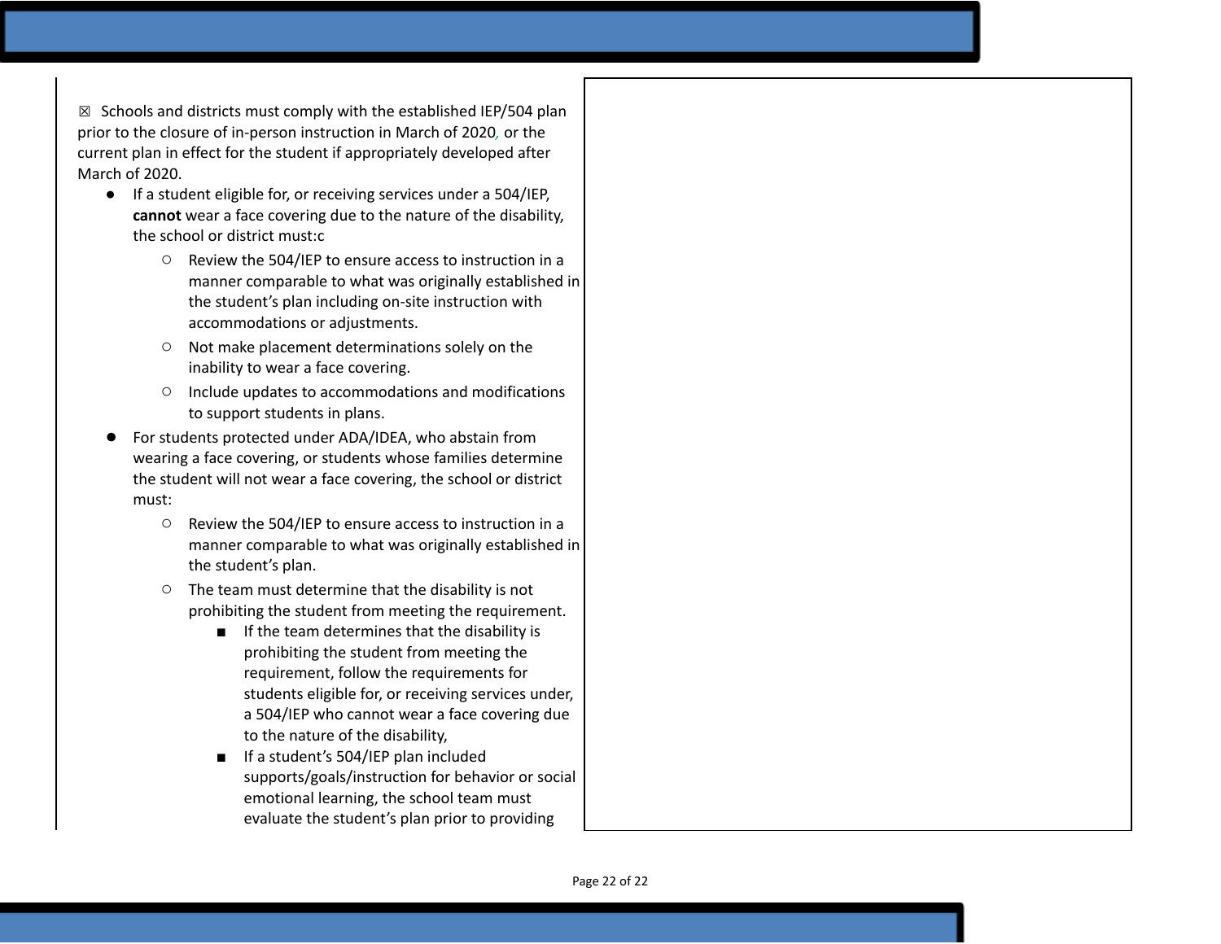☒ Schools and districts must comply with the established IEP/504 plan prior to the closure of in-person instruction in March of 2020, or the current plan in effect for the student if appropriately developed after March of 2020.

- If a student eligible for, or receiving services under a 504/IEP, **cannot** wear a face covering due to the nature of the disability, the school or district must:c
  - Review the 504/IEP to ensure access to instruction in a manner comparable to what was originally established in the student's plan including on-site instruction with accommodations or adjustments.
  - Not make placement determinations solely on the inability to wear a face covering.
  - Include updates to accommodations and modifications to support students in plans.
- For students protected under ADA/IDEA, who abstain from wearing a face covering, or students whose families determine the student will not wear a face covering, the school or district must:
  - Review the 504/IEP to ensure access to instruction in a manner comparable to what was originally established in the student's plan.
  - The team must determine that the disability is not prohibiting the student from meeting the requirement.
    - If the team determines that the disability is prohibiting the student from meeting the requirement, follow the requirements for students eligible for, or receiving services under, a 504/IEP who cannot wear a face covering due to the nature of the disability,
    - If a student's 504/IEP plan included supports/goals/instruction for behavior or social emotional learning, the school team must evaluate the student's plan prior to providing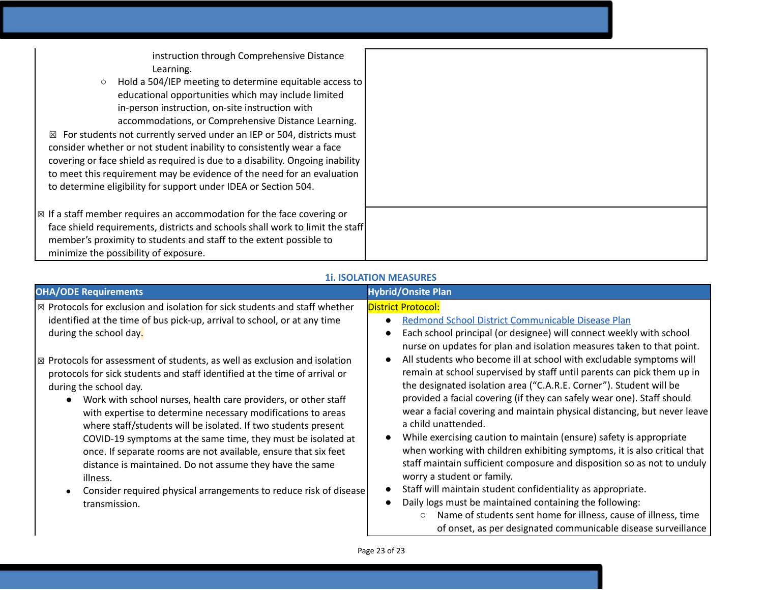| | |
|---|---|
| instruction through Comprehensive Distance Learning.<br>○ Hold a 504/IEP meeting to determine equitable access to educational opportunities which may include limited in-person instruction, on-site instruction with accommodations, or Comprehensive Distance Learning.<br>☒ For students not currently served under an IEP or 504, districts must consider whether or not student inability to consistently wear a face covering or face shield as required is due to a disability. Ongoing inability to meet this requirement may be evidence of the need for an evaluation to determine eligibility for support under IDEA or Section 504. | |
| ☒ If a staff member requires an accommodation for the face covering or face shield requirements, districts and schools shall work to limit the staff member's proximity to students and staff to the extent possible to minimize the possibility of exposure. | |

### 1i. ISOLATION MEASURES

| OHA/ODE Requirements | Hybrid/Onsite Plan |
|---|---|
| ☒ Protocols for exclusion and isolation for sick students and staff whether identified at the time of bus pick-up, arrival to school, or at any time during the school day.<br><br>☒ Protocols for assessment of students, as well as exclusion and isolation protocols for sick students and staff identified at the time of arrival or during the school day.<br>• Work with school nurses, health care providers, or other staff with expertise to determine necessary modifications to areas where staff/students will be isolated. If two students present COVID-19 symptoms at the same time, they must be isolated at once. If separate rooms are not available, ensure that six feet distance is maintained. Do not assume they have the same illness.<br>• Consider required physical arrangements to reduce risk of disease transmission. | District Protocol:<br>• Redmond School District Communicable Disease Plan<br>• Each school principal (or designee) will connect weekly with school nurse on updates for plan and isolation measures taken to that point.<br>• All students who become ill at school with excludable symptoms will remain at school supervised by staff until parents can pick them up in the designated isolation area ("C.A.R.E. Corner"). Student will be provided a facial covering (if they can safely wear one). Staff should wear a facial covering and maintain physical distancing, but never leave a child unattended.<br>• While exercising caution to maintain (ensure) safety is appropriate when working with children exhibiting symptoms, it is also critical that staff maintain sufficient composure and disposition so as not to unduly worry a student or family.<br>• Staff will maintain student confidentiality as appropriate.<br>• Daily logs must be maintained containing the following:<br>  ○ Name of students sent home for illness, cause of illness, time of onset, as per designated communicable disease surveillance |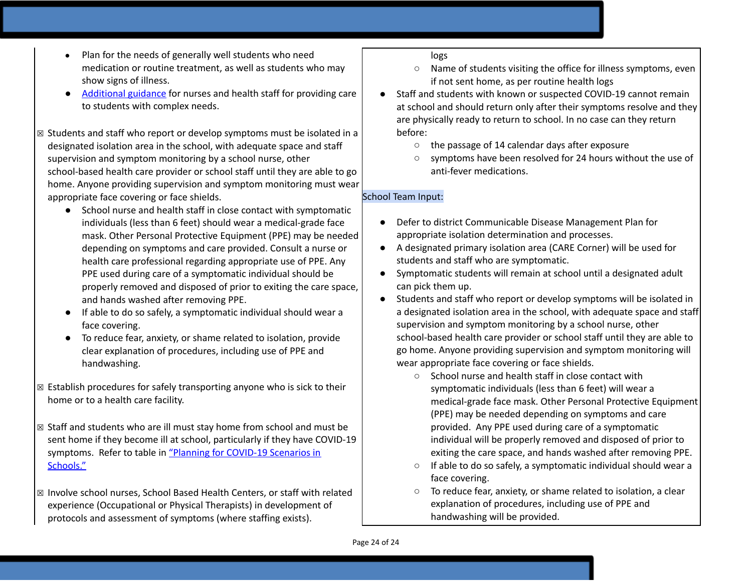- Plan for the needs of generally well students who need medication or routine treatment, as well as students who may show signs of illness.
- [Additional guidance]() for nurses and health staff for providing care to students with complex needs.

☒ Students and staff who report or develop symptoms must be isolated in a designated isolation area in the school, with adequate space and staff supervision and symptom monitoring by a school nurse, other school-based health care provider or school staff until they are able to go home. Anyone providing supervision and symptom monitoring must wear appropriate face covering or face shields.

- School nurse and health staff in close contact with symptomatic individuals (less than 6 feet) should wear a medical-grade face mask. Other Personal Protective Equipment (PPE) may be needed depending on symptoms and care provided. Consult a nurse or health care professional regarding appropriate use of PPE. Any PPE used during care of a symptomatic individual should be properly removed and disposed of prior to exiting the care space, and hands washed after removing PPE.
- If able to do so safely, a symptomatic individual should wear a face covering.
- To reduce fear, anxiety, or shame related to isolation, provide clear explanation of procedures, including use of PPE and handwashing.

☒ Establish procedures for safely transporting anyone who is sick to their home or to a health care facility.

☒ Staff and students who are ill must stay home from school and must be sent home if they become ill at school, particularly if they have COVID-19 symptoms. Refer to table in ["Planning for COVID-19 Scenarios in Schools."]()

☒ Involve school nurses, School Based Health Centers, or staff with related experience (Occupational or Physical Therapists) in development of protocols and assessment of symptoms (where staffing exists).

logs

  - Name of students visiting the office for illness symptoms, even if not sent home, as per routine health logs

- Staff and students with known or suspected COVID-19 cannot remain at school and should return only after their symptoms resolve and they are physically ready to return to school. In no case can they return before:
  - the passage of 14 calendar days after exposure
  - symptoms have been resolved for 24 hours without the use of anti-fever medications.

School Team Input:

- Defer to district Communicable Disease Management Plan for appropriate isolation determination and processes.
- A designated primary isolation area (CARE Corner) will be used for students and staff who are symptomatic.
- Symptomatic students will remain at school until a designated adult can pick them up.
- Students and staff who report or develop symptoms will be isolated in a designated isolation area in the school, with adequate space and staff supervision and symptom monitoring by a school nurse, other school-based health care provider or school staff until they are able to go home. Anyone providing supervision and symptom monitoring will wear appropriate face covering or face shields.
  - School nurse and health staff in close contact with symptomatic individuals (less than 6 feet) will wear a medical-grade face mask. Other Personal Protective Equipment (PPE) may be needed depending on symptoms and care provided. Any PPE used during care of a symptomatic individual will be properly removed and disposed of prior to exiting the care space, and hands washed after removing PPE.
  - If able to do so safely, a symptomatic individual should wear a face covering.
  - To reduce fear, anxiety, or shame related to isolation, a clear explanation of procedures, including use of PPE and handwashing will be provided.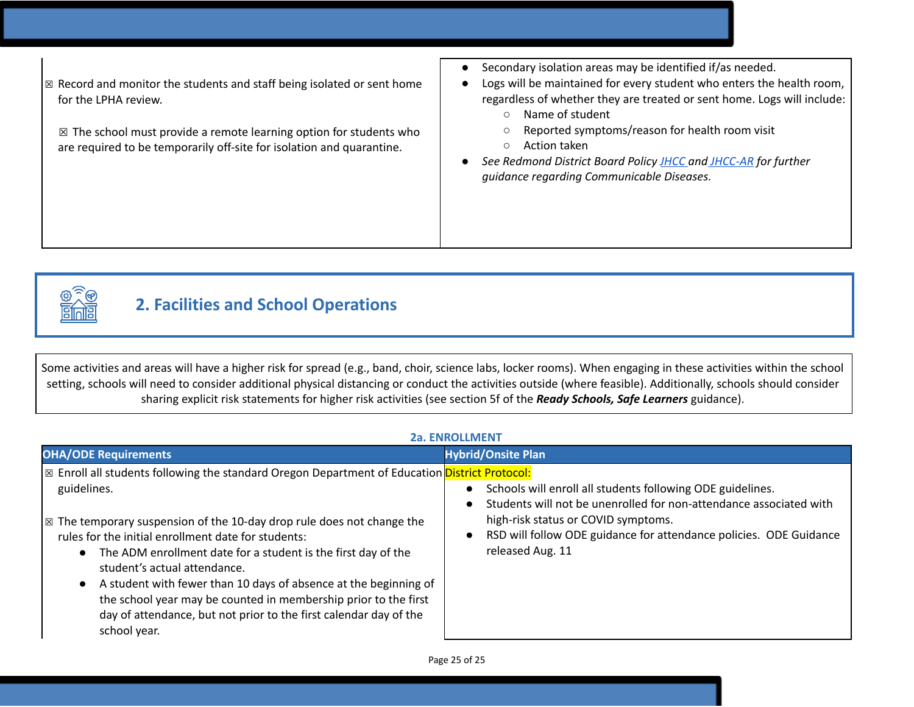| | |
|---|---|
| ☒ Record and monitor the students and staff being isolated or sent home for the LPHA review.<br><br>☒ The school must provide a remote learning option for students who are required to be temporarily off-site for isolation and quarantine. | • Secondary isolation areas may be identified if/as needed.<br>• Logs will be maintained for every student who enters the health room, regardless of whether they are treated or sent home. Logs will include:<br>  ○ Name of student<br>  ○ Reported symptoms/reason for health room visit<br>  ○ Action taken<br>• *See Redmond District Board Policy JHCC and JHCC-AR for further guidance regarding Communicable Diseases.* |

## 2. Facilities and School Operations

Some activities and areas will have a higher risk for spread (e.g., band, choir, science labs, locker rooms). When engaging in these activities within the school setting, schools will need to consider additional physical distancing or conduct the activities outside (where feasible). Additionally, schools should consider sharing explicit risk statements for higher risk activities (see section 5f of the ***Ready Schools, Safe Learners*** guidance).

### 2a. ENROLLMENT

| OHA/ODE Requirements | Hybrid/Onsite Plan |
|---|---|
| ☒ Enroll all students following the standard Oregon Department of Education guidelines.<br><br>☒ The temporary suspension of the 10-day drop rule does not change the rules for the initial enrollment date for students:<br>• The ADM enrollment date for a student is the first day of the student's actual attendance.<br>• A student with fewer than 10 days of absence at the beginning of the school year may be counted in membership prior to the first day of attendance, but not prior to the first calendar day of the school year. | District Protocol:<br>• Schools will enroll all students following ODE guidelines.<br>• Students will not be unenrolled for non-attendance associated with high-risk status or COVID symptoms.<br>• RSD will follow ODE guidance for attendance policies. ODE Guidance released Aug. 11 |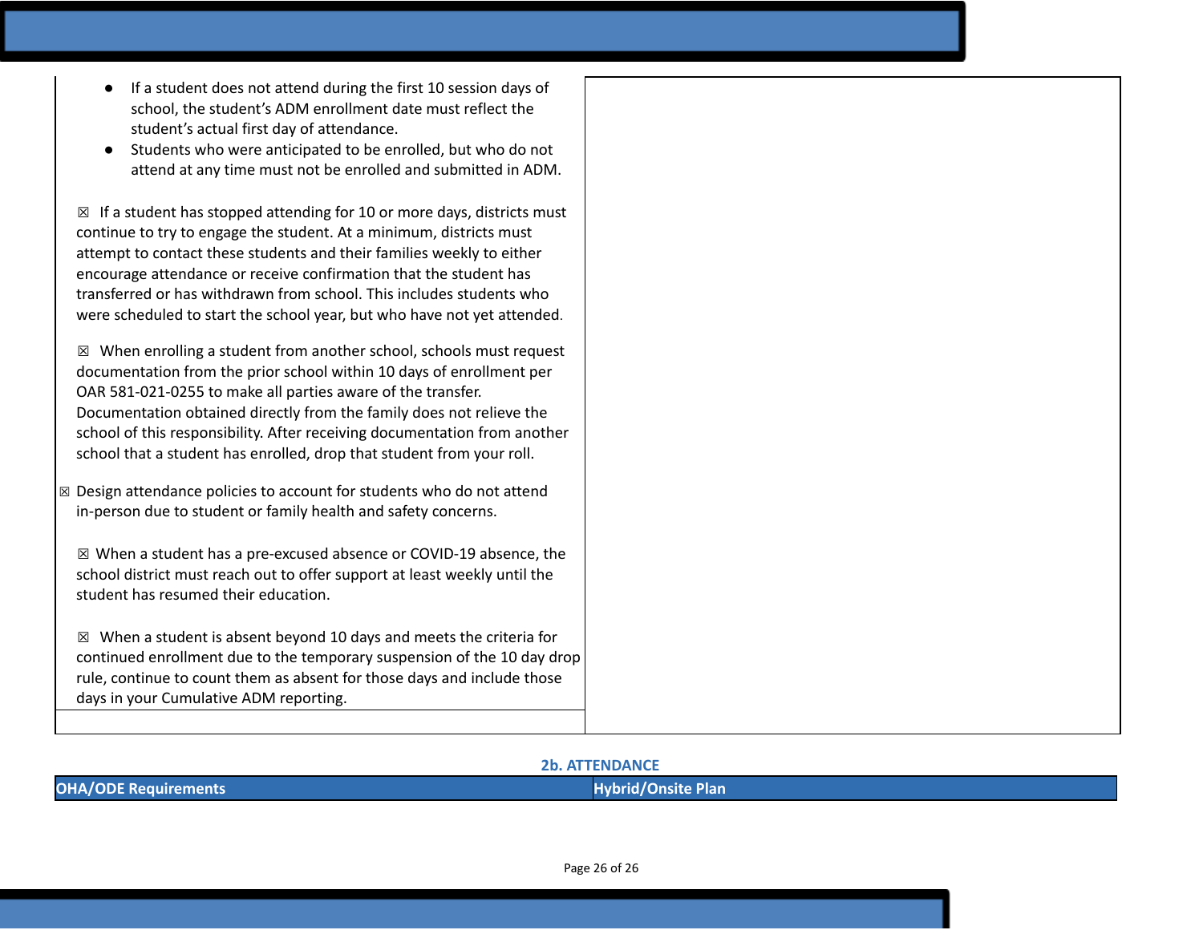| | |
|---|---|
| ● If a student does not attend during the first 10 session days of school, the student's ADM enrollment date must reflect the student's actual first day of attendance.<br>● Students who were anticipated to be enrolled, but who do not attend at any time must not be enrolled and submitted in ADM.<br><br>☒ If a student has stopped attending for 10 or more days, districts must continue to try to engage the student. At a minimum, districts must attempt to contact these students and their families weekly to either encourage attendance or receive confirmation that the student has transferred or has withdrawn from school. This includes students who were scheduled to start the school year, but who have not yet attended.<br><br>☒ When enrolling a student from another school, schools must request documentation from the prior school within 10 days of enrollment per OAR 581-021-0255 to make all parties aware of the transfer. Documentation obtained directly from the family does not relieve the school of this responsibility. After receiving documentation from another school that a student has enrolled, drop that student from your roll.<br><br>☒ Design attendance policies to account for students who do not attend in-person due to student or family health and safety concerns.<br><br>☒ When a student has a pre-excused absence or COVID-19 absence, the school district must reach out to offer support at least weekly until the student has resumed their education.<br><br>☒ When a student is absent beyond 10 days and meets the criteria for continued enrollment due to the temporary suspension of the 10 day drop rule, continue to count them as absent for those days and include those days in your Cumulative ADM reporting. | |

## 2b. ATTENDANCE

| OHA/ODE Requirements | Hybrid/Onsite Plan |
|---|---|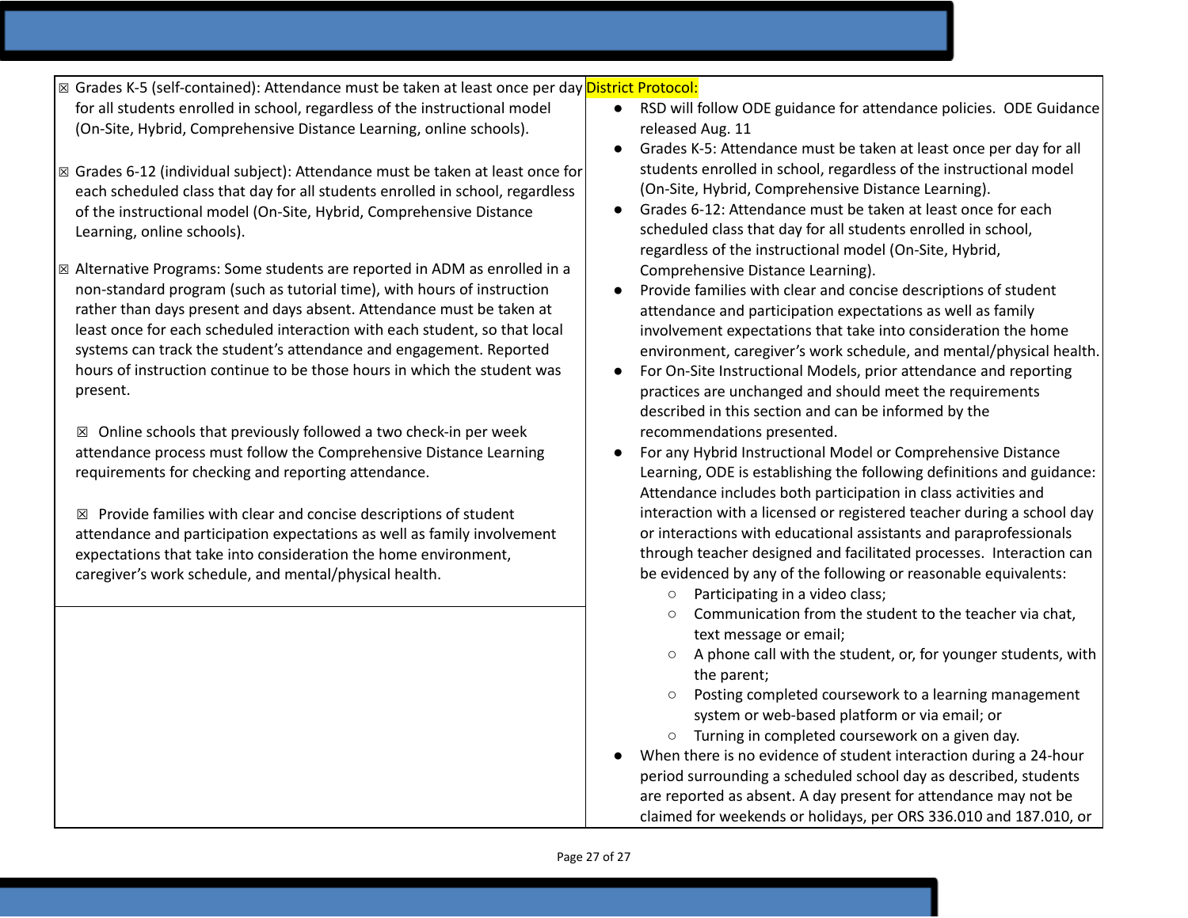| | |
|---|---|
| ☒ Grades K-5 (self-contained): Attendance must be taken at least once per day for all students enrolled in school, regardless of the instructional model (On-Site, Hybrid, Comprehensive Distance Learning, online schools).<br><br>☒ Grades 6-12 (individual subject): Attendance must be taken at least once for each scheduled class that day for all students enrolled in school, regardless of the instructional model (On-Site, Hybrid, Comprehensive Distance Learning, online schools).<br><br>☒ Alternative Programs: Some students are reported in ADM as enrolled in a non-standard program (such as tutorial time), with hours of instruction rather than days present and days absent. Attendance must be taken at least once for each scheduled interaction with each student, so that local systems can track the student's attendance and engagement. Reported hours of instruction continue to be those hours in which the student was present.<br><br>☒ Online schools that previously followed a two check-in per week attendance process must follow the Comprehensive Distance Learning requirements for checking and reporting attendance.<br><br>☒ Provide families with clear and concise descriptions of student attendance and participation expectations as well as family involvement expectations that take into consideration the home environment, caregiver's work schedule, and mental/physical health. | District Protocol:<br>• RSD will follow ODE guidance for attendance policies. ODE Guidance released Aug. 11<br>• Grades K-5: Attendance must be taken at least once per day for all students enrolled in school, regardless of the instructional model (On-Site, Hybrid, Comprehensive Distance Learning).<br>• Grades 6-12: Attendance must be taken at least once for each scheduled class that day for all students enrolled in school, regardless of the instructional model (On-Site, Hybrid, Comprehensive Distance Learning).<br>• Provide families with clear and concise descriptions of student attendance and participation expectations as well as family involvement expectations that take into consideration the home environment, caregiver's work schedule, and mental/physical health.<br>• For On-Site Instructional Models, prior attendance and reporting practices are unchanged and should meet the requirements described in this section and can be informed by the recommendations presented.<br>• For any Hybrid Instructional Model or Comprehensive Distance Learning, ODE is establishing the following definitions and guidance: Attendance includes both participation in class activities and interaction with a licensed or registered teacher during a school day or interactions with educational assistants and paraprofessionals through teacher designed and facilitated processes. Interaction can be evidenced by any of the following or reasonable equivalents:<br>  ○ Participating in a video class;<br>  ○ Communication from the student to the teacher via chat, text message or email;<br>  ○ A phone call with the student, or, for younger students, with the parent;<br>  ○ Posting completed coursework to a learning management system or web-based platform or via email; or<br>  ○ Turning in completed coursework on a given day.<br>• When there is no evidence of student interaction during a 24-hour period surrounding a scheduled school day as described, students are reported as absent. A day present for attendance may not be claimed for weekends or holidays, per ORS 336.010 and 187.010, or |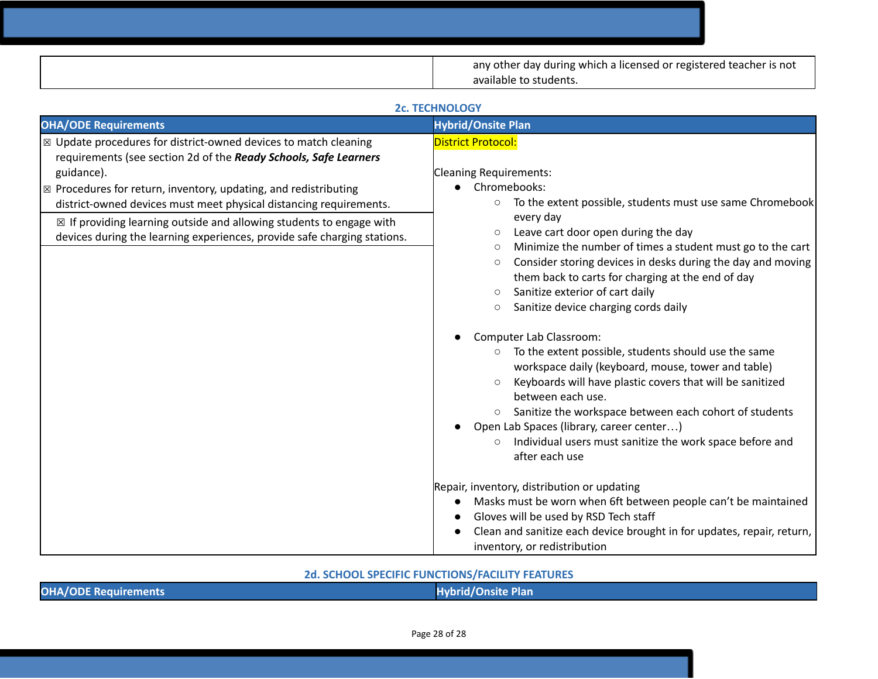| | |
|---|---|
| | any other day during which a licensed or registered teacher is not available to students. |

### 2c. TECHNOLOGY

| OHA/ODE Requirements | Hybrid/Onsite Plan |
|---|---|
| ☒ Update procedures for district-owned devices to match cleaning requirements (see section 2d of the ***Ready Schools, Safe Learners*** guidance).<br>☒ Procedures for return, inventory, updating, and redistributing district-owned devices must meet physical distancing requirements.<br>☒ If providing learning outside and allowing students to engage with devices during the learning experiences, provide safe charging stations. | District Protocol:<br><br>Cleaning Requirements:<br>● Chromebooks:<br>○ To the extent possible, students must use same Chromebook every day<br>○ Leave cart door open during the day<br>○ Minimize the number of times a student must go to the cart<br>○ Consider storing devices in desks during the day and moving them back to carts for charging at the end of day<br>○ Sanitize exterior of cart daily<br>○ Sanitize device charging cords daily<br><br>● Computer Lab Classroom:<br>○ To the extent possible, students should use the same workspace daily (keyboard, mouse, tower and table)<br>○ Keyboards will have plastic covers that will be sanitized between each use.<br>○ Sanitize the workspace between each cohort of students<br>● Open Lab Spaces (library, career center…)<br>○ Individual users must sanitize the work space before and after each use<br><br>Repair, inventory, distribution or updating<br>● Masks must be worn when 6ft between people can't be maintained<br>● Gloves will be used by RSD Tech staff<br>● Clean and sanitize each device brought in for updates, repair, return, inventory, or redistribution |

### 2d. SCHOOL SPECIFIC FUNCTIONS/FACILITY FEATURES

| OHA/ODE Requirements | Hybrid/Onsite Plan |
|---|---|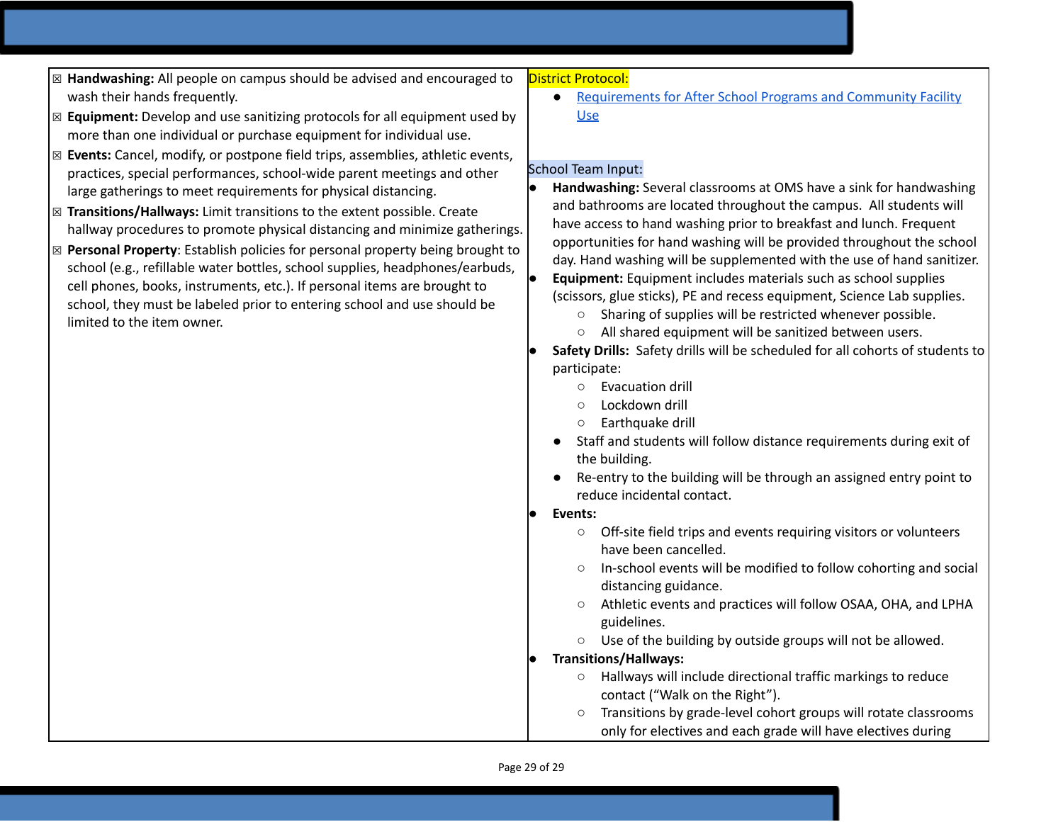| | |
|---|---|
| ☒ **Handwashing:** All people on campus should be advised and encouraged to wash their hands frequently.<br>☒ **Equipment:** Develop and use sanitizing protocols for all equipment used by more than one individual or purchase equipment for individual use.<br>☒ **Events:** Cancel, modify, or postpone field trips, assemblies, athletic events, practices, special performances, school-wide parent meetings and other large gatherings to meet requirements for physical distancing.<br>☒ **Transitions/Hallways:** Limit transitions to the extent possible. Create hallway procedures to promote physical distancing and minimize gatherings.<br>☒ **Personal Property**: Establish policies for personal property being brought to school (e.g., refillable water bottles, school supplies, headphones/earbuds, cell phones, books, instruments, etc.). If personal items are brought to school, they must be labeled prior to entering school and use should be limited to the item owner. | District Protocol:<br>● Requirements for After School Programs and Community Facility Use<br><br>School Team Input:<br>● **Handwashing:** Several classrooms at OMS have a sink for handwashing and bathrooms are located throughout the campus. All students will have access to hand washing prior to breakfast and lunch. Frequent opportunities for hand washing will be provided throughout the school day. Hand washing will be supplemented with the use of hand sanitizer.<br>● **Equipment:** Equipment includes materials such as school supplies (scissors, glue sticks), PE and recess equipment, Science Lab supplies.<br>&nbsp;&nbsp;&nbsp;&nbsp;○ Sharing of supplies will be restricted whenever possible.<br>&nbsp;&nbsp;&nbsp;&nbsp;○ All shared equipment will be sanitized between users.<br>● **Safety Drills:** Safety drills will be scheduled for all cohorts of students to participate:<br>&nbsp;&nbsp;&nbsp;&nbsp;○ Evacuation drill<br>&nbsp;&nbsp;&nbsp;&nbsp;○ Lockdown drill<br>&nbsp;&nbsp;&nbsp;&nbsp;○ Earthquake drill<br>● Staff and students will follow distance requirements during exit of the building.<br>● Re-entry to the building will be through an assigned entry point to reduce incidental contact.<br>● **Events:**<br>&nbsp;&nbsp;&nbsp;&nbsp;○ Off-site field trips and events requiring visitors or volunteers have been cancelled.<br>&nbsp;&nbsp;&nbsp;&nbsp;○ In-school events will be modified to follow cohorting and social distancing guidance.<br>&nbsp;&nbsp;&nbsp;&nbsp;○ Athletic events and practices will follow OSAA, OHA, and LPHA guidelines.<br>&nbsp;&nbsp;&nbsp;&nbsp;○ Use of the building by outside groups will not be allowed.<br>● **Transitions/Hallways:**<br>&nbsp;&nbsp;&nbsp;&nbsp;○ Hallways will include directional traffic markings to reduce contact ("Walk on the Right").<br>&nbsp;&nbsp;&nbsp;&nbsp;○ Transitions by grade-level cohort groups will rotate classrooms only for electives and each grade will have electives during |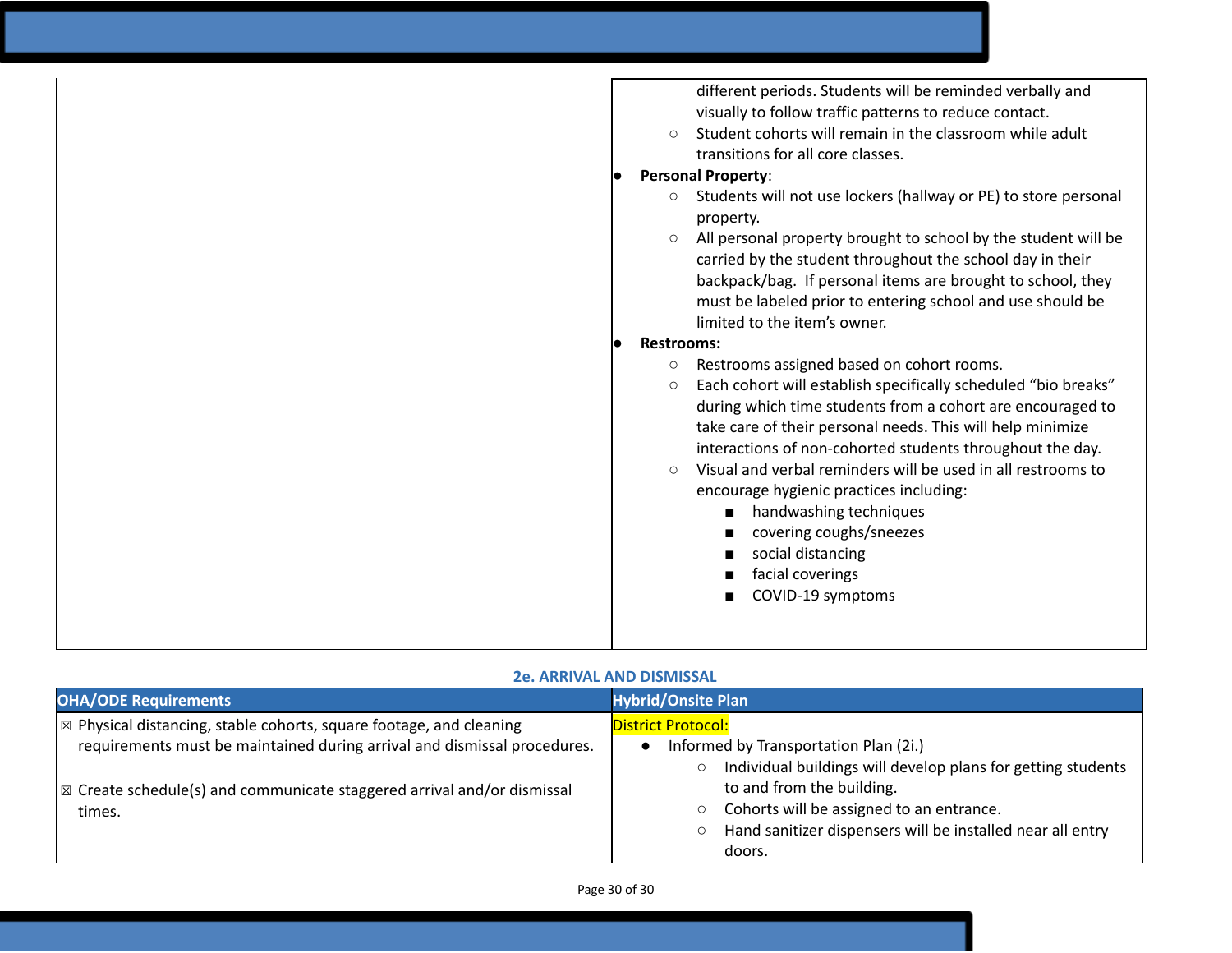| | |
|---|---|
| | different periods. Students will be reminded verbally and visually to follow traffic patterns to reduce contact.<br>○ Student cohorts will remain in the classroom while adult transitions for all core classes.<br>● **Personal Property**:<br>○ Students will not use lockers (hallway or PE) to store personal property.<br>○ All personal property brought to school by the student will be carried by the student throughout the school day in their backpack/bag. If personal items are brought to school, they must be labeled prior to entering school and use should be limited to the item's owner.<br>● **Restrooms:**<br>○ Restrooms assigned based on cohort rooms.<br>○ Each cohort will establish specifically scheduled "bio breaks" during which time students from a cohort are encouraged to take care of their personal needs. This will help minimize interactions of non-cohorted students throughout the day.<br>○ Visual and verbal reminders will be used in all restrooms to encourage hygienic practices including:<br>■ handwashing techniques<br>■ covering coughs/sneezes<br>■ social distancing<br>■ facial coverings<br>■ COVID-19 symptoms |

### 2e. ARRIVAL AND DISMISSAL

| OHA/ODE Requirements | Hybrid/Onsite Plan |
|---|---|
| ☒ Physical distancing, stable cohorts, square footage, and cleaning requirements must be maintained during arrival and dismissal procedures.<br><br>☒ Create schedule(s) and communicate staggered arrival and/or dismissal times. | District Protocol:<br>● Informed by Transportation Plan (2i.)<br>○ Individual buildings will develop plans for getting students to and from the building.<br>○ Cohorts will be assigned to an entrance.<br>○ Hand sanitizer dispensers will be installed near all entry doors. |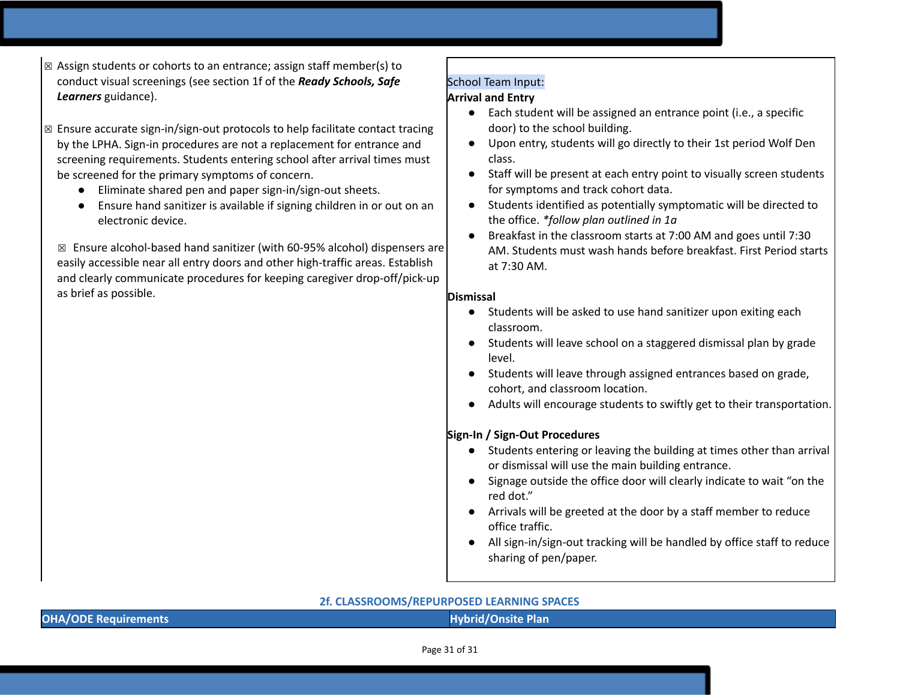| | |
|---|---|
| ☒ Assign students or cohorts to an entrance; assign staff member(s) to conduct visual screenings (see section 1f of the ***Ready Schools, Safe Learners*** guidance).<br><br>☒ Ensure accurate sign-in/sign-out protocols to help facilitate contact tracing by the LPHA. Sign-in procedures are not a replacement for entrance and screening requirements. Students entering school after arrival times must be screened for the primary symptoms of concern.<br>● Eliminate shared pen and paper sign-in/sign-out sheets.<br>● Ensure hand sanitizer is available if signing children in or out on an electronic device.<br><br>☒ Ensure alcohol-based hand sanitizer (with 60-95% alcohol) dispensers are easily accessible near all entry doors and other high-traffic areas. Establish and clearly communicate procedures for keeping caregiver drop-off/pick-up as brief as possible. | School Team Input:<br>**Arrival and Entry**<br>● Each student will be assigned an entrance point (i.e., a specific door) to the school building.<br>● Upon entry, students will go directly to their 1st period Wolf Den class.<br>● Staff will be present at each entry point to visually screen students for symptoms and track cohort data.<br>● Students identified as potentially symptomatic will be directed to the office. *\*follow plan outlined in 1a*<br>● Breakfast in the classroom starts at 7:00 AM and goes until 7:30 AM. Students must wash hands before breakfast. First Period starts at 7:30 AM.<br><br>**Dismissal**<br>● Students will be asked to use hand sanitizer upon exiting each classroom.<br>● Students will leave school on a staggered dismissal plan by grade level.<br>● Students will leave through assigned entrances based on grade, cohort, and classroom location.<br>● Adults will encourage students to swiftly get to their transportation.<br><br>**Sign-In / Sign-Out Procedures**<br>● Students entering or leaving the building at times other than arrival or dismissal will use the main building entrance.<br>● Signage outside the office door will clearly indicate to wait "on the red dot."<br>● Arrivals will be greeted at the door by a staff member to reduce office traffic.<br>● All sign-in/sign-out tracking will be handled by office staff to reduce sharing of pen/paper. |

## 2f. CLASSROOMS/REPURPOSED LEARNING SPACES

| OHA/ODE Requirements | Hybrid/Onsite Plan |
|---|---|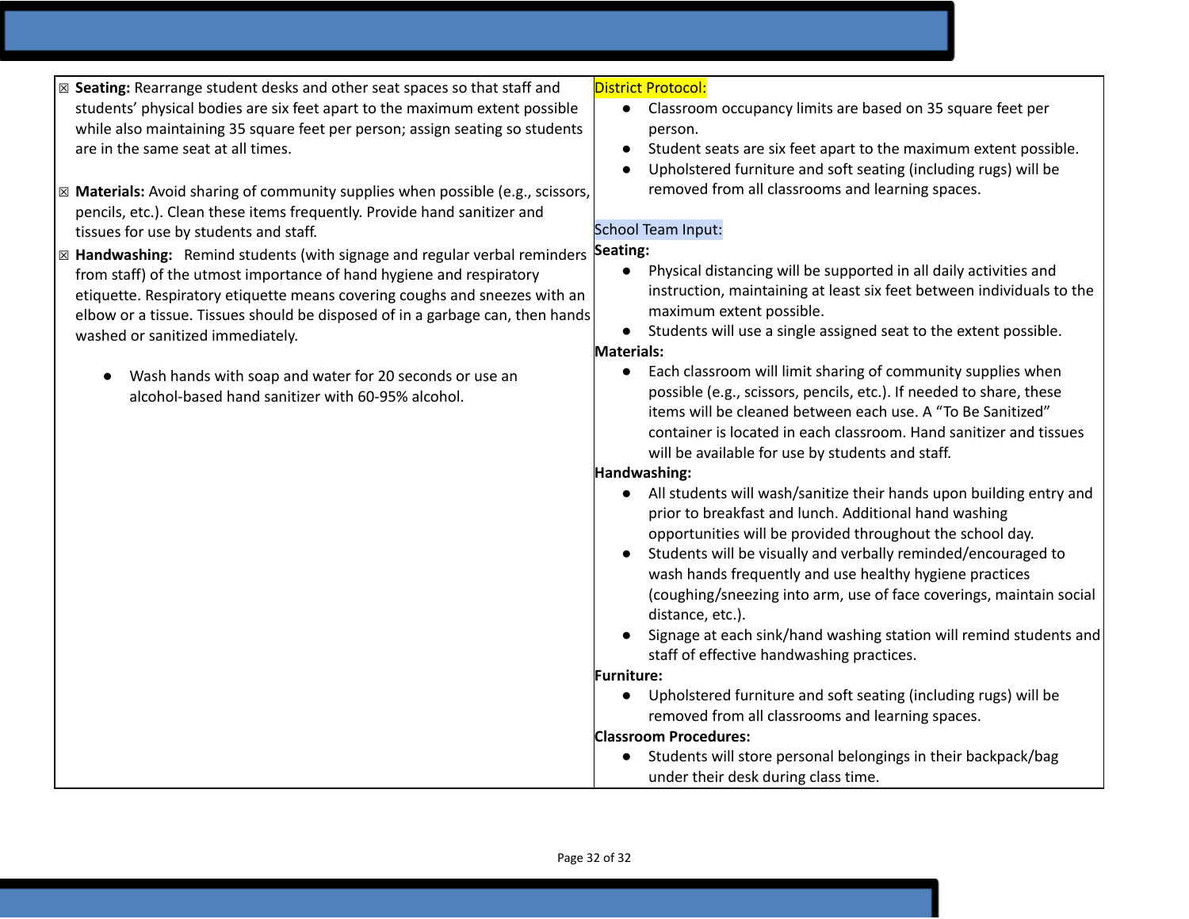| | |
|---|---|
| ☒ **Seating:** Rearrange student desks and other seat spaces so that staff and students' physical bodies are six feet apart to the maximum extent possible while also maintaining 35 square feet per person; assign seating so students are in the same seat at all times.<br><br>☒ **Materials:** Avoid sharing of community supplies when possible (e.g., scissors, pencils, etc.). Clean these items frequently. Provide hand sanitizer and tissues for use by students and staff.<br><br>☒ **Handwashing:** Remind students (with signage and regular verbal reminders from staff) of the utmost importance of hand hygiene and respiratory etiquette. Respiratory etiquette means covering coughs and sneezes with an elbow or a tissue. Tissues should be disposed of in a garbage can, then hands washed or sanitized immediately.<br><br>• Wash hands with soap and water for 20 seconds or use an alcohol-based hand sanitizer with 60-95% alcohol. | District Protocol:<br>• Classroom occupancy limits are based on 35 square feet per person.<br>• Student seats are six feet apart to the maximum extent possible.<br>• Upholstered furniture and soft seating (including rugs) will be removed from all classrooms and learning spaces.<br><br>School Team Input:<br>**Seating:**<br>• Physical distancing will be supported in all daily activities and instruction, maintaining at least six feet between individuals to the maximum extent possible.<br>• Students will use a single assigned seat to the extent possible.<br>**Materials:**<br>• Each classroom will limit sharing of community supplies when possible (e.g., scissors, pencils, etc.). If needed to share, these items will be cleaned between each use. A "To Be Sanitized" container is located in each classroom. Hand sanitizer and tissues will be available for use by students and staff.<br>**Handwashing:**<br>• All students will wash/sanitize their hands upon building entry and prior to breakfast and lunch. Additional hand washing opportunities will be provided throughout the school day.<br>• Students will be visually and verbally reminded/encouraged to wash hands frequently and use healthy hygiene practices (coughing/sneezing into arm, use of face coverings, maintain social distance, etc.).<br>• Signage at each sink/hand washing station will remind students and staff of effective handwashing practices.<br>**Furniture:**<br>• Upholstered furniture and soft seating (including rugs) will be removed from all classrooms and learning spaces.<br>**Classroom Procedures:**<br>• Students will store personal belongings in their backpack/bag under their desk during class time. |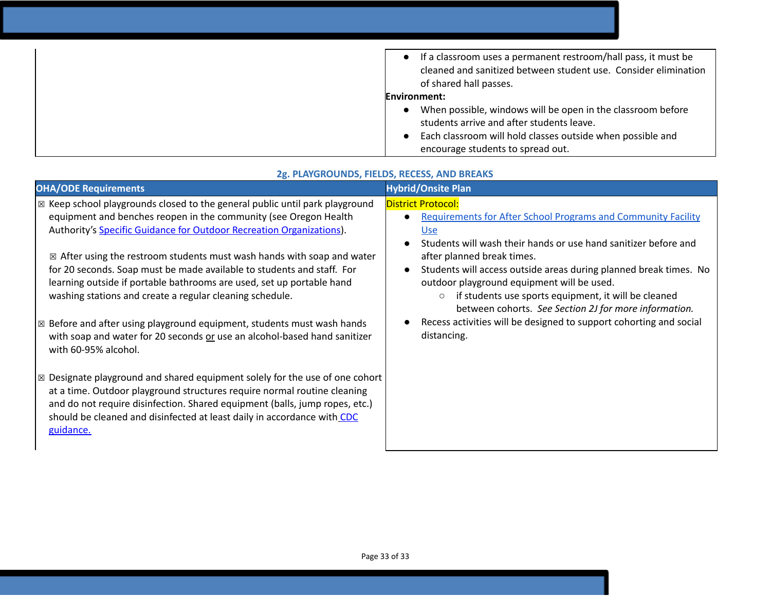| | |
|---|---|
| | ● If a classroom uses a permanent restroom/hall pass, it must be cleaned and sanitized between student use. Consider elimination of shared hall passes.<br>**Environment:**<br>● When possible, windows will be open in the classroom before students arrive and after students leave.<br>● Each classroom will hold classes outside when possible and encourage students to spread out. |

### 2g. PLAYGROUNDS, FIELDS, RECESS, AND BREAKS

| OHA/ODE Requirements | Hybrid/Onsite Plan |
|---|---|
| ☒ Keep school playgrounds closed to the general public until park playground equipment and benches reopen in the community (see Oregon Health Authority's [Specific Guidance for Outdoor Recreation Organizations](#)).<br><br>☒ After using the restroom students must wash hands with soap and water for 20 seconds. Soap must be made available to students and staff. For learning outside if portable bathrooms are used, set up portable hand washing stations and create a regular cleaning schedule.<br><br>☒ Before and after using playground equipment, students must wash hands with soap and water for 20 seconds <u>or</u> use an alcohol-based hand sanitizer with 60-95% alcohol.<br><br>☒ Designate playground and shared equipment solely for the use of one cohort at a time. Outdoor playground structures require normal routine cleaning and do not require disinfection. Shared equipment (balls, jump ropes, etc.) should be cleaned and disinfected at least daily in accordance with [CDC guidance.](#) | District Protocol:<br>● [Requirements for After School Programs and Community Facility Use](#)<br>● Students will wash their hands or use hand sanitizer before and after planned break times.<br>● Students will access outside areas during planned break times. No outdoor playground equipment will be used.<br>&nbsp;&nbsp;&nbsp;&nbsp;○ if students use sports equipment, it will be cleaned between cohorts. *See Section 2J for more information.*<br>● Recess activities will be designed to support cohorting and social distancing. |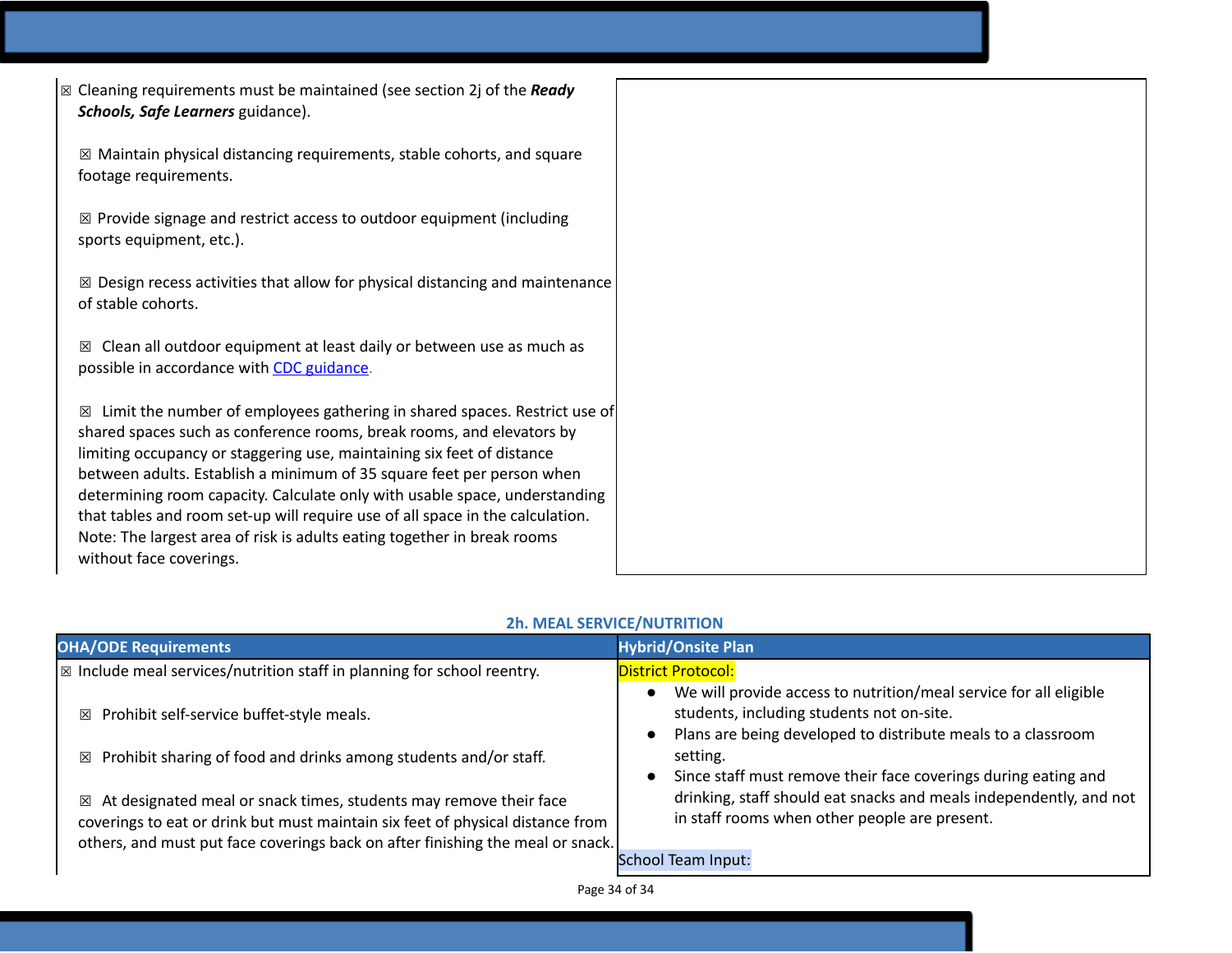| | |
|---|---|
| ☒ Cleaning requirements must be maintained (see section 2j of the ***Ready Schools, Safe Learners*** guidance).<br><br>☒ Maintain physical distancing requirements, stable cohorts, and square footage requirements.<br><br>☒ Provide signage and restrict access to outdoor equipment (including sports equipment, etc.).<br><br>☒ Design recess activities that allow for physical distancing and maintenance of stable cohorts.<br><br>☒ Clean all outdoor equipment at least daily or between use as much as possible in accordance with CDC guidance.<br><br>☒ Limit the number of employees gathering in shared spaces. Restrict use of shared spaces such as conference rooms, break rooms, and elevators by limiting occupancy or staggering use, maintaining six feet of distance between adults. Establish a minimum of 35 square feet per person when determining room capacity. Calculate only with usable space, understanding that tables and room set-up will require use of all space in the calculation. Note: The largest area of risk is adults eating together in break rooms without face coverings. | |

## 2h. MEAL SERVICE/NUTRITION

| OHA/ODE Requirements | Hybrid/Onsite Plan |
|---|---|
| ☒ Include meal services/nutrition staff in planning for school reentry.<br><br>☒ Prohibit self-service buffet-style meals.<br><br>☒ Prohibit sharing of food and drinks among students and/or staff.<br><br>☒ At designated meal or snack times, students may remove their face coverings to eat or drink but must maintain six feet of physical distance from others, and must put face coverings back on after finishing the meal or snack. | District Protocol:<br>• We will provide access to nutrition/meal service for all eligible students, including students not on-site.<br>• Plans are being developed to distribute meals to a classroom setting.<br>• Since staff must remove their face coverings during eating and drinking, staff should eat snacks and meals independently, and not in staff rooms when other people are present.<br><br>School Team Input: |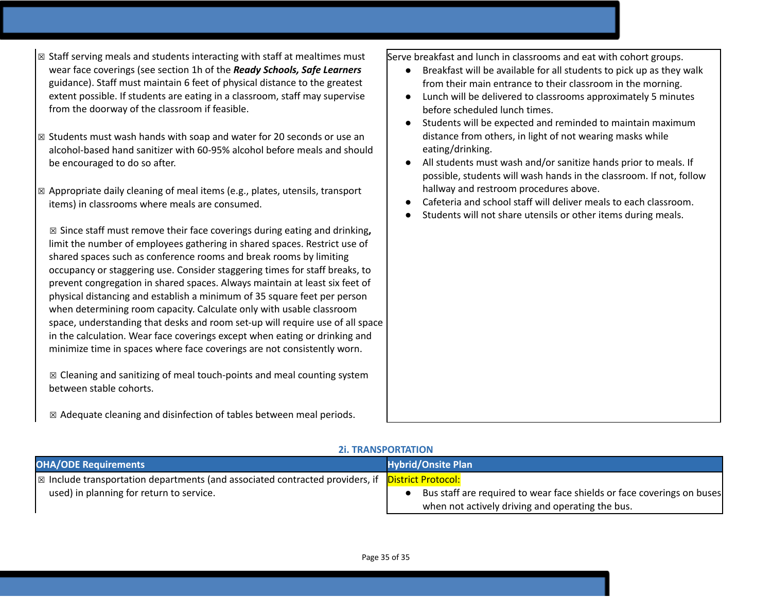| | |
|---|---|
| ☒ Staff serving meals and students interacting with staff at mealtimes must wear face coverings (see section 1h of the ***Ready Schools, Safe Learners*** guidance). Staff must maintain 6 feet of physical distance to the greatest extent possible. If students are eating in a classroom, staff may supervise from the doorway of the classroom if feasible.<br><br>☒ Students must wash hands with soap and water for 20 seconds or use an alcohol-based hand sanitizer with 60-95% alcohol before meals and should be encouraged to do so after.<br><br>☒ Appropriate daily cleaning of meal items (e.g., plates, utensils, transport items) in classrooms where meals are consumed.<br><br>☒ Since staff must remove their face coverings during eating and drinking**,** limit the number of employees gathering in shared spaces. Restrict use of shared spaces such as conference rooms and break rooms by limiting occupancy or staggering use. Consider staggering times for staff breaks, to prevent congregation in shared spaces. Always maintain at least six feet of physical distancing and establish a minimum of 35 square feet per person when determining room capacity. Calculate only with usable classroom space, understanding that desks and room set-up will require use of all space in the calculation. Wear face coverings except when eating or drinking and minimize time in spaces where face coverings are not consistently worn.<br><br>☒ Cleaning and sanitizing of meal touch-points and meal counting system between stable cohorts.<br><br>☒ Adequate cleaning and disinfection of tables between meal periods. | Serve breakfast and lunch in classrooms and eat with cohort groups.<br>• Breakfast will be available for all students to pick up as they walk from their main entrance to their classroom in the morning.<br>• Lunch will be delivered to classrooms approximately 5 minutes before scheduled lunch times.<br>• Students will be expected and reminded to maintain maximum distance from others, in light of not wearing masks while eating/drinking.<br>• All students must wash and/or sanitize hands prior to meals. If possible, students will wash hands in the classroom. If not, follow hallway and restroom procedures above.<br>• Cafeteria and school staff will deliver meals to each classroom.<br>• Students will not share utensils or other items during meals. |

## 2i. TRANSPORTATION

| OHA/ODE Requirements | Hybrid/Onsite Plan |
|---|---|
| ☒ Include transportation departments (and associated contracted providers, if used) in planning for return to service. | District Protocol:<br>• Bus staff are required to wear face shields or face coverings on buses when not actively driving and operating the bus. |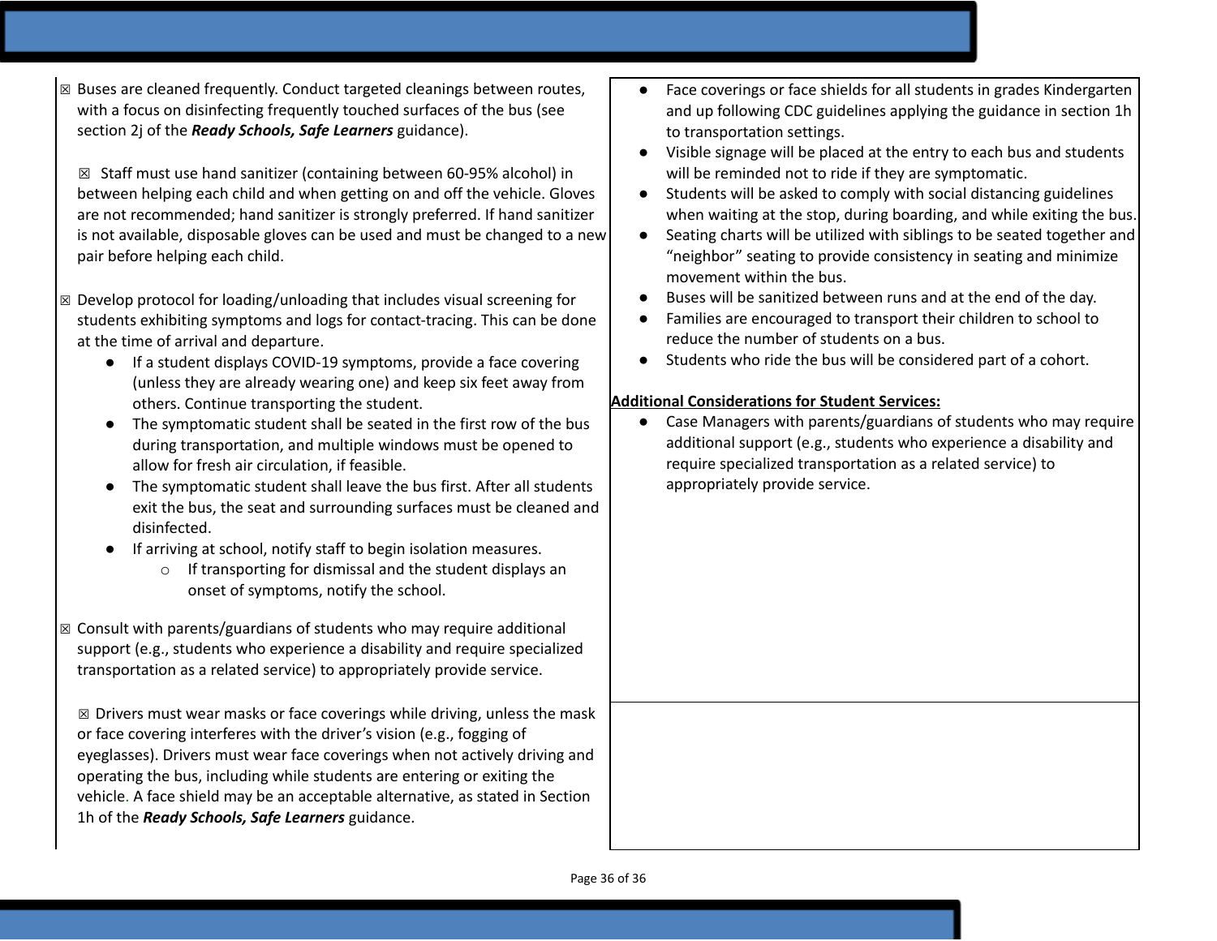☒ Buses are cleaned frequently. Conduct targeted cleanings between routes, with a focus on disinfecting frequently touched surfaces of the bus (see section 2j of the ***Ready Schools, Safe Learners*** guidance).

☒ Staff must use hand sanitizer (containing between 60-95% alcohol) in between helping each child and when getting on and off the vehicle. Gloves are not recommended; hand sanitizer is strongly preferred. If hand sanitizer is not available, disposable gloves can be used and must be changed to a new pair before helping each child.

☒ Develop protocol for loading/unloading that includes visual screening for students exhibiting symptoms and logs for contact-tracing. This can be done at the time of arrival and departure.

- If a student displays COVID-19 symptoms, provide a face covering (unless they are already wearing one) and keep six feet away from others. Continue transporting the student.
- The symptomatic student shall be seated in the first row of the bus during transportation, and multiple windows must be opened to allow for fresh air circulation, if feasible.
- The symptomatic student shall leave the bus first. After all students exit the bus, the seat and surrounding surfaces must be cleaned and disinfected.
- If arriving at school, notify staff to begin isolation measures.
  - If transporting for dismissal and the student displays an onset of symptoms, notify the school.

☒ Consult with parents/guardians of students who may require additional support (e.g., students who experience a disability and require specialized transportation as a related service) to appropriately provide service.

☒ Drivers must wear masks or face coverings while driving, unless the mask or face covering interferes with the driver's vision (e.g., fogging of eyeglasses). Drivers must wear face coverings when not actively driving and operating the bus, including while students are entering or exiting the vehicle. A face shield may be an acceptable alternative, as stated in Section 1h of the ***Ready Schools, Safe Learners*** guidance.

- Face coverings or face shields for all students in grades Kindergarten and up following CDC guidelines applying the guidance in section 1h to transportation settings.
- Visible signage will be placed at the entry to each bus and students will be reminded not to ride if they are symptomatic.
- Students will be asked to comply with social distancing guidelines when waiting at the stop, during boarding, and while exiting the bus.
- Seating charts will be utilized with siblings to be seated together and "neighbor" seating to provide consistency in seating and minimize movement within the bus.
- Buses will be sanitized between runs and at the end of the day.
- Families are encouraged to transport their children to school to reduce the number of students on a bus.
- Students who ride the bus will be considered part of a cohort.

**<u>Additional Considerations for Student Services:</u>**

- Case Managers with parents/guardians of students who may require additional support (e.g., students who experience a disability and require specialized transportation as a related service) to appropriately provide service.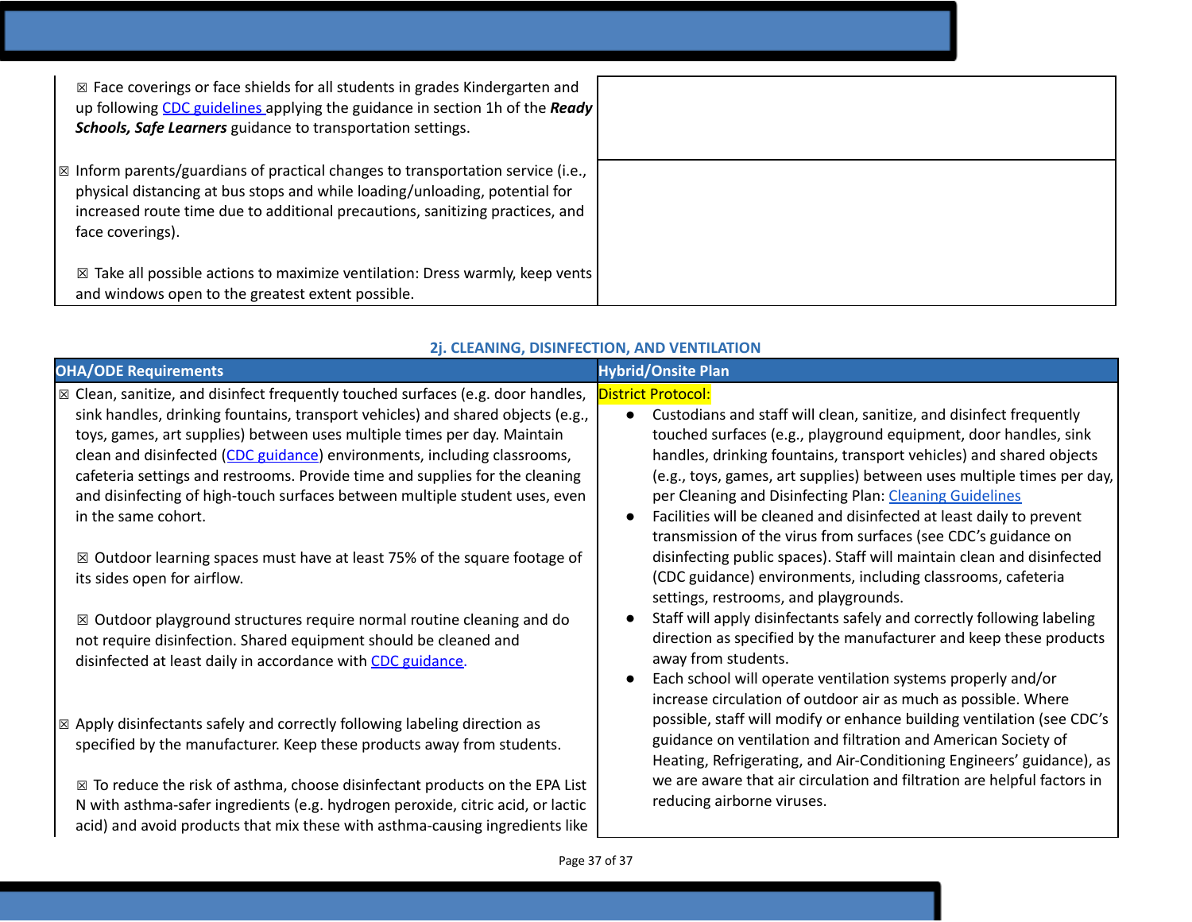| | |
|---|---|
| ☒ Face coverings or face shields for all students in grades Kindergarten and up following [CDC guidelines](#) applying the guidance in section 1h of the ***Ready Schools, Safe Learners*** guidance to transportation settings. | |
| ☒ Inform parents/guardians of practical changes to transportation service (i.e., physical distancing at bus stops and while loading/unloading, potential for increased route time due to additional precautions, sanitizing practices, and face coverings).<br><br>☒ Take all possible actions to maximize ventilation: Dress warmly, keep vents and windows open to the greatest extent possible. | |

### 2j. CLEANING, DISINFECTION, AND VENTILATION

| OHA/ODE Requirements | Hybrid/Onsite Plan |
|---|---|
| ☒ Clean, sanitize, and disinfect frequently touched surfaces (e.g. door handles, sink handles, drinking fountains, transport vehicles) and shared objects (e.g., toys, games, art supplies) between uses multiple times per day. Maintain clean and disinfected ([CDC guidance](#)) environments, including classrooms, cafeteria settings and restrooms. Provide time and supplies for the cleaning and disinfecting of high-touch surfaces between multiple student uses, even in the same cohort.<br><br>☒ Outdoor learning spaces must have at least 75% of the square footage of its sides open for airflow.<br><br>☒ Outdoor playground structures require normal routine cleaning and do not require disinfection. Shared equipment should be cleaned and disinfected at least daily in accordance with [CDC guidance](#).<br><br>☒ Apply disinfectants safely and correctly following labeling direction as specified by the manufacturer. Keep these products away from students.<br><br>☒ To reduce the risk of asthma, choose disinfectant products on the EPA List N with asthma-safer ingredients (e.g. hydrogen peroxide, citric acid, or lactic acid) and avoid products that mix these with asthma-causing ingredients like | District Protocol:<br>• Custodians and staff will clean, sanitize, and disinfect frequently touched surfaces (e.g., playground equipment, door handles, sink handles, drinking fountains, transport vehicles) and shared objects (e.g., toys, games, art supplies) between uses multiple times per day, per Cleaning and Disinfecting Plan: [Cleaning Guidelines](#)<br>• Facilities will be cleaned and disinfected at least daily to prevent transmission of the virus from surfaces (see CDC's guidance on disinfecting public spaces). Staff will maintain clean and disinfected (CDC guidance) environments, including classrooms, cafeteria settings, restrooms, and playgrounds.<br>• Staff will apply disinfectants safely and correctly following labeling direction as specified by the manufacturer and keep these products away from students.<br>• Each school will operate ventilation systems properly and/or increase circulation of outdoor air as much as possible. Where possible, staff will modify or enhance building ventilation (see CDC's guidance on ventilation and filtration and American Society of Heating, Refrigerating, and Air-Conditioning Engineers' guidance), as we are aware that air circulation and filtration are helpful factors in reducing airborne viruses. |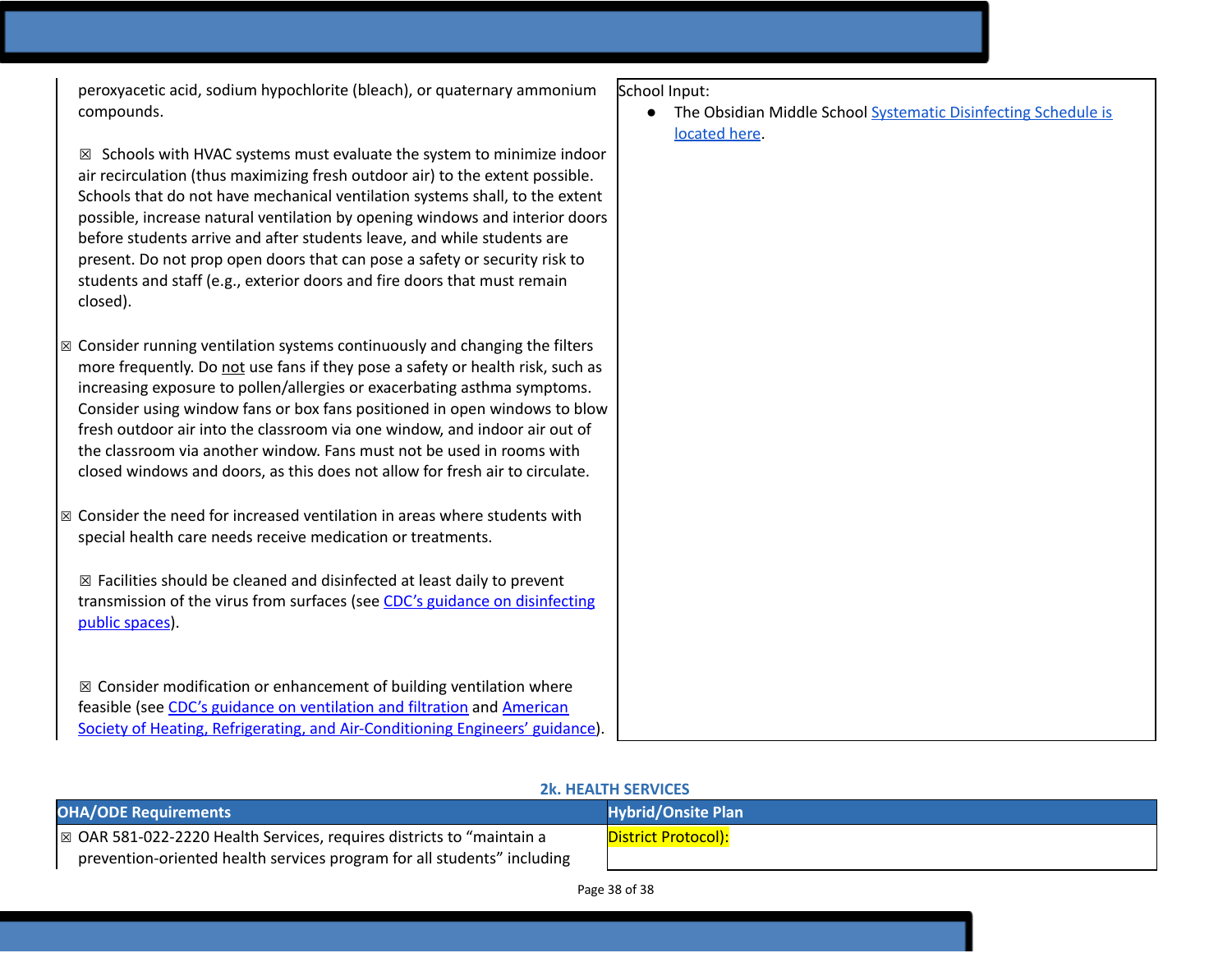| | |
|---|---|
| peroxyacetic acid, sodium hypochlorite (bleach), or quaternary ammonium compounds.<br><br>☒ Schools with HVAC systems must evaluate the system to minimize indoor air recirculation (thus maximizing fresh outdoor air) to the extent possible. Schools that do not have mechanical ventilation systems shall, to the extent possible, increase natural ventilation by opening windows and interior doors before students arrive and after students leave, and while students are present. Do not prop open doors that can pose a safety or security risk to students and staff (e.g., exterior doors and fire doors that must remain closed).<br><br>☒ Consider running ventilation systems continuously and changing the filters more frequently. Do <u>not</u> use fans if they pose a safety or health risk, such as increasing exposure to pollen/allergies or exacerbating asthma symptoms. Consider using window fans or box fans positioned in open windows to blow fresh outdoor air into the classroom via one window, and indoor air out of the classroom via another window. Fans must not be used in rooms with closed windows and doors, as this does not allow for fresh air to circulate.<br><br>☒ Consider the need for increased ventilation in areas where students with special health care needs receive medication or treatments.<br><br>☒ Facilities should be cleaned and disinfected at least daily to prevent transmission of the virus from surfaces (see [CDC's guidance on disinfecting public spaces](#)).<br><br>☒ Consider modification or enhancement of building ventilation where feasible (see [CDC's guidance on ventilation and filtration](#) and [American Society of Heating, Refrigerating, and Air-Conditioning Engineers' guidance](#)). | School Input:<br>• The Obsidian Middle School [Systematic Disinfecting Schedule is located here](#). |

### 2k. HEALTH SERVICES

| OHA/ODE Requirements | Hybrid/Onsite Plan |
|---|---|
| ☒ OAR 581-022-2220 Health Services, requires districts to "maintain a prevention-oriented health services program for all students" including | District Protocol): |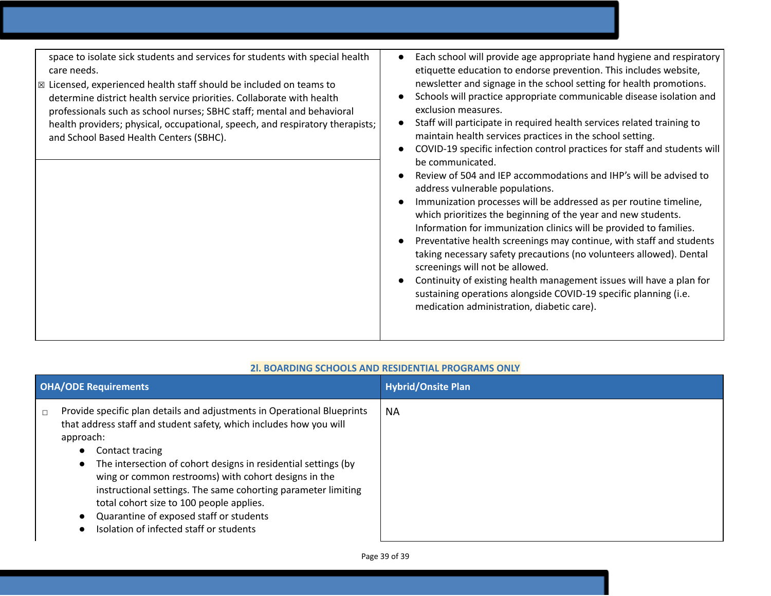| | |
|---|---|
| space to isolate sick students and services for students with special health care needs.<br>☒ Licensed, experienced health staff should be included on teams to determine district health service priorities. Collaborate with health professionals such as school nurses; SBHC staff; mental and behavioral health providers; physical, occupational, speech, and respiratory therapists; and School Based Health Centers (SBHC). | • Each school will provide age appropriate hand hygiene and respiratory etiquette education to endorse prevention. This includes website, newsletter and signage in the school setting for health promotions.<br>• Schools will practice appropriate communicable disease isolation and exclusion measures.<br>• Staff will participate in required health services related training to maintain health services practices in the school setting.<br>• COVID-19 specific infection control practices for staff and students will be communicated.<br>• Review of 504 and IEP accommodations and IHP's will be advised to address vulnerable populations.<br>• Immunization processes will be addressed as per routine timeline, which prioritizes the beginning of the year and new students. Information for immunization clinics will be provided to families.<br>• Preventative health screenings may continue, with staff and students taking necessary safety precautions (no volunteers allowed). Dental screenings will not be allowed.<br>• Continuity of existing health management issues will have a plan for sustaining operations alongside COVID-19 specific planning (i.e. medication administration, diabetic care). |

## 2l. BOARDING SCHOOLS AND RESIDENTIAL PROGRAMS ONLY

| OHA/ODE Requirements | Hybrid/Onsite Plan |
|---|---|
| ☐ Provide specific plan details and adjustments in Operational Blueprints that address staff and student safety, which includes how you will approach:<br>• Contact tracing<br>• The intersection of cohort designs in residential settings (by wing or common restrooms) with cohort designs in the instructional settings. The same cohorting parameter limiting total cohort size to 100 people applies.<br>• Quarantine of exposed staff or students<br>• Isolation of infected staff or students | NA |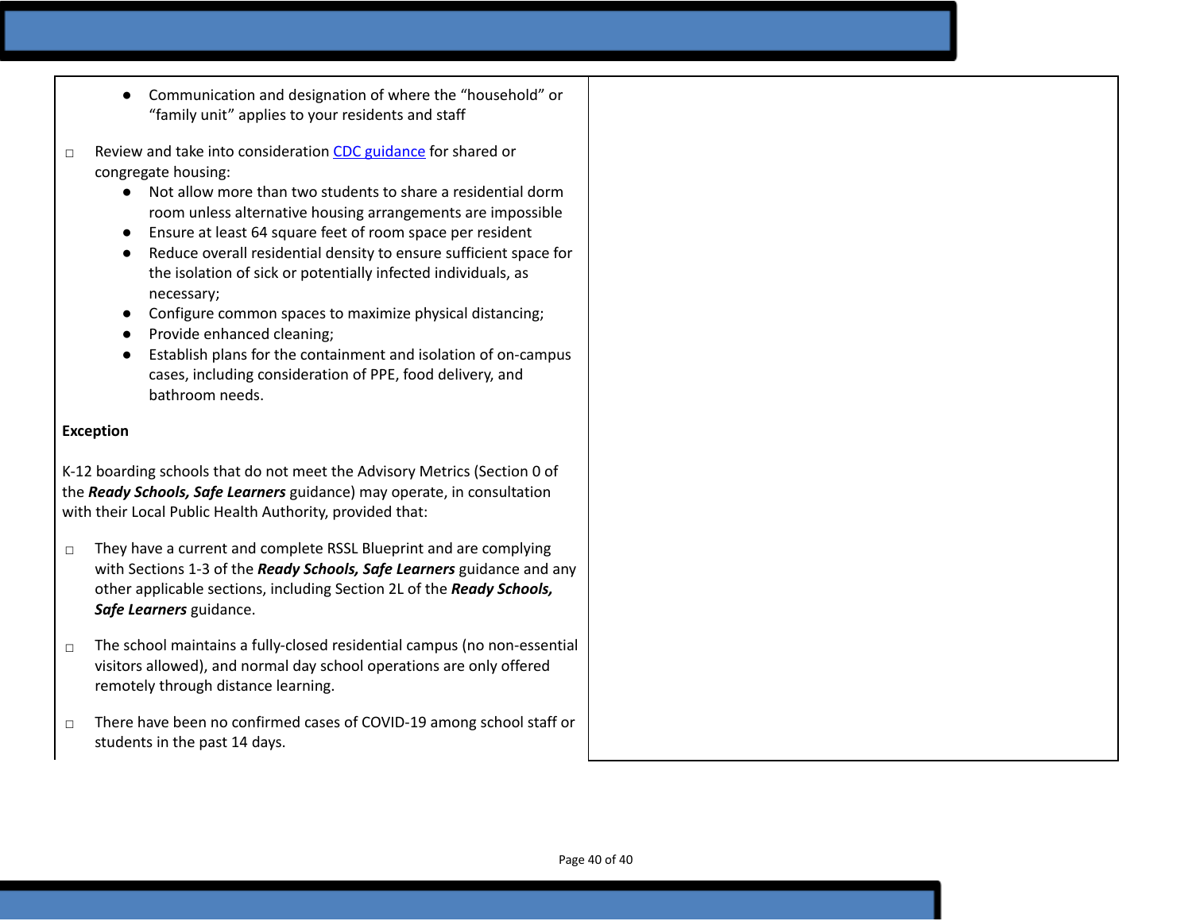| | |
|---|---|
| ● Communication and designation of where the "household" or "family unit" applies to your residents and staff<br><br>☐ Review and take into consideration [CDC guidance]() for shared or congregate housing:<br>● Not allow more than two students to share a residential dorm room unless alternative housing arrangements are impossible<br>● Ensure at least 64 square feet of room space per resident<br>● Reduce overall residential density to ensure sufficient space for the isolation of sick or potentially infected individuals, as necessary;<br>● Configure common spaces to maximize physical distancing;<br>● Provide enhanced cleaning;<br>● Establish plans for the containment and isolation of on-campus cases, including consideration of PPE, food delivery, and bathroom needs.<br><br>**Exception**<br><br>K-12 boarding schools that do not meet the Advisory Metrics (Section 0 of the ***Ready Schools, Safe Learners*** guidance) may operate, in consultation with their Local Public Health Authority, provided that:<br><br>☐ They have a current and complete RSSL Blueprint and are complying with Sections 1-3 of the ***Ready Schools, Safe Learners*** guidance and any other applicable sections, including Section 2L of the ***Ready Schools, Safe Learners*** guidance.<br><br>☐ The school maintains a fully-closed residential campus (no non-essential visitors allowed), and normal day school operations are only offered remotely through distance learning.<br><br>☐ There have been no confirmed cases of COVID-19 among school staff or students in the past 14 days. | |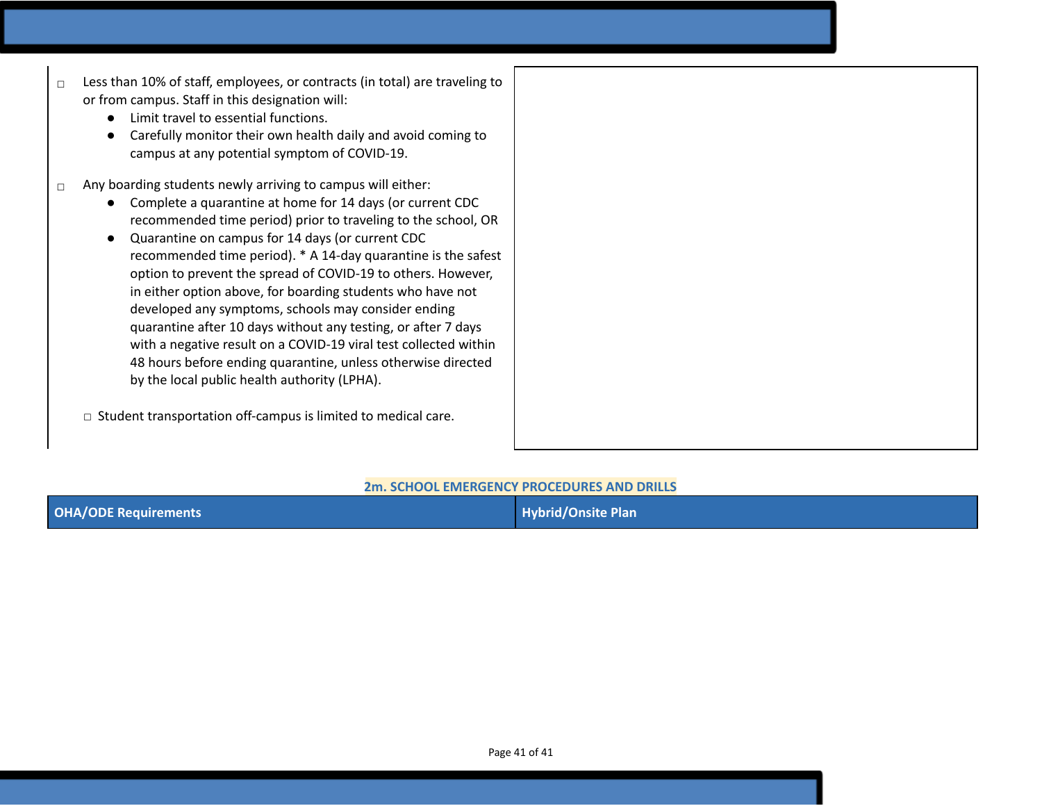| | |
|---|---|
| ☐ Less than 10% of staff, employees, or contracts (in total) are traveling to or from campus. Staff in this designation will:<br>● Limit travel to essential functions.<br>● Carefully monitor their own health daily and avoid coming to campus at any potential symptom of COVID-19.<br><br>☐ Any boarding students newly arriving to campus will either:<br>● Complete a quarantine at home for 14 days (or current CDC recommended time period) prior to traveling to the school, OR<br>● Quarantine on campus for 14 days (or current CDC recommended time period). * A 14-day quarantine is the safest option to prevent the spread of COVID-19 to others. However, in either option above, for boarding students who have not developed any symptoms, schools may consider ending quarantine after 10 days without any testing, or after 7 days with a negative result on a COVID-19 viral test collected within 48 hours before ending quarantine, unless otherwise directed by the local public health authority (LPHA).<br><br>☐ Student transportation off-campus is limited to medical care. | |

## 2m. SCHOOL EMERGENCY PROCEDURES AND DRILLS

| OHA/ODE Requirements | Hybrid/Onsite Plan |
|---|---|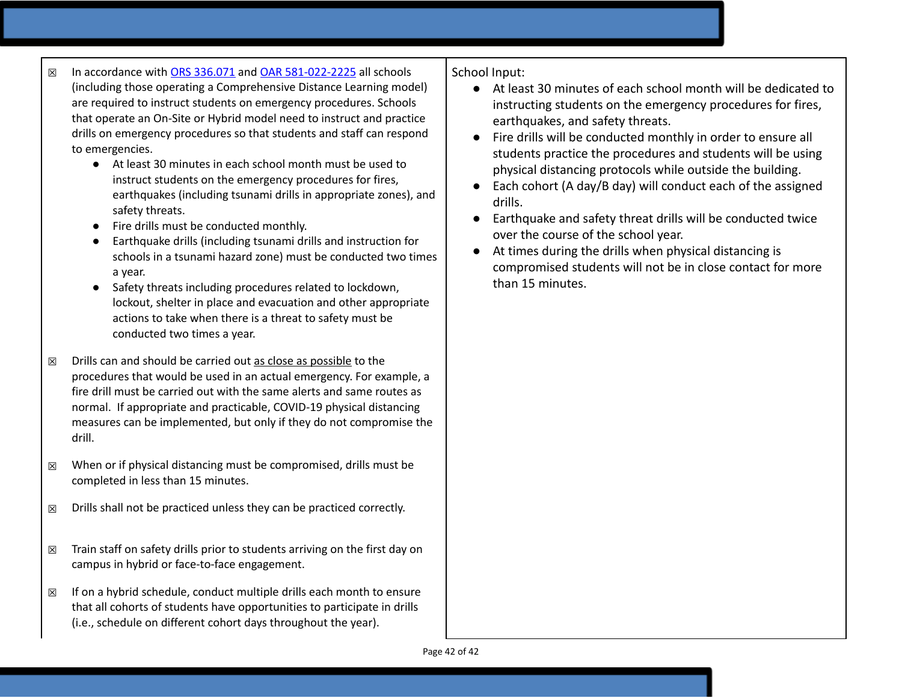| | |
|---|---|
| ☒ In accordance with [ORS 336.071]() and [OAR 581-022-2225]() all schools (including those operating a Comprehensive Distance Learning model) are required to instruct students on emergency procedures. Schools that operate an On-Site or Hybrid model need to instruct and practice drills on emergency procedures so that students and staff can respond to emergencies.<br>● At least 30 minutes in each school month must be used to instruct students on the emergency procedures for fires, earthquakes (including tsunami drills in appropriate zones), and safety threats.<br>● Fire drills must be conducted monthly.<br>● Earthquake drills (including tsunami drills and instruction for schools in a tsunami hazard zone) must be conducted two times a year.<br>● Safety threats including procedures related to lockdown, lockout, shelter in place and evacuation and other appropriate actions to take when there is a threat to safety must be conducted two times a year.<br><br>☒ Drills can and should be carried out <u>as close as possible</u> to the procedures that would be used in an actual emergency. For example, a fire drill must be carried out with the same alerts and same routes as normal. If appropriate and practicable, COVID-19 physical distancing measures can be implemented, but only if they do not compromise the drill.<br><br>☒ When or if physical distancing must be compromised, drills must be completed in less than 15 minutes.<br><br>☒ Drills shall not be practiced unless they can be practiced correctly.<br><br>☒ Train staff on safety drills prior to students arriving on the first day on campus in hybrid or face-to-face engagement.<br><br>☒ If on a hybrid schedule, conduct multiple drills each month to ensure that all cohorts of students have opportunities to participate in drills (i.e., schedule on different cohort days throughout the year). | School Input:<br>● At least 30 minutes of each school month will be dedicated to instructing students on the emergency procedures for fires, earthquakes, and safety threats.<br>● Fire drills will be conducted monthly in order to ensure all students practice the procedures and students will be using physical distancing protocols while outside the building.<br>● Each cohort (A day/B day) will conduct each of the assigned drills.<br>● Earthquake and safety threat drills will be conducted twice over the course of the school year.<br>● At times during the drills when physical distancing is compromised students will not be in close contact for more than 15 minutes. |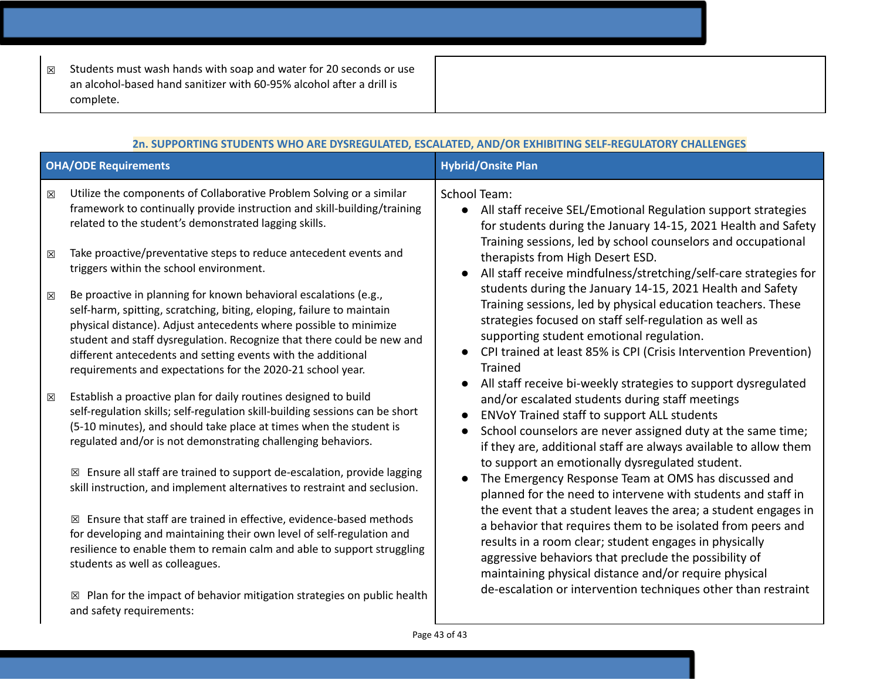| | |
|---|---|
| ☒ Students must wash hands with soap and water for 20 seconds or use an alcohol-based hand sanitizer with 60-95% alcohol after a drill is complete. | |

**2n. SUPPORTING STUDENTS WHO ARE DYSREGULATED, ESCALATED, AND/OR EXHIBITING SELF-REGULATORY CHALLENGES**

| OHA/ODE Requirements | Hybrid/Onsite Plan |
|---|---|
| ☒ Utilize the components of Collaborative Problem Solving or a similar framework to continually provide instruction and skill-building/training related to the student's demonstrated lagging skills.<br><br>☒ Take proactive/preventative steps to reduce antecedent events and triggers within the school environment.<br><br>☒ Be proactive in planning for known behavioral escalations (e.g., self-harm, spitting, scratching, biting, eloping, failure to maintain physical distance). Adjust antecedents where possible to minimize student and staff dysregulation. Recognize that there could be new and different antecedents and setting events with the additional requirements and expectations for the 2020-21 school year.<br><br>☒ Establish a proactive plan for daily routines designed to build self-regulation skills; self-regulation skill-building sessions can be short (5-10 minutes), and should take place at times when the student is regulated and/or is not demonstrating challenging behaviors.<br><br>☒ Ensure all staff are trained to support de-escalation, provide lagging skill instruction, and implement alternatives to restraint and seclusion.<br><br>☒ Ensure that staff are trained in effective, evidence-based methods for developing and maintaining their own level of self-regulation and resilience to enable them to remain calm and able to support struggling students as well as colleagues.<br><br>☒ Plan for the impact of behavior mitigation strategies on public health and safety requirements: | School Team:<br>• All staff receive SEL/Emotional Regulation support strategies for students during the January 14-15, 2021 Health and Safety Training sessions, led by school counselors and occupational therapists from High Desert ESD.<br>• All staff receive mindfulness/stretching/self-care strategies for students during the January 14-15, 2021 Health and Safety Training sessions, led by physical education teachers. These strategies focused on staff self-regulation as well as supporting student emotional regulation.<br>• CPI trained at least 85% is CPI (Crisis Intervention Prevention) Trained<br>• All staff receive bi-weekly strategies to support dysregulated and/or escalated students during staff meetings<br>• ENVoY Trained staff to support ALL students<br>• School counselors are never assigned duty at the same time; if they are, additional staff are always available to allow them to support an emotionally dysregulated student.<br>• The Emergency Response Team at OMS has discussed and planned for the need to intervene with students and staff in the event that a student leaves the area; a student engages in a behavior that requires them to be isolated from peers and results in a room clear; student engages in physically aggressive behaviors that preclude the possibility of maintaining physical distance and/or require physical de-escalation or intervention techniques other than restraint |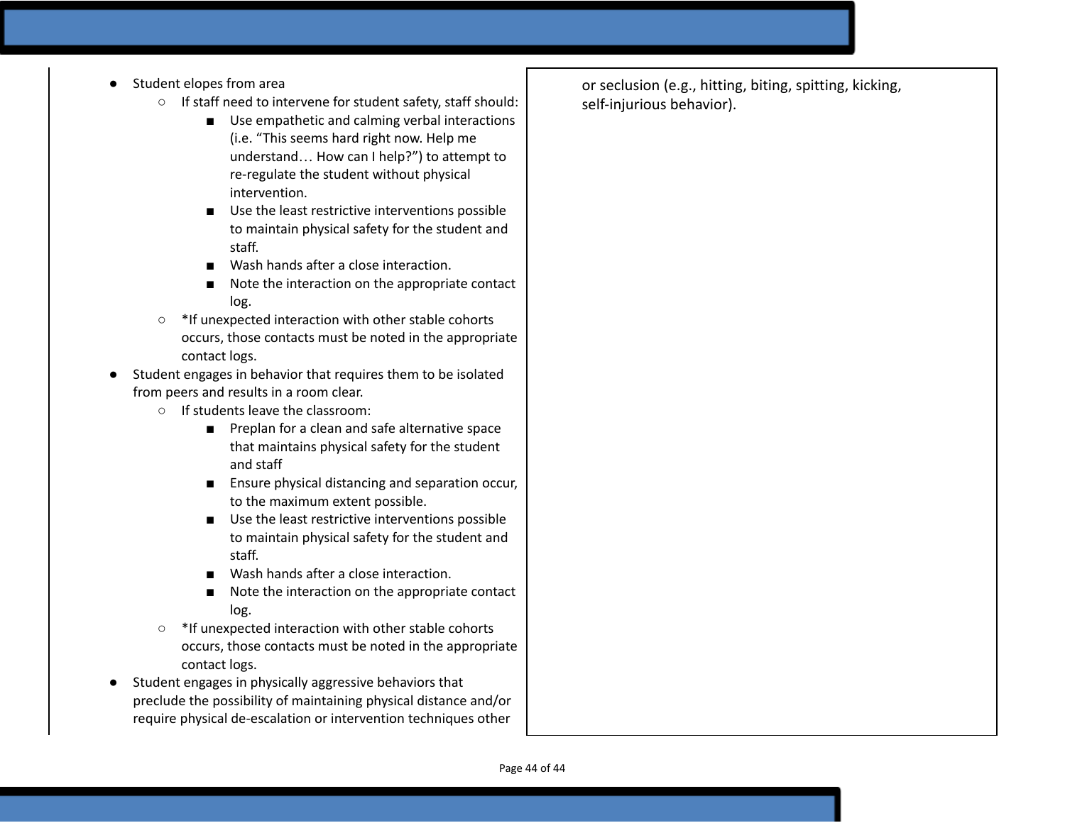- Student elopes from area
    - If staff need to intervene for student safety, staff should:
        - Use empathetic and calming verbal interactions (i.e. “This seems hard right now. Help me understand… How can I help?”) to attempt to re-regulate the student without physical intervention.
        - Use the least restrictive interventions possible to maintain physical safety for the student and staff.
        - Wash hands after a close interaction.
        - Note the interaction on the appropriate contact log.
    - *If unexpected interaction with other stable cohorts occurs, those contacts must be noted in the appropriate contact logs.
- Student engages in behavior that requires them to be isolated from peers and results in a room clear.
    - If students leave the classroom:
        - Preplan for a clean and safe alternative space that maintains physical safety for the student and staff
        - Ensure physical distancing and separation occur, to the maximum extent possible.
        - Use the least restrictive interventions possible to maintain physical safety for the student and staff.
        - Wash hands after a close interaction.
        - Note the interaction on the appropriate contact log.
    - *If unexpected interaction with other stable cohorts occurs, those contacts must be noted in the appropriate contact logs.
- Student engages in physically aggressive behaviors that preclude the possibility of maintaining physical distance and/or require physical de-escalation or intervention techniques other or seclusion (e.g., hitting, biting, spitting, kicking, self-injurious behavior).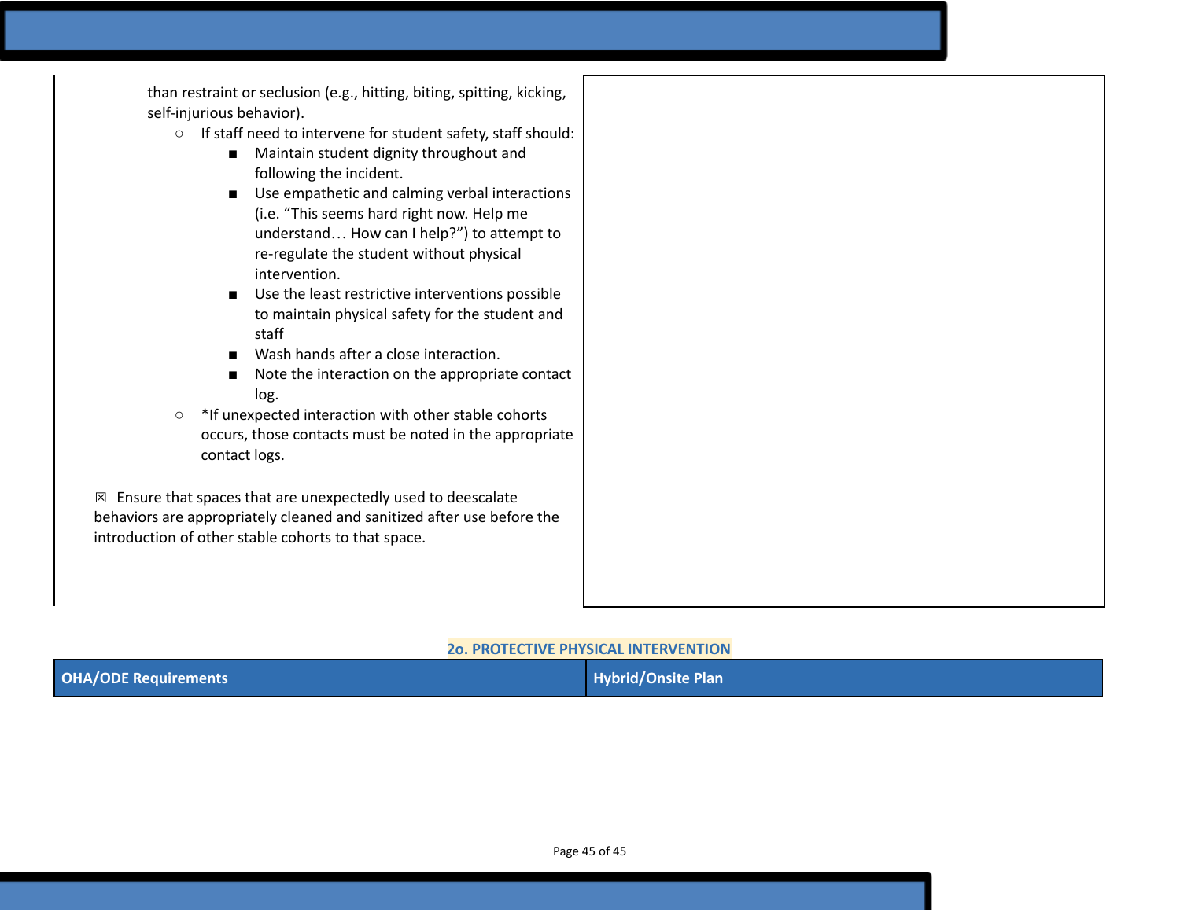than restraint or seclusion (e.g., hitting, biting, spitting, kicking, self-injurious behavior).

- If staff need to intervene for student safety, staff should:
  - Maintain student dignity throughout and following the incident.
  - Use empathetic and calming verbal interactions (i.e. “This seems hard right now. Help me understand… How can I help?”) to attempt to re-regulate the student without physical intervention.
  - Use the least restrictive interventions possible to maintain physical safety for the student and staff
  - Wash hands after a close interaction.
  - Note the interaction on the appropriate contact log.
- *If unexpected interaction with other stable cohorts occurs, those contacts must be noted in the appropriate contact logs.

☒ Ensure that spaces that are unexpectedly used to deescalate behaviors are appropriately cleaned and sanitized after use before the introduction of other stable cohorts to that space.

## 2o. PROTECTIVE PHYSICAL INTERVENTION

| OHA/ODE Requirements | Hybrid/Onsite Plan |
| --- | --- |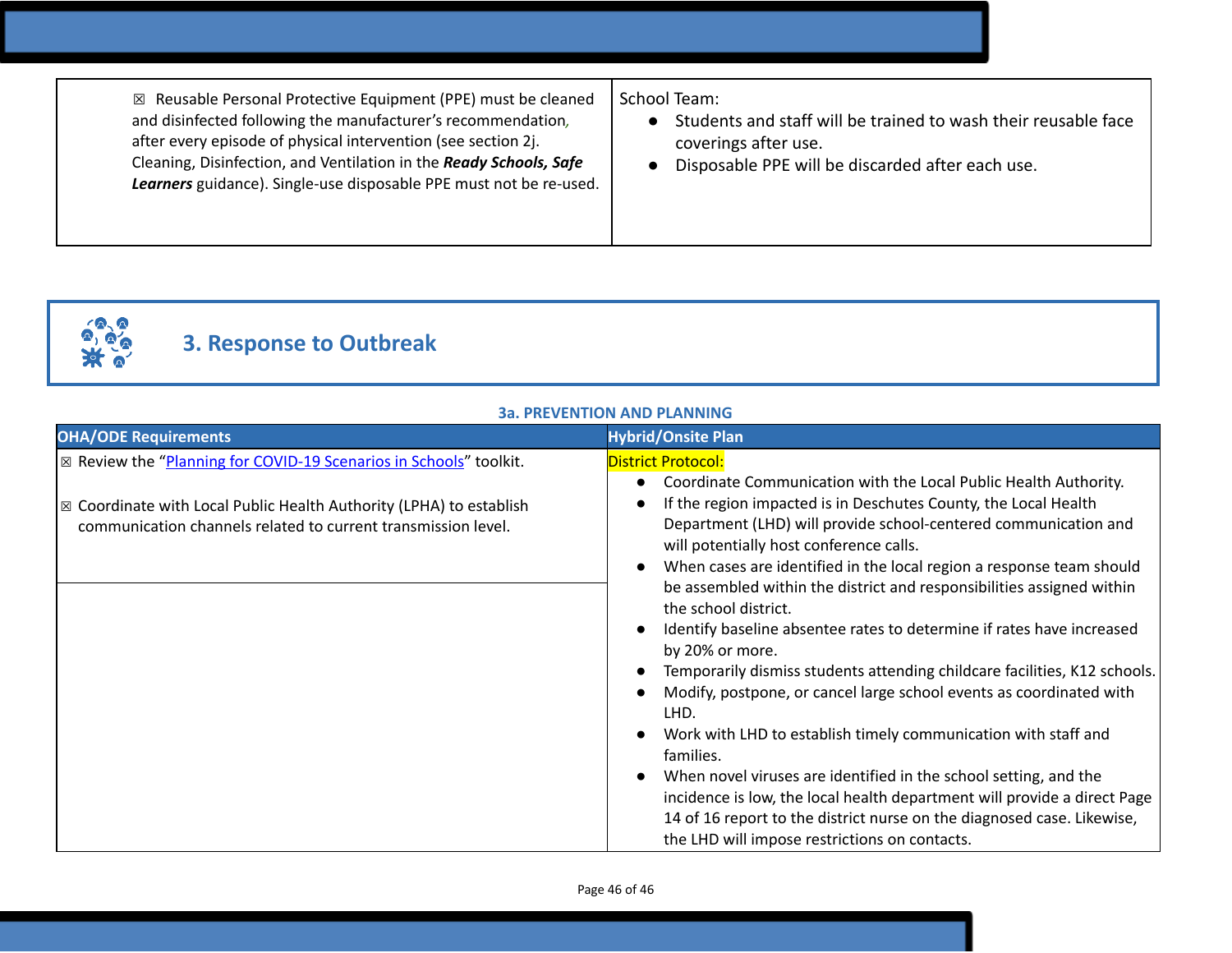| | |
|---|---|
| ☒ Reusable Personal Protective Equipment (PPE) must be cleaned and disinfected following the manufacturer's recommendation, after every episode of physical intervention (see section 2j. Cleaning, Disinfection, and Ventilation in the ***Ready Schools, Safe Learners*** guidance). Single-use disposable PPE must not be re-used. | School Team:<br>• Students and staff will be trained to wash their reusable face coverings after use.<br>• Disposable PPE will be discarded after each use. |

## 3. Response to Outbreak

### 3a. PREVENTION AND PLANNING

| OHA/ODE Requirements | Hybrid/Onsite Plan |
|---|---|
| ☒ Review the "Planning for COVID-19 Scenarios in Schools" toolkit.<br><br>☒ Coordinate with Local Public Health Authority (LPHA) to establish communication channels related to current transmission level. | District Protocol:<br>• Coordinate Communication with the Local Public Health Authority.<br>• If the region impacted is in Deschutes County, the Local Health Department (LHD) will provide school-centered communication and will potentially host conference calls.<br>• When cases are identified in the local region a response team should be assembled within the district and responsibilities assigned within the school district.<br>• Identify baseline absentee rates to determine if rates have increased by 20% or more.<br>• Temporarily dismiss students attending childcare facilities, K12 schools.<br>• Modify, postpone, or cancel large school events as coordinated with LHD.<br>• Work with LHD to establish timely communication with staff and families.<br>• When novel viruses are identified in the school setting, and the incidence is low, the local health department will provide a direct Page 14 of 16 report to the district nurse on the diagnosed case. Likewise, the LHD will impose restrictions on contacts. |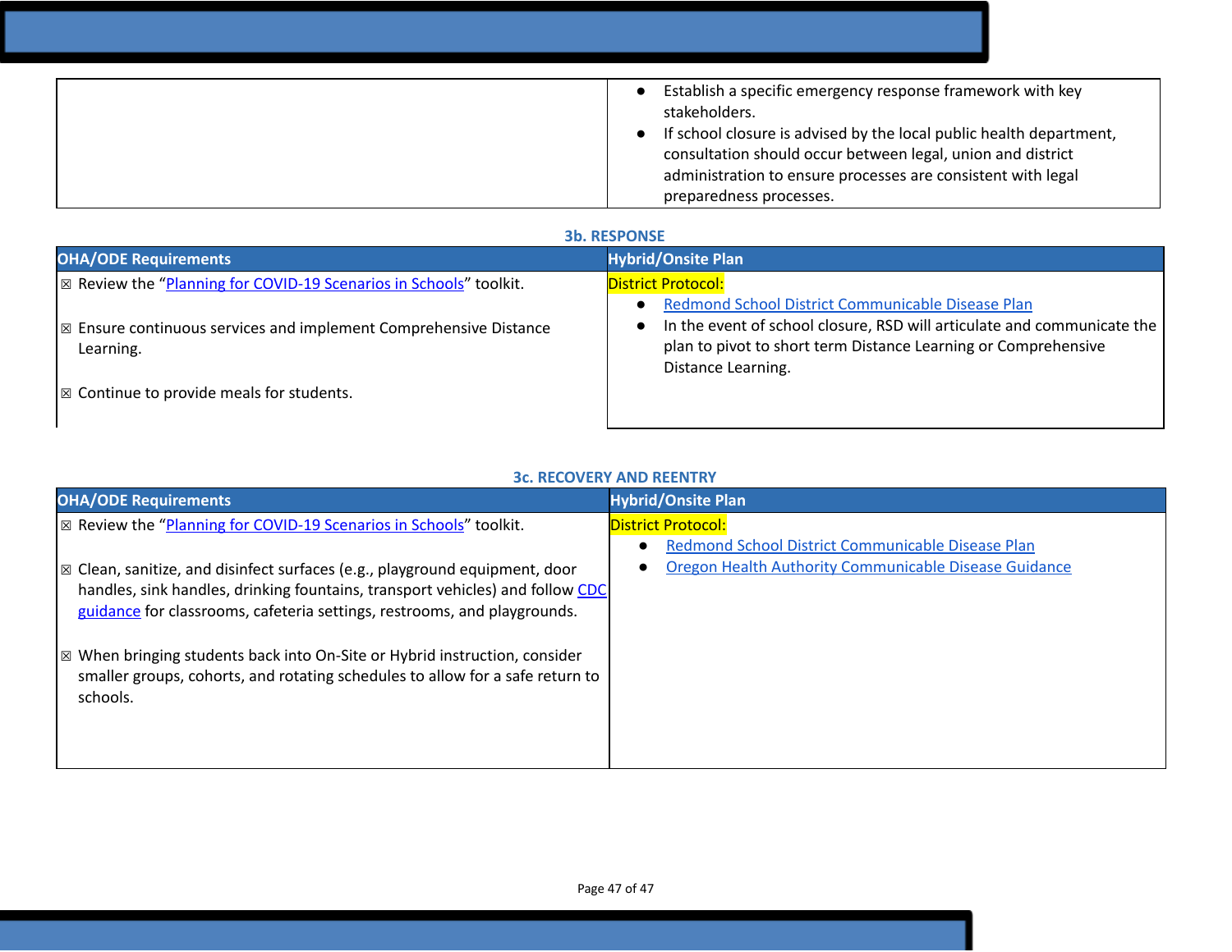| | |
|---|---|
| | • Establish a specific emergency response framework with key stakeholders.<br>• If school closure is advised by the local public health department, consultation should occur between legal, union and district administration to ensure processes are consistent with legal preparedness processes. |

### 3b. RESPONSE

| OHA/ODE Requirements | Hybrid/Onsite Plan |
|---|---|
| ☒ Review the "Planning for COVID-19 Scenarios in Schools" toolkit.<br><br>☒ Ensure continuous services and implement Comprehensive Distance Learning.<br><br>☒ Continue to provide meals for students. | District Protocol:<br>• Redmond School District Communicable Disease Plan<br>• In the event of school closure, RSD will articulate and communicate the plan to pivot to short term Distance Learning or Comprehensive Distance Learning. |

### 3c. RECOVERY AND REENTRY

| OHA/ODE Requirements | Hybrid/Onsite Plan |
|---|---|
| ☒ Review the "Planning for COVID-19 Scenarios in Schools" toolkit.<br><br>☒ Clean, sanitize, and disinfect surfaces (e.g., playground equipment, door handles, sink handles, drinking fountains, transport vehicles) and follow CDC guidance for classrooms, cafeteria settings, restrooms, and playgrounds.<br><br>☒ When bringing students back into On-Site or Hybrid instruction, consider smaller groups, cohorts, and rotating schedules to allow for a safe return to schools. | District Protocol:<br>• Redmond School District Communicable Disease Plan<br>• Oregon Health Authority Communicable Disease Guidance |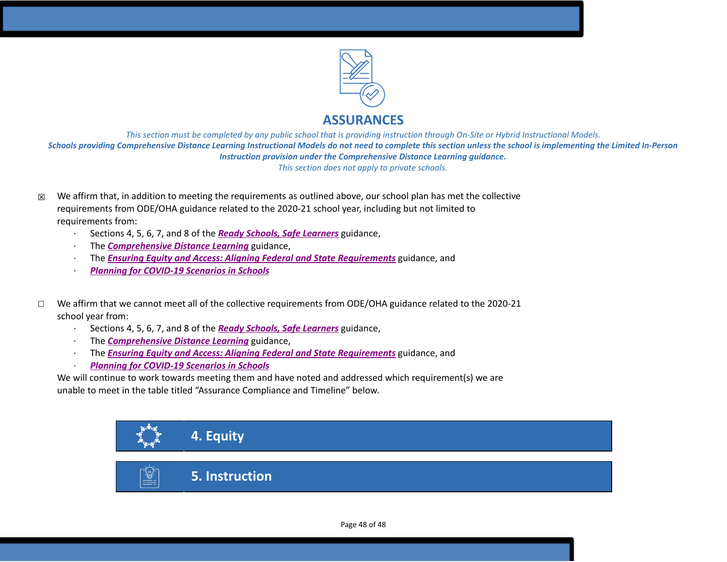## ASSURANCES

*This section must be completed by any public school that is providing instruction through On-Site or Hybrid Instructional Models.*

***Schools providing Comprehensive Distance Learning Instructional Models do not need to complete this section unless the school is implementing the Limited In-Person Instruction provision under the Comprehensive Distance Learning guidance.***

*This section does not apply to private schools.*

☒ We affirm that, in addition to meeting the requirements as outlined above, our school plan has met the collective requirements from ODE/OHA guidance related to the 2020-21 school year, including but not limited to requirements from:

- Sections 4, 5, 6, 7, and 8 of the ***Ready Schools, Safe Learners*** guidance,
- The ***Comprehensive Distance Learning*** guidance,
- The ***Ensuring Equity and Access: Aligning Federal and State Requirements*** guidance, and
- ***Planning for COVID-19 Scenarios in Schools***

☐ We affirm that we cannot meet all of the collective requirements from ODE/OHA guidance related to the 2020-21 school year from:

- Sections 4, 5, 6, 7, and 8 of the ***Ready Schools, Safe Learners*** guidance,
- The ***Comprehensive Distance Learning*** guidance,
- The ***Ensuring Equity and Access: Aligning Federal and State Requirements*** guidance, and
- ***Planning for COVID-19 Scenarios in Schools***

We will continue to work towards meeting them and have noted and addressed which requirement(s) we are unable to meet in the table titled "Assurance Compliance and Timeline" below.

## 4. Equity

## 5. Instruction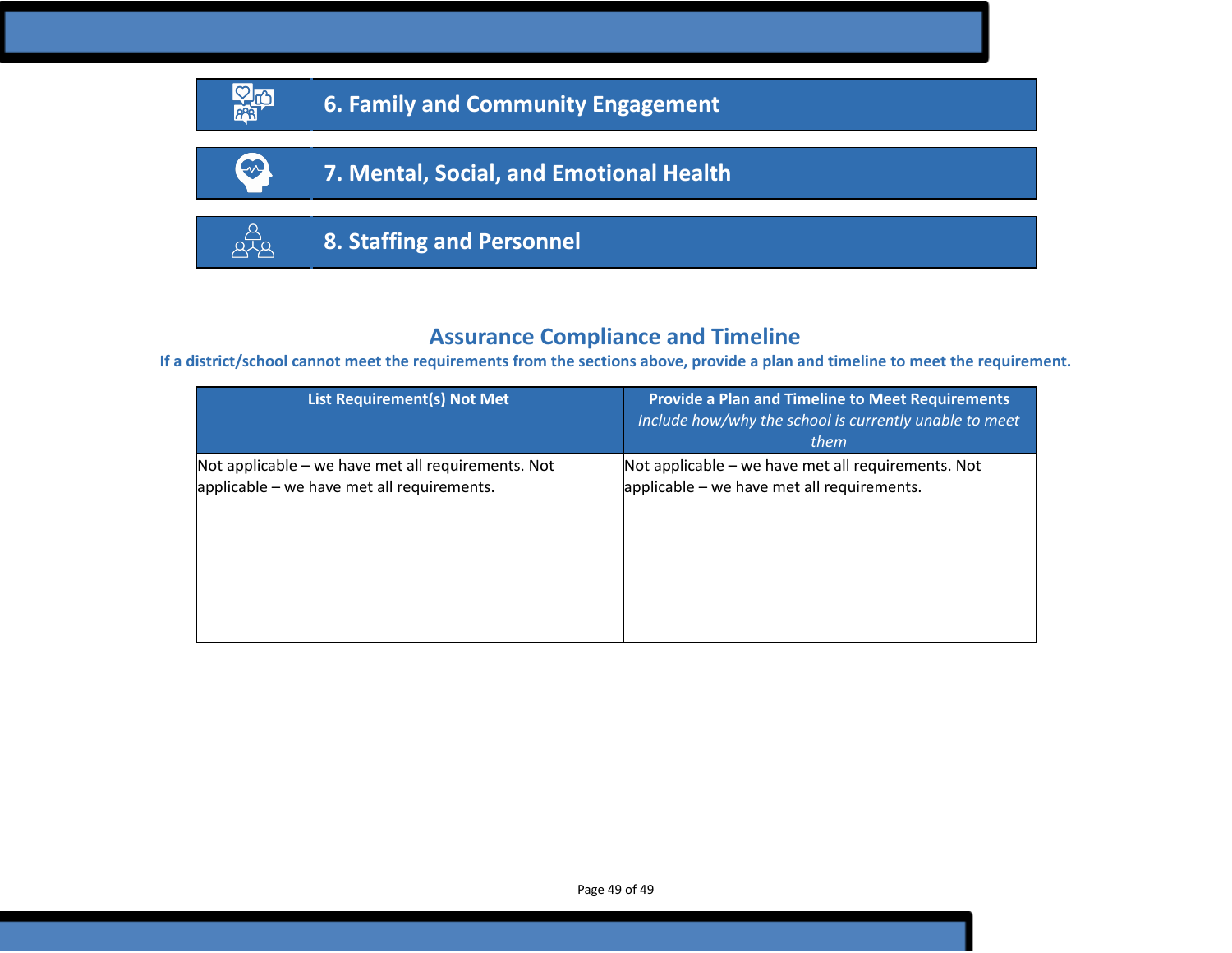## 6. Family and Community Engagement

## 7. Mental, Social, and Emotional Health

## 8. Staffing and Personnel

## Assurance Compliance and Timeline

**If a district/school cannot meet the requirements from the sections above, provide a plan and timeline to meet the requirement.**

| List Requirement(s) Not Met | Provide a Plan and Timeline to Meet Requirements *Include how/why the school is currently unable to meet them* |
|---|---|
| Not applicable – we have met all requirements. Not applicable – we have met all requirements. | Not applicable – we have met all requirements. Not applicable – we have met all requirements. |